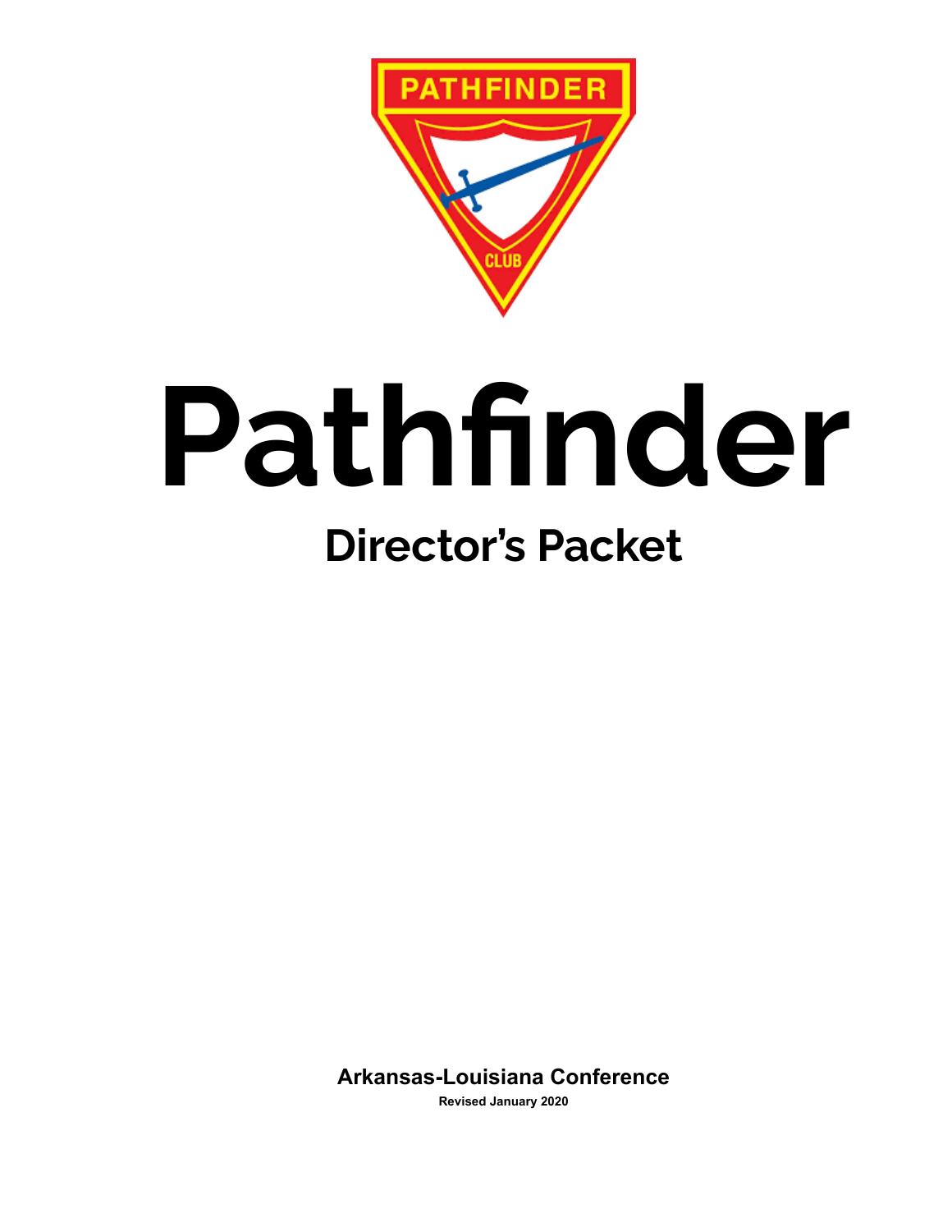# Pathfinder

## Director's Packet

**Arkansas-Louisiana Conference**

**Revised January 2020**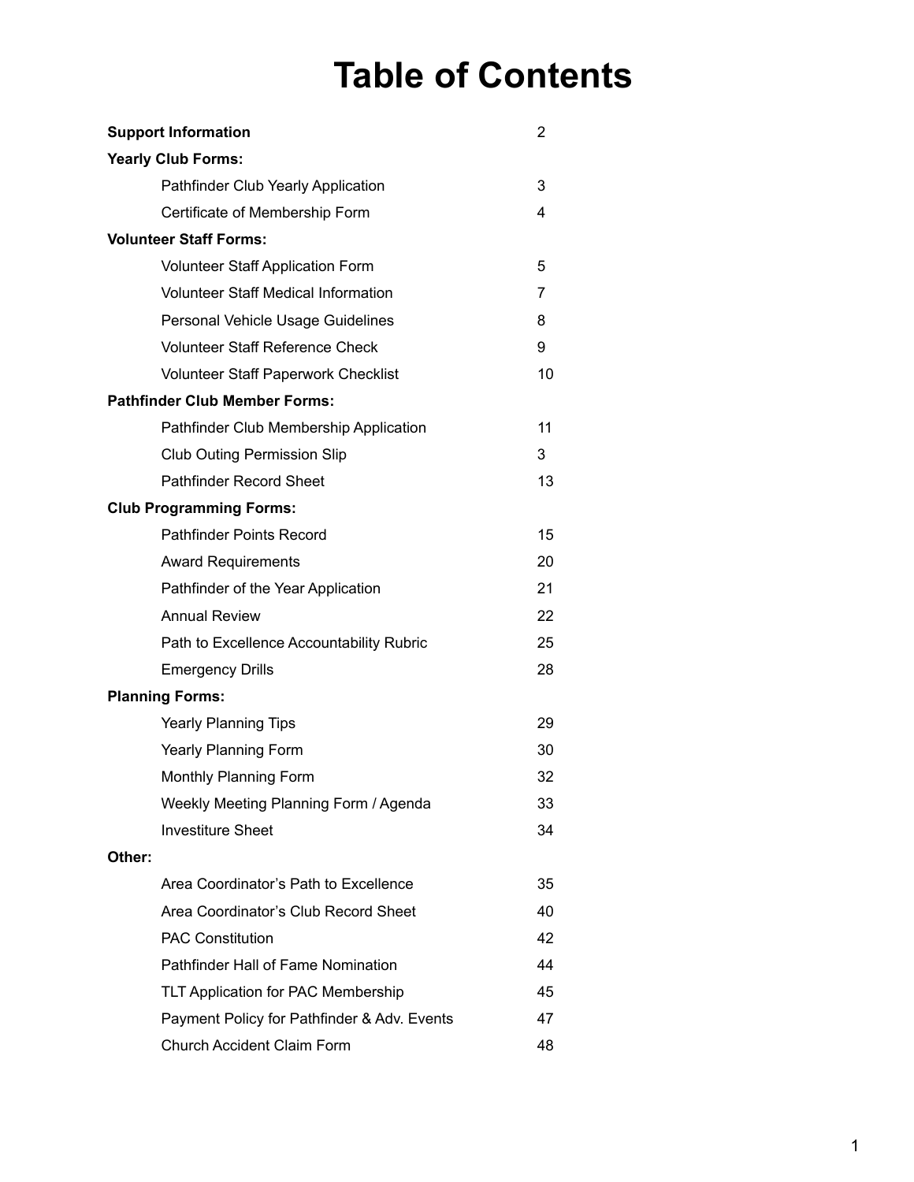# Table of Contents

| | |
|---|---|
| **Support Information** | 2 |
| **Yearly Club Forms:** | |
| Pathfinder Club Yearly Application | 3 |
| Certificate of Membership Form | 4 |
| **Volunteer Staff Forms:** | |
| Volunteer Staff Application Form | 5 |
| Volunteer Staff Medical Information | 7 |
| Personal Vehicle Usage Guidelines | 8 |
| Volunteer Staff Reference Check | 9 |
| Volunteer Staff Paperwork Checklist | 10 |
| **Pathfinder Club Member Forms:** | |
| Pathfinder Club Membership Application | 11 |
| Club Outing Permission Slip | 3 |
| Pathfinder Record Sheet | 13 |
| **Club Programming Forms:** | |
| Pathfinder Points Record | 15 |
| Award Requirements | 20 |
| Pathfinder of the Year Application | 21 |
| Annual Review | 22 |
| Path to Excellence Accountability Rubric | 25 |
| Emergency Drills | 28 |
| **Planning Forms:** | |
| Yearly Planning Tips | 29 |
| Yearly Planning Form | 30 |
| Monthly Planning Form | 32 |
| Weekly Meeting Planning Form / Agenda | 33 |
| Investiture Sheet | 34 |
| **Other:** | |
| Area Coordinator's Path to Excellence | 35 |
| Area Coordinator's Club Record Sheet | 40 |
| PAC Constitution | 42 |
| Pathfinder Hall of Fame Nomination | 44 |
| TLT Application for PAC Membership | 45 |
| Payment Policy for Pathfinder & Adv. Events | 47 |
| Church Accident Claim Form | 48 |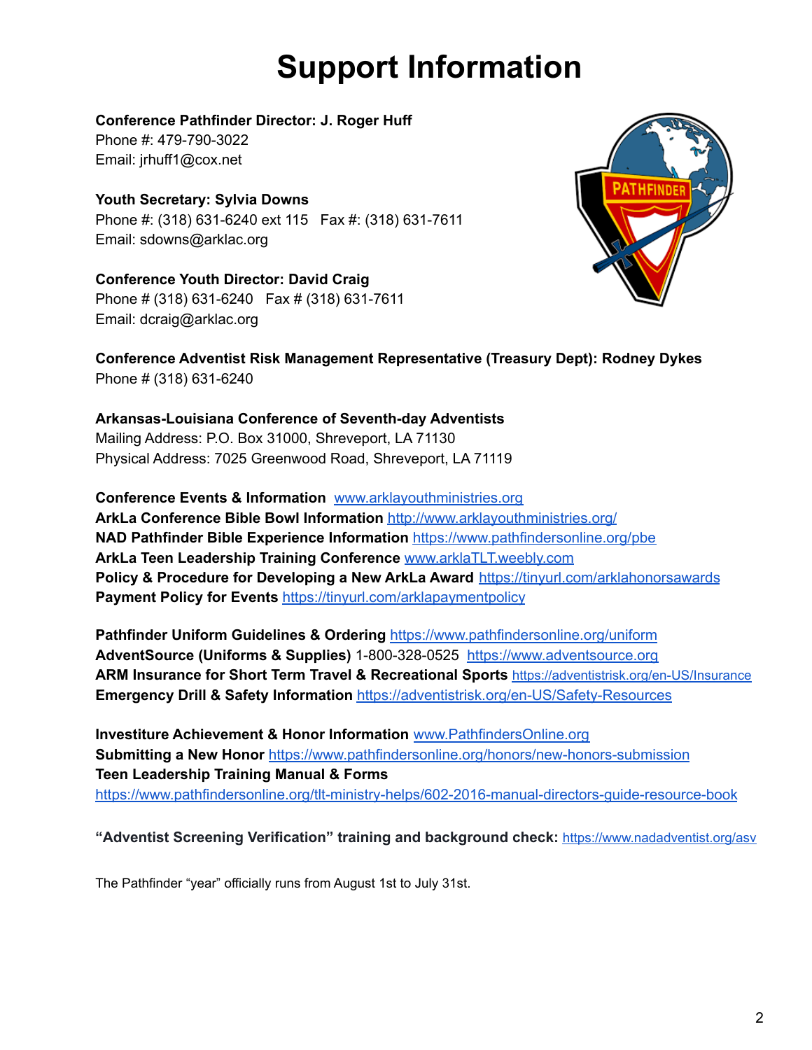# Support Information

**Conference Pathfinder Director: J. Roger Huff**
Phone #: 479-790-3022
Email: jrhuff1@cox.net

**Youth Secretary: Sylvia Downs**
Phone #: (318) 631-6240 ext 115 Fax #: (318) 631-7611
Email: sdowns@arklac.org

**Conference Youth Director: David Craig**
Phone # (318) 631-6240 Fax # (318) 631-7611
Email: dcraig@arklac.org

**Conference Adventist Risk Management Representative (Treasury Dept): Rodney Dykes**
Phone # (318) 631-6240

**Arkansas-Louisiana Conference of Seventh-day Adventists**
Mailing Address: P.O. Box 31000, Shreveport, LA 71130
Physical Address: 7025 Greenwood Road, Shreveport, LA 71119

**Conference Events & Information** www.arklayouthministries.org
**ArkLa Conference Bible Bowl Information** http://www.arklayouthministries.org/
**NAD Pathfinder Bible Experience Information** https://www.pathfindersonline.org/pbe
**ArkLa Teen Leadership Training Conference** www.arklaTLT.weebly.com
**Policy & Procedure for Developing a New ArkLa Award** https://tinyurl.com/arklahonorsawards
**Payment Policy for Events** https://tinyurl.com/arklapaymentpolicy

**Pathfinder Uniform Guidelines & Ordering** https://www.pathfindersonline.org/uniform
**AdventSource (Uniforms & Supplies)** 1-800-328-0525 https://www.adventsource.org
**ARM Insurance for Short Term Travel & Recreational Sports** https://adventistrisk.org/en-US/Insurance
**Emergency Drill & Safety Information** https://adventistrisk.org/en-US/Safety-Resources

**Investiture Achievement & Honor Information** www.PathfindersOnline.org
**Submitting a New Honor** https://www.pathfindersonline.org/honors/new-honors-submission
**Teen Leadership Training Manual & Forms**
https://www.pathfindersonline.org/tlt-ministry-helps/602-2016-manual-directors-guide-resource-book

**"Adventist Screening Verification" training and background check:** https://www.nadadventist.org/asv

The Pathfinder "year" officially runs from August 1st to July 31st.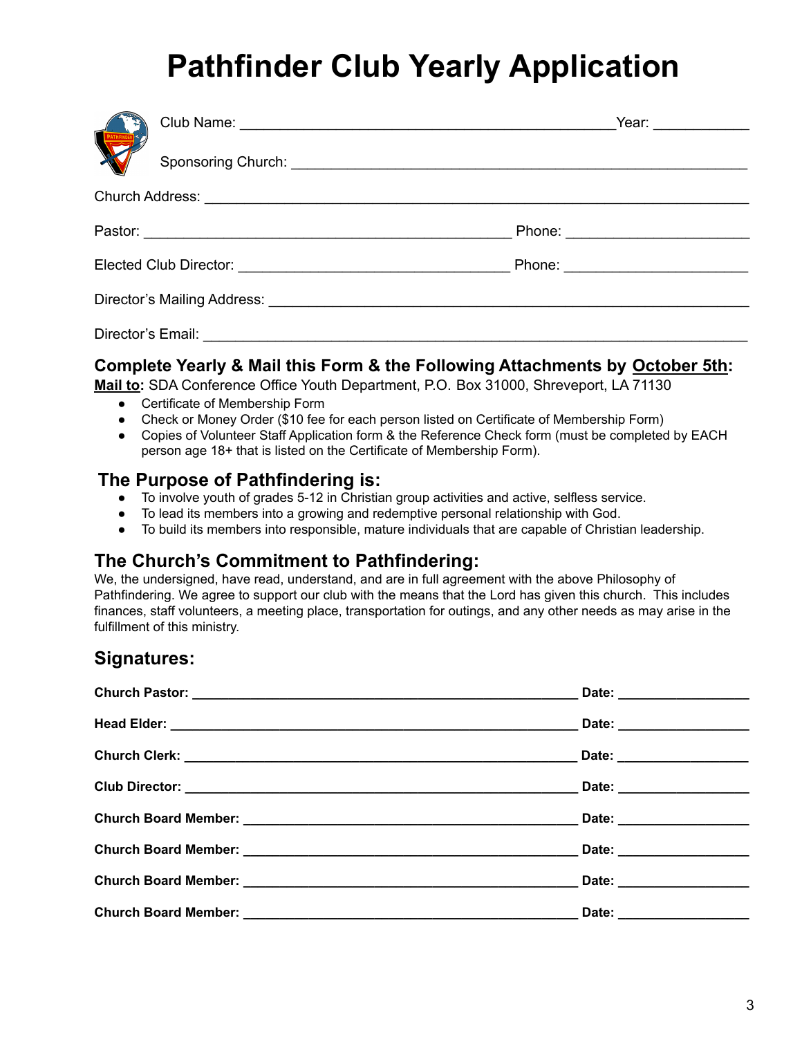# Pathfinder Club Yearly Application

Club Name: _______________________________________________ Year: ___________

Sponsoring Church: _______________________________________________________

Church Address: __________________________________________________________________

Pastor: ______________________________________________ Phone: _______________________

Elected Club Director: __________________________________ Phone: _______________________

Director's Mailing Address: ________________________________________________________

Director's Email: __________________________________________________________________

### Complete Yearly & Mail this Form & the Following Attachments by October 5th:

**Mail to:** SDA Conference Office Youth Department, P.O. Box 31000, Shreveport, LA 71130

- Certificate of Membership Form
- Check or Money Order ($10 fee for each person listed on Certificate of Membership Form)
- Copies of Volunteer Staff Application form & the Reference Check form (must be completed by EACH person age 18+ that is listed on the Certificate of Membership Form).

### The Purpose of Pathfindering is:

- To involve youth of grades 5-12 in Christian group activities and active, selfless service.
- To lead its members into a growing and redemptive personal relationship with God.
- To build its members into responsible, mature individuals that are capable of Christian leadership.

### The Church's Commitment to Pathfindering:

We, the undersigned, have read, understand, and are in full agreement with the above Philosophy of Pathfindering. We agree to support our club with the means that the Lord has given this church. This includes finances, staff volunteers, a meeting place, transportation for outings, and any other needs as may arise in the fulfillment of this ministry.

### Signatures:

**Church Pastor:** ______________________________________________ **Date:** _______________

**Head Elder:** ________________________________________________ **Date:** _______________

**Church Clerk:** _______________________________________________ **Date:** _______________

**Club Director:** ______________________________________________ **Date:** _______________

**Church Board Member:** ________________________________________ **Date:** _______________

**Church Board Member:** ________________________________________ **Date:** _______________

**Church Board Member:** ________________________________________ **Date:** _______________

**Church Board Member:** ________________________________________ **Date:** _______________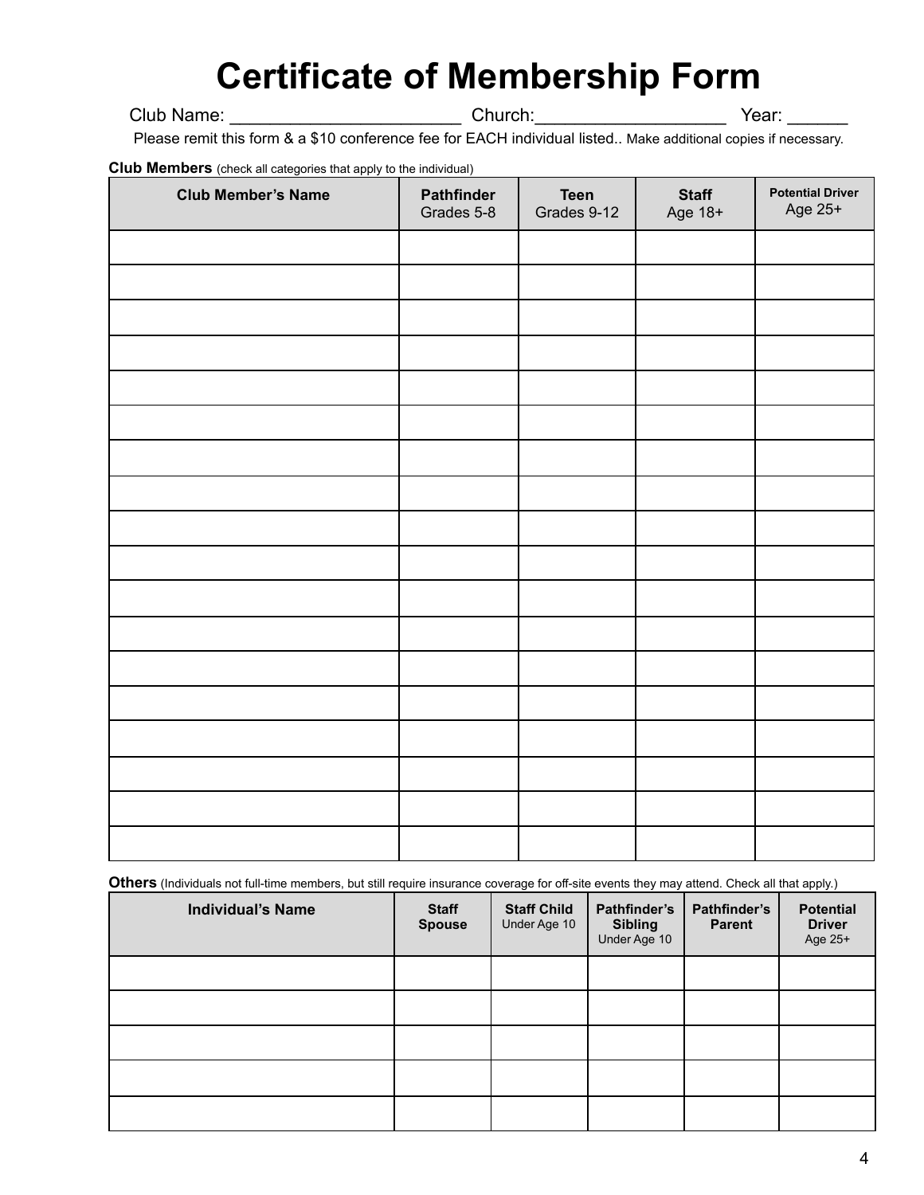# Certificate of Membership Form

Club Name: _______________________ Church:___________________ Year: ______

Please remit this form & a $10 conference fee for EACH individual listed.. Make additional copies if necessary.

**Club Members** (check all categories that apply to the individual)

| Club Member's Name | Pathfinder Grades 5-8 | Teen Grades 9-12 | Staff Age 18+ | Potential Driver Age 25+ |
|---|---|---|---|---|
| | | | | |
| | | | | |
| | | | | |
| | | | | |
| | | | | |
| | | | | |
| | | | | |
| | | | | |
| | | | | |
| | | | | |
| | | | | |
| | | | | |
| | | | | |
| | | | | |
| | | | | |
| | | | | |
| | | | | |
| | | | | |

**Others** (Individuals not full-time members, but still require insurance coverage for off-site events they may attend. Check all that apply.)

| Individual's Name | Staff Spouse | Staff Child Under Age 10 | Pathfinder's Sibling Under Age 10 | Pathfinder's Parent | Potential Driver Age 25+ |
|---|---|---|---|---|---|
| | | | | | |
| | | | | | |
| | | | | | |
| | | | | | |
| | | | | | |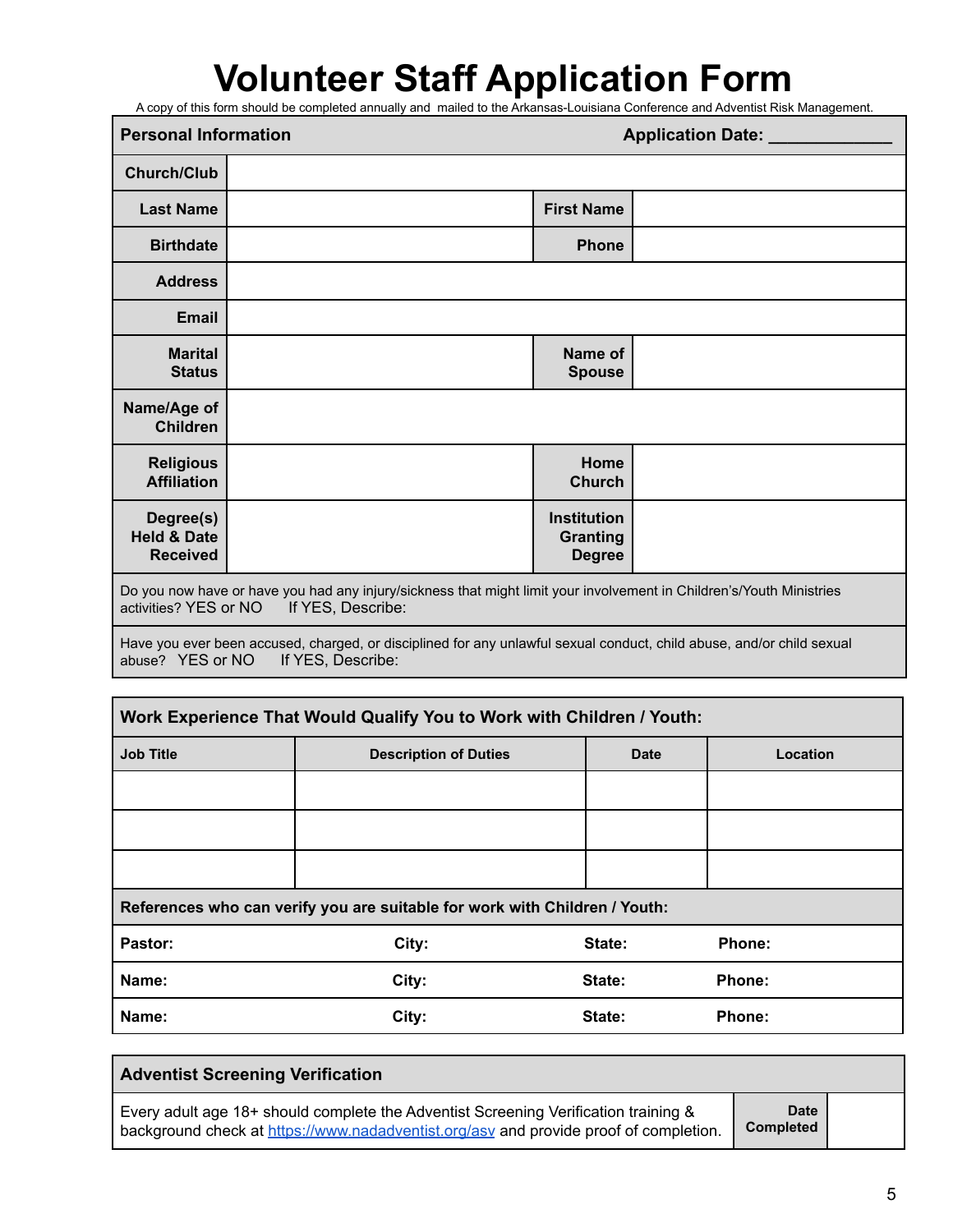# Volunteer Staff Application Form

A copy of this form should be completed annually and mailed to the Arkansas-Louisiana Conference and Adventist Risk Management.

| **Personal Information** | | **Application Date:** _____________ | |
|---|---|---|---|
| **Church/Club** | | | |
| **Last Name** | | **First Name** | |
| **Birthdate** | | **Phone** | |
| **Address** | | | |
| **Email** | | | |
| **Marital Status** | | **Name of Spouse** | |
| **Name/Age of Children** | | | |
| **Religious Affiliation** | | **Home Church** | |
| **Degree(s) Held & Date Received** | | **Institution Granting Degree** | |

Do you now have or have you had any injury/sickness that might limit your involvement in Children's/Youth Ministries activities? YES or NO If YES, Describe:

Have you ever been accused, charged, or disciplined for any unlawful sexual conduct, child abuse, and/or child sexual abuse? YES or NO If YES, Describe:

| **Work Experience That Would Qualify You to Work with Children / Youth:** | | | |
|---|---|---|---|
| **Job Title** | **Description of Duties** | **Date** | **Location** |
| | | | |
| | | | |
| | | | |

**References who can verify you are suitable for work with Children / Youth:**

| | | | |
|---|---|---|---|
| **Pastor:** | **City:** | **State:** | **Phone:** |
| **Name:** | **City:** | **State:** | **Phone:** |
| **Name:** | **City:** | **State:** | **Phone:** |

| **Adventist Screening Verification** | | |
|---|---|---|
| Every adult age 18+ should complete the Adventist Screening Verification training & background check at https://www.nadadventist.org/asv and provide proof of completion. | **Date Completed** | |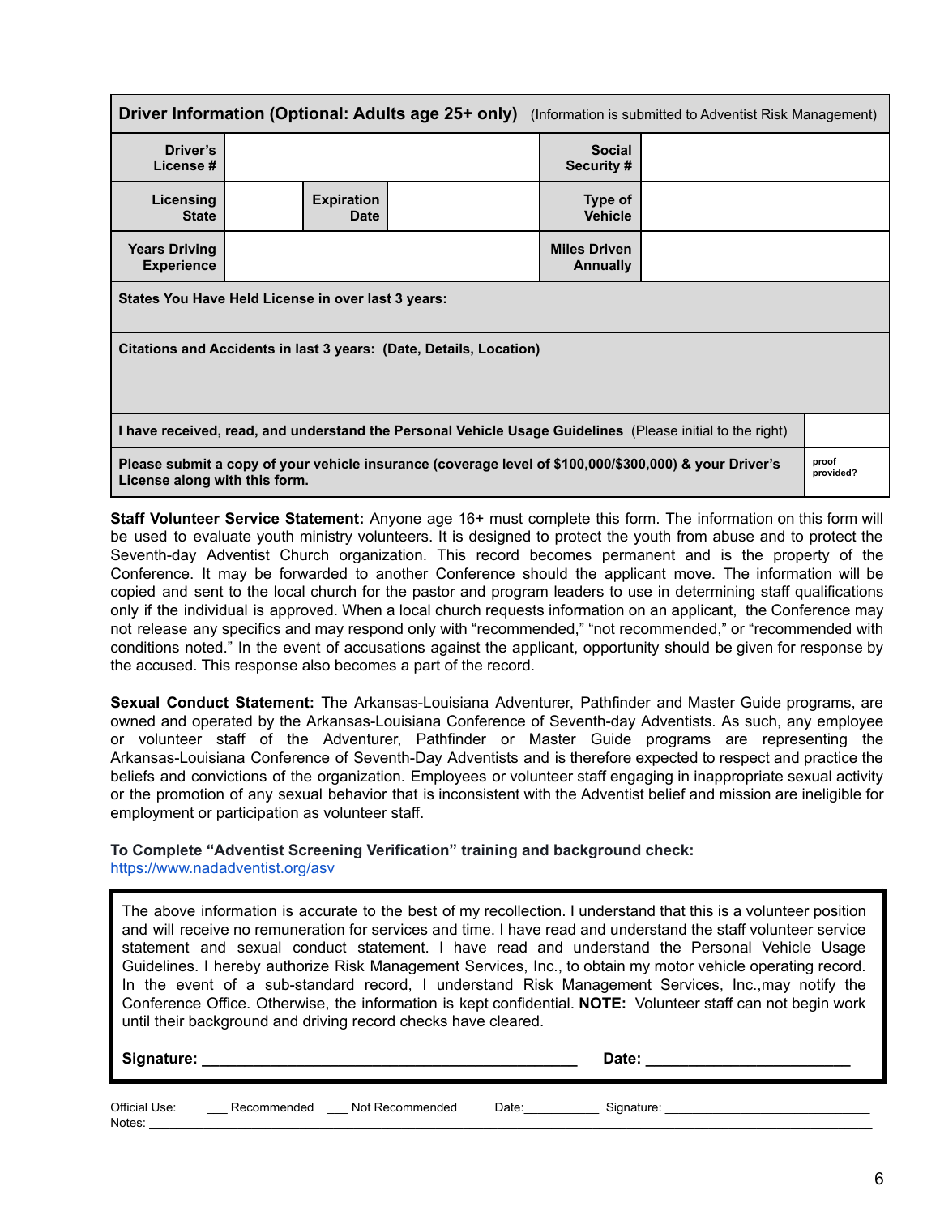| **Driver Information (Optional: Adults age 25+ only)** (Information is submitted to Adventist Risk Management) | | | | | |
|---|---|---|---|---|---|
| **Driver's License #** | | | | **Social Security #** | |
| **Licensing State** | | **Expiration Date** | | **Type of Vehicle** | |
| **Years Driving Experience** | | | | **Miles Driven Annually** | |
| **States You Have Held License in over last 3 years:** | | | | | |
| **Citations and Accidents in last 3 years: (Date, Details, Location)** | | | | | |
| **I have received, read, and understand the Personal Vehicle Usage Guidelines** (Please initial to the right) | | | | | |
| **Please submit a copy of your vehicle insurance (coverage level of $100,000/$300,000) & your Driver's License along with this form.** | | | | | proof provided? |

**Staff Volunteer Service Statement:** Anyone age 16+ must complete this form. The information on this form will be used to evaluate youth ministry volunteers. It is designed to protect the youth from abuse and to protect the Seventh-day Adventist Church organization. This record becomes permanent and is the property of the Conference. It may be forwarded to another Conference should the applicant move. The information will be copied and sent to the local church for the pastor and program leaders to use in determining staff qualifications only if the individual is approved. When a local church requests information on an applicant, the Conference may not release any specifics and may respond only with "recommended," "not recommended," or "recommended with conditions noted." In the event of accusations against the applicant, opportunity should be given for response by the accused. This response also becomes a part of the record.

**Sexual Conduct Statement:** The Arkansas-Louisiana Adventurer, Pathfinder and Master Guide programs, are owned and operated by the Arkansas-Louisiana Conference of Seventh-day Adventists. As such, any employee or volunteer staff of the Adventurer, Pathfinder or Master Guide programs are representing the Arkansas-Louisiana Conference of Seventh-Day Adventists and is therefore expected to respect and practice the beliefs and convictions of the organization. Employees or volunteer staff engaging in inappropriate sexual activity or the promotion of any sexual behavior that is inconsistent with the Adventist belief and mission are ineligible for employment or participation as volunteer staff.

**To Complete "Adventist Screening Verification" training and background check:**
https://www.nadadventist.org/asv

The above information is accurate to the best of my recollection. I understand that this is a volunteer position and will receive no remuneration for services and time. I have read and understand the staff volunteer service statement and sexual conduct statement. I have read and understand the Personal Vehicle Usage Guidelines. I hereby authorize Risk Management Services, Inc., to obtain my motor vehicle operating record. In the event of a sub-standard record, I understand Risk Management Services, Inc.,may notify the Conference Office. Otherwise, the information is kept confidential. **NOTE:** Volunteer staff can not begin work until their background and driving record checks have cleared.

**Signature:** _____________________________________________ **Date:** ________________________

Official Use: ___ Recommended ___ Not Recommended Date:___________ Signature: ______________________________
Notes: ___________________________________________________________________________________________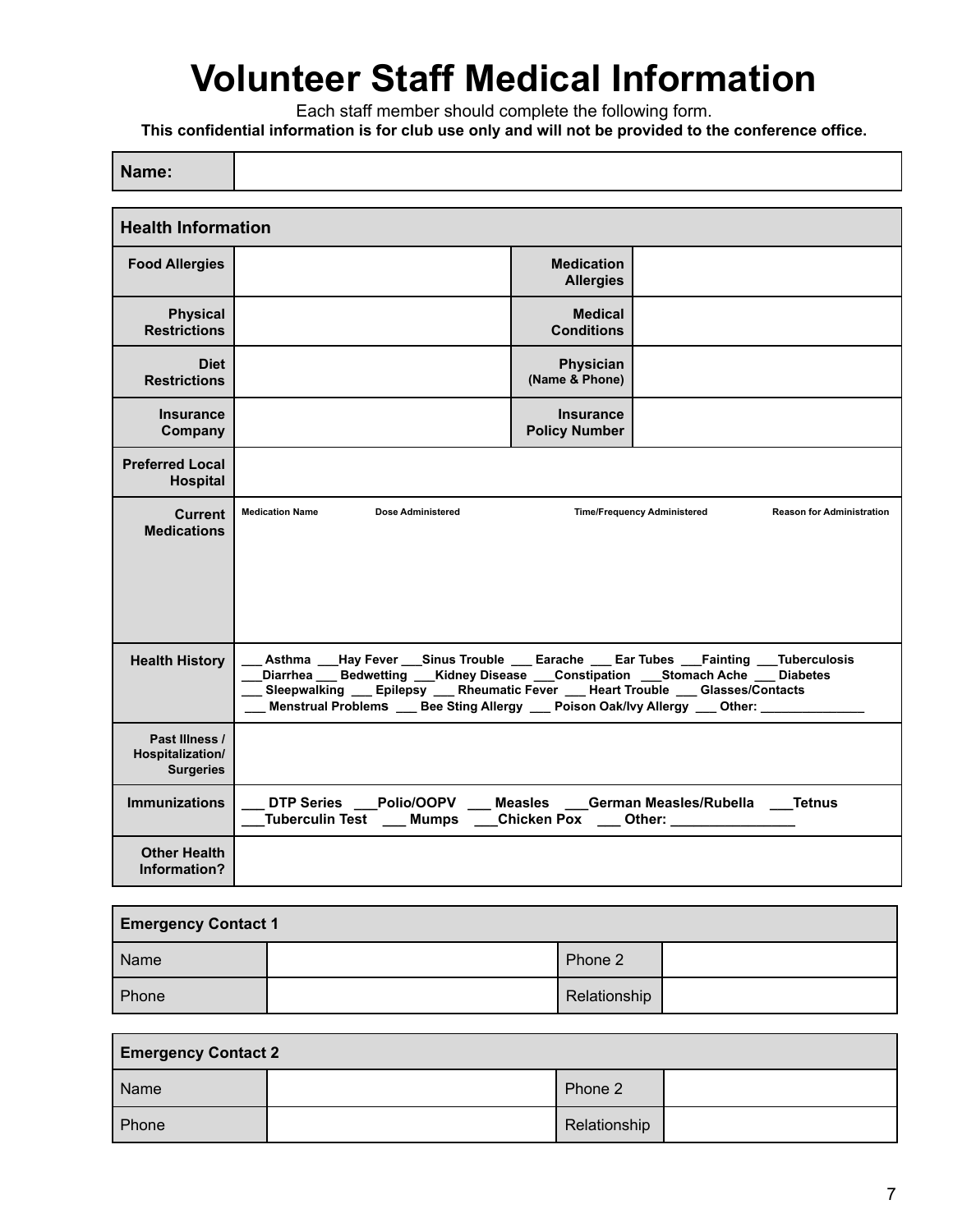# Volunteer Staff Medical Information

Each staff member should complete the following form.

**This confidential information is for club use only and will not be provided to the conference office.**

| **Name:** | |
|---|---|

| **Health Information** | | | |
|---|---|---|---|
| **Food Allergies** | | **Medication Allergies** | |
| **Physical Restrictions** | | **Medical Conditions** | |
| **Diet Restrictions** | | **Physician (Name & Phone)** | |
| **Insurance Company** | | **Insurance Policy Number** | |
| **Preferred Local Hospital** | | | |
| **Current Medications** | **Medication Name** &nbsp; **Dose Administered** &nbsp; **Time/Frequency Administered** &nbsp; **Reason for Administration** | | |
| **Health History** | ___ Asthma ___Hay Fever ___Sinus Trouble ___ Earache ___ Ear Tubes ___Fainting ___Tuberculosis ___Diarrhea ___ Bedwetting ___Kidney Disease ___Constipation ___Stomach Ache ___ Diabetes ___ Sleepwalking ___ Epilepsy ___ Rheumatic Fever ___ Heart Trouble ___ Glasses/Contacts ___ Menstrual Problems ___ Bee Sting Allergy ___ Poison Oak/Ivy Allergy ___ Other: _______________ | | |
| **Past Illness / Hospitalization/ Surgeries** | | | |
| **Immunizations** | ___ DTP Series ___Polio/OOPV ___ Measles ___German Measles/Rubella ___Tetnus ___Tuberculin Test ___ Mumps ___Chicken Pox ___ Other: ________________ | | |
| **Other Health Information?** | | | |

| **Emergency Contact 1** | | | |
|---|---|---|---|
| Name | | Phone 2 | |
| Phone | | Relationship | |

| **Emergency Contact 2** | | | |
|---|---|---|---|
| Name | | Phone 2 | |
| Phone | | Relationship | |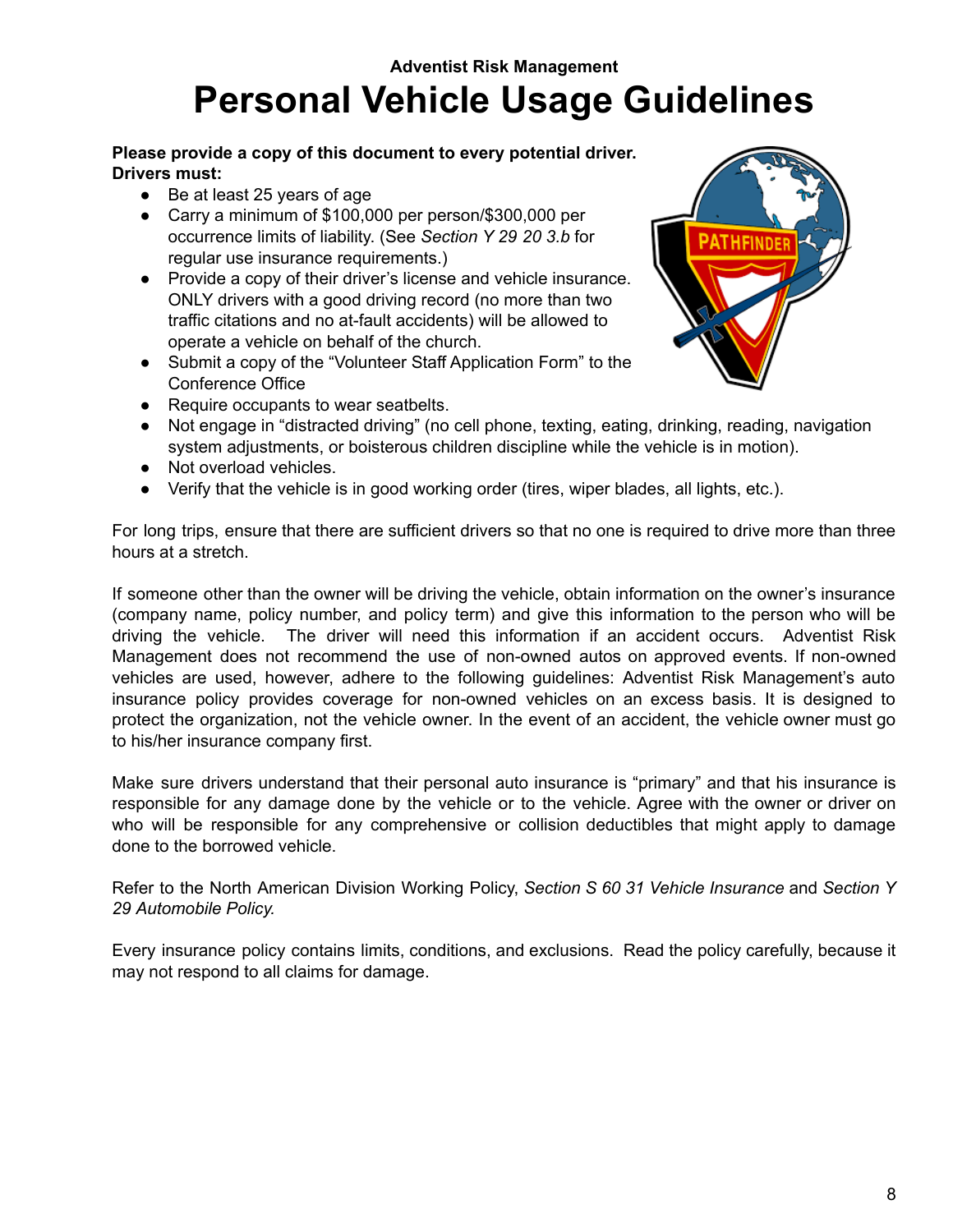**Adventist Risk Management**

# Personal Vehicle Usage Guidelines

**Please provide a copy of this document to every potential driver.**
**Drivers must:**

- Be at least 25 years of age
- Carry a minimum of $100,000 per person/$300,000 per occurrence limits of liability. (See *Section Y 29 20 3.b* for regular use insurance requirements.)
- Provide a copy of their driver's license and vehicle insurance. ONLY drivers with a good driving record (no more than two traffic citations and no at-fault accidents) will be allowed to operate a vehicle on behalf of the church.
- Submit a copy of the "Volunteer Staff Application Form" to the Conference Office
- Require occupants to wear seatbelts.
- Not engage in "distracted driving" (no cell phone, texting, eating, drinking, reading, navigation system adjustments, or boisterous children discipline while the vehicle is in motion).
- Not overload vehicles.
- Verify that the vehicle is in good working order (tires, wiper blades, all lights, etc.).

For long trips, ensure that there are sufficient drivers so that no one is required to drive more than three hours at a stretch.

If someone other than the owner will be driving the vehicle, obtain information on the owner's insurance (company name, policy number, and policy term) and give this information to the person who will be driving the vehicle. The driver will need this information if an accident occurs. Adventist Risk Management does not recommend the use of non-owned autos on approved events. If non-owned vehicles are used, however, adhere to the following guidelines: Adventist Risk Management's auto insurance policy provides coverage for non-owned vehicles on an excess basis. It is designed to protect the organization, not the vehicle owner. In the event of an accident, the vehicle owner must go to his/her insurance company first.

Make sure drivers understand that their personal auto insurance is "primary" and that his insurance is responsible for any damage done by the vehicle or to the vehicle. Agree with the owner or driver on who will be responsible for any comprehensive or collision deductibles that might apply to damage done to the borrowed vehicle.

Refer to the North American Division Working Policy, *Section S 60 31 Vehicle Insurance* and *Section Y 29 Automobile Policy.*

Every insurance policy contains limits, conditions, and exclusions. Read the policy carefully, because it may not respond to all claims for damage.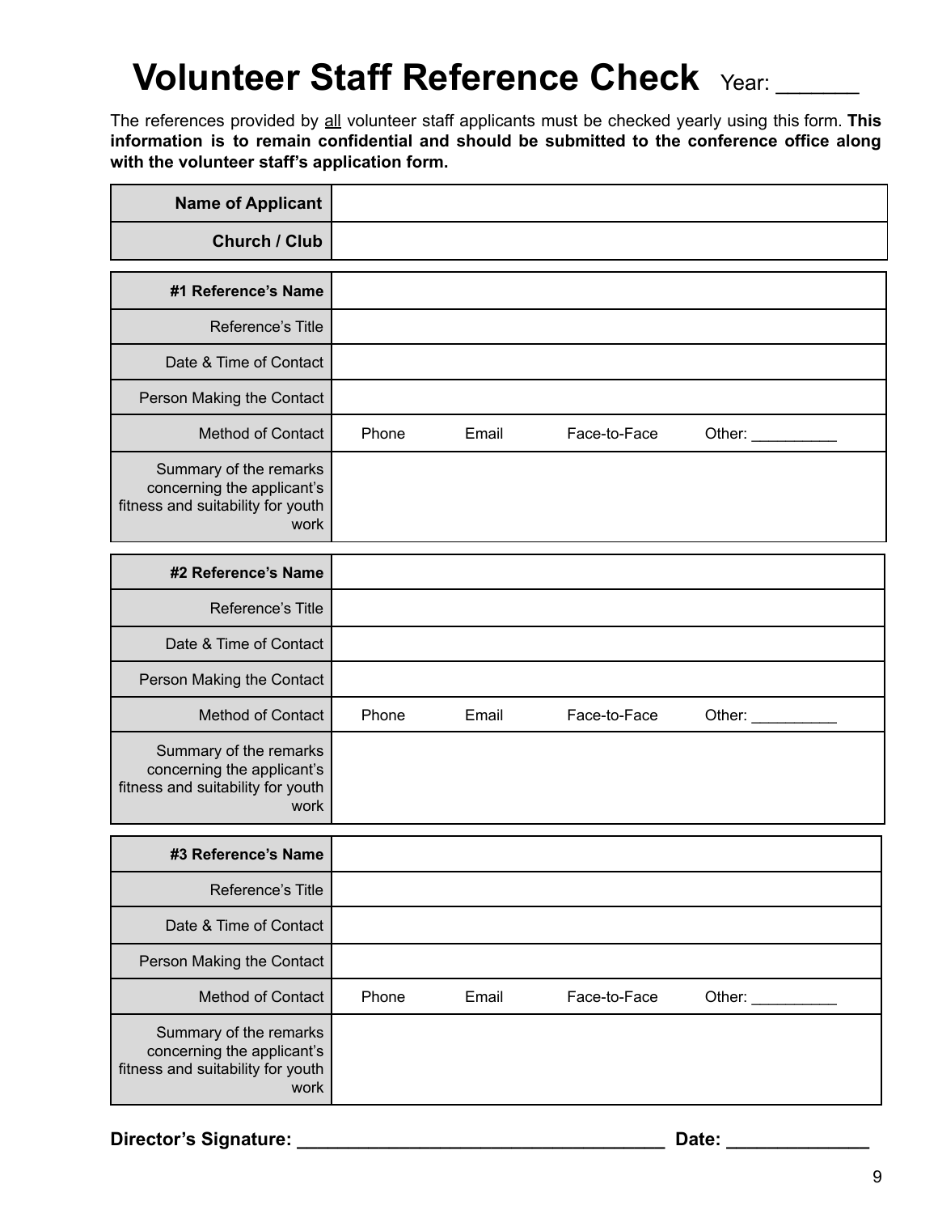# Volunteer Staff Reference Check Year: _______

The references provided by all volunteer staff applicants must be checked yearly using this form. **This information is to remain confidential and should be submitted to the conference office along with the volunteer staff's application form.**

| **Name of Applicant** | |
|---|---|
| **Church / Club** | |

| **#1 Reference's Name** | | | | |
|---|---|---|---|---|
| Reference's Title | | | | |
| Date & Time of Contact | | | | |
| Person Making the Contact | | | | |
| Method of Contact | Phone | Email | Face-to-Face | Other: __________ |
| Summary of the remarks concerning the applicant's fitness and suitability for youth work | | | | |

| **#2 Reference's Name** | | | | |
|---|---|---|---|---|
| Reference's Title | | | | |
| Date & Time of Contact | | | | |
| Person Making the Contact | | | | |
| Method of Contact | Phone | Email | Face-to-Face | Other: __________ |
| Summary of the remarks concerning the applicant's fitness and suitability for youth work | | | | |

| **#3 Reference's Name** | | | | |
|---|---|---|---|---|
| Reference's Title | | | | |
| Date & Time of Contact | | | | |
| Person Making the Contact | | | | |
| Method of Contact | Phone | Email | Face-to-Face | Other: __________ |
| Summary of the remarks concerning the applicant's fitness and suitability for youth work | | | | |

**Director's Signature: _____________________________________ Date: ______________**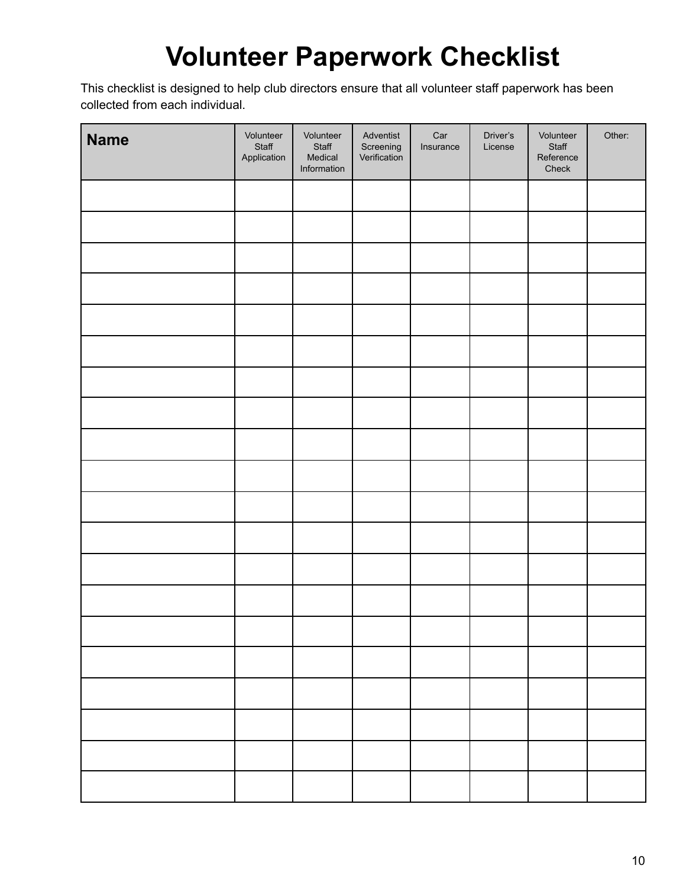# Volunteer Paperwork Checklist

This checklist is designed to help club directors ensure that all volunteer staff paperwork has been collected from each individual.

| Name | Volunteer Staff Application | Volunteer Staff Medical Information | Adventist Screening Verification | Car Insurance | Driver's License | Volunteer Staff Reference Check | Other: |
|---|---|---|---|---|---|---|---|
| | | | | | | | |
| | | | | | | | |
| | | | | | | | |
| | | | | | | | |
| | | | | | | | |
| | | | | | | | |
| | | | | | | | |
| | | | | | | | |
| | | | | | | | |
| | | | | | | | |
| | | | | | | | |
| | | | | | | | |
| | | | | | | | |
| | | | | | | | |
| | | | | | | | |
| | | | | | | | |
| | | | | | | | |
| | | | | | | | |
| | | | | | | | |
| | | | | | | | |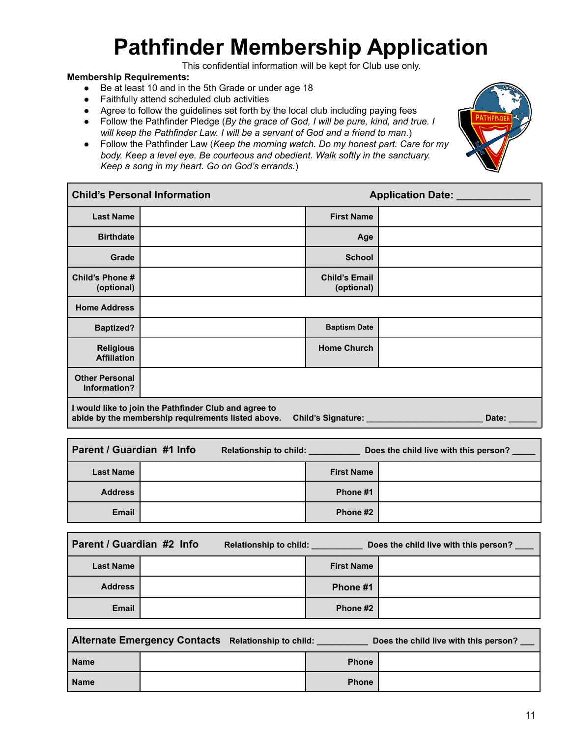# Pathfinder Membership Application

This confidential information will be kept for Club use only.

**Membership Requirements:**

- Be at least 10 and in the 5th Grade or under age 18
- Faithfully attend scheduled club activities
- Agree to follow the guidelines set forth by the local club including paying fees
- Follow the Pathfinder Pledge (*By the grace of God, I will be pure, kind, and true. I will keep the Pathfinder Law. I will be a servant of God and a friend to man.*)
- Follow the Pathfinder Law (*Keep the morning watch. Do my honest part. Care for my body. Keep a level eye. Be courteous and obedient. Walk softly in the sanctuary. Keep a song in my heart. Go on God's errands.*)

| **Child's Personal Information** | | **Application Date: ____________** | |
|---|---|---|---|
| **Last Name** | | **First Name** | |
| **Birthdate** | | **Age** | |
| **Grade** | | **School** | |
| **Child's Phone # (optional)** | | **Child's Email (optional)** | |
| **Home Address** | | | |
| **Baptized?** | | **Baptism Date** | |
| **Religious Affiliation** | | **Home Church** | |
| **Other Personal Information?** | | | |
| **I would like to join the Pathfinder Club and agree to abide by the membership requirements listed above.** | **Child's Signature: ______________________** | | **Date: ______** |

| **Parent / Guardian #1 Info** | **Relationship to child: __________** | **Does the child live with this person? _____** | |
|---|---|---|---|
| **Last Name** | | **First Name** | |
| **Address** | | **Phone #1** | |
| **Email** | | **Phone #2** | |

| **Parent / Guardian #2 Info** | **Relationship to child: __________** | **Does the child live with this person? ____** | |
|---|---|---|---|
| **Last Name** | | **First Name** | |
| **Address** | | **Phone #1** | |
| **Email** | | **Phone #2** | |

| **Alternate Emergency Contacts** | **Relationship to child: __________** | **Does the child live with this person? ___** | |
|---|---|---|---|
| **Name** | | **Phone** | |
| **Name** | | **Phone** | |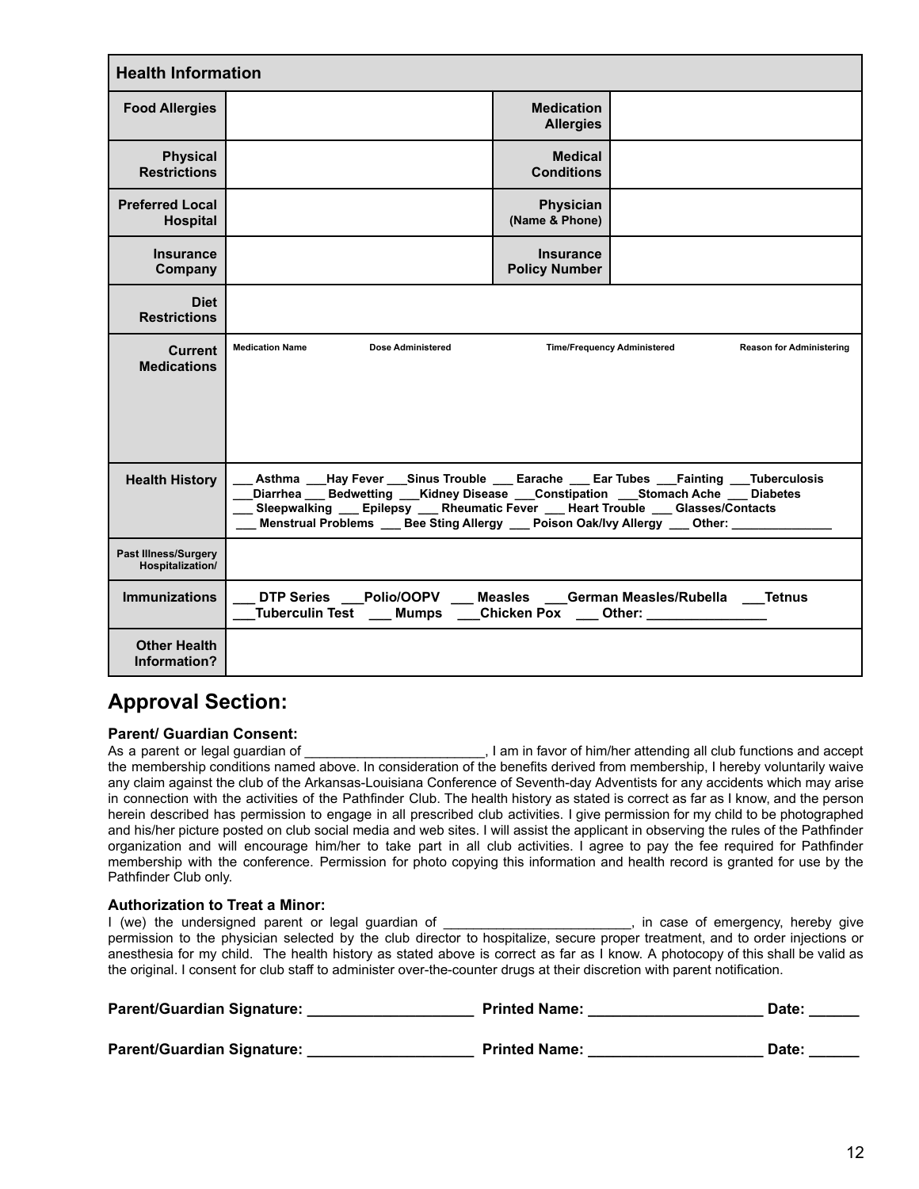| Health Information | | | |
|---|---|---|---|
| **Food Allergies** | | **Medication Allergies** | |
| **Physical Restrictions** | | **Medical Conditions** | |
| **Preferred Local Hospital** | | **Physician (Name & Phone)** | |
| **Insurance Company** | | **Insurance Policy Number** | |
| **Diet Restrictions** | | | |
| **Current Medications** | Medication Name / Dose Administered / Time/Frequency Administered / Reason for Administering | | |
| **Health History** | ___ Asthma ___Hay Fever ___Sinus Trouble ___ Earache ___ Ear Tubes ___Fainting ___Tuberculosis ___Diarrhea ___ Bedwetting ___Kidney Disease ___Constipation ___Stomach Ache ___ Diabetes ___ Sleepwalking ___ Epilepsy ___ Rheumatic Fever ___ Heart Trouble ___ Glasses/Contacts ___ Menstrual Problems ___ Bee Sting Allergy ___ Poison Oak/Ivy Allergy ___ Other: _______________ | | |
| **Past Illness/Surgery Hospitalization/** | | | |
| **Immunizations** | ___ DTP Series ___Polio/OOPV ___ Measles ___German Measles/Rubella ___Tetnus ___Tuberculin Test ___ Mumps ___Chicken Pox ___ Other: ________________ | | |
| **Other Health Information?** | | | |

## Approval Section:

**Parent/ Guardian Consent:**

As a parent or legal guardian of ________________________, I am in favor of him/her attending all club functions and accept the membership conditions named above. In consideration of the benefits derived from membership, I hereby voluntarily waive any claim against the club of the Arkansas-Louisiana Conference of Seventh-day Adventists for any accidents which may arise in connection with the activities of the Pathfinder Club. The health history as stated is correct as far as I know, and the person herein described has permission to engage in all prescribed club activities. I give permission for my child to be photographed and his/her picture posted on club social media and web sites. I will assist the applicant in observing the rules of the Pathfinder organization and will encourage him/her to take part in all club activities. I agree to pay the fee required for Pathfinder membership with the conference. Permission for photo copying this information and health record is granted for use by the Pathfinder Club only.

**Authorization to Treat a Minor:**

I (we) the undersigned parent or legal guardian of _________________________, in case of emergency, hereby give permission to the physician selected by the club director to hospitalize, secure proper treatment, and to order injections or anesthesia for my child. The health history as stated above is correct as far as I know. A photocopy of this shall be valid as the original. I consent for club staff to administer over-the-counter drugs at their discretion with parent notification.

**Parent/Guardian Signature:** ____________________ **Printed Name:** _____________________ **Date:** ______

**Parent/Guardian Signature:** ____________________ **Printed Name:** _____________________ **Date:** ______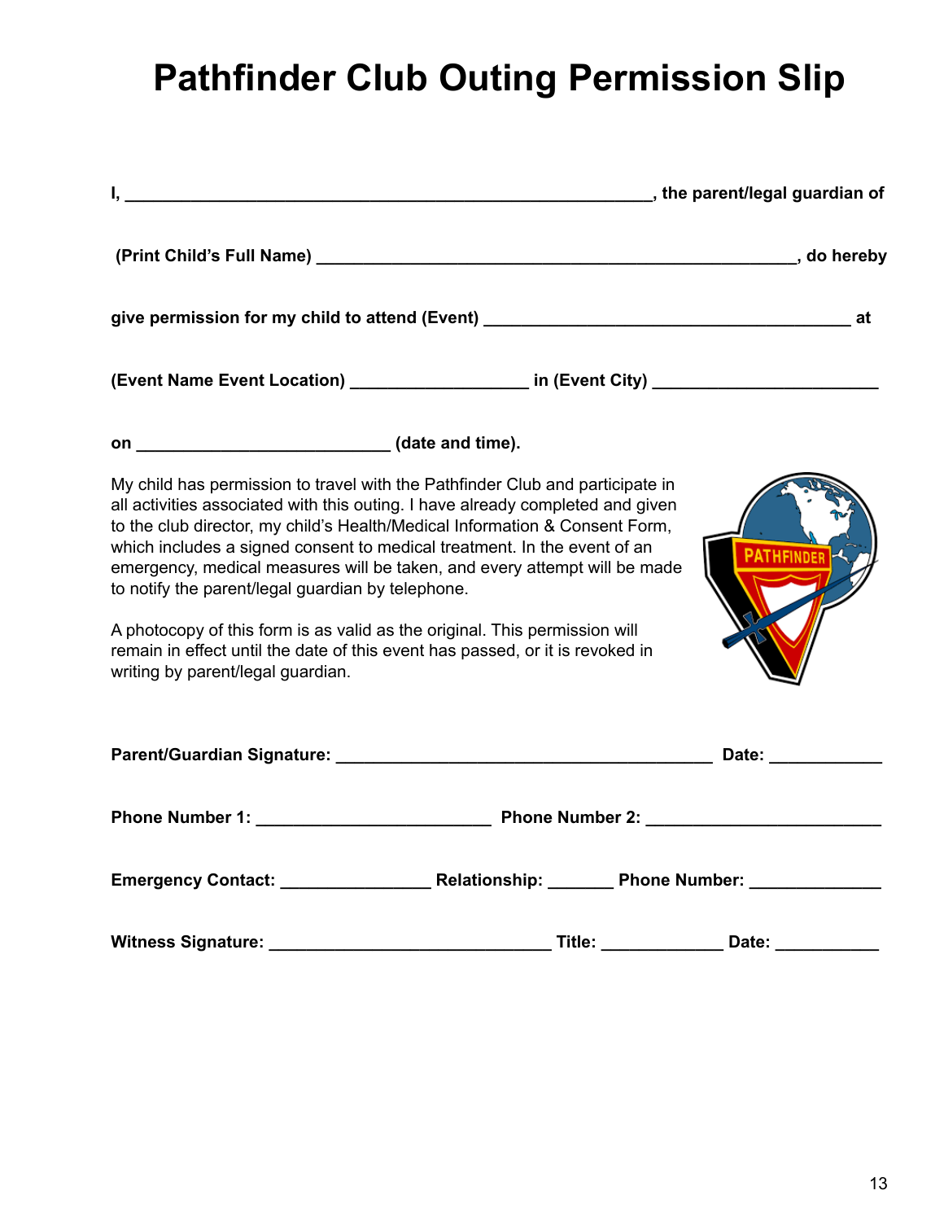# Pathfinder Club Outing Permission Slip

**I, __________________________________________________________, the parent/legal guardian of**

**(Print Child's Full Name) _____________________________________________________, do hereby**

**give permission for my child to attend (Event) ________________________________________ at**

**(Event Name Event Location) ___________________ in (Event City) ________________________**

**on ____________________________ (date and time).**

My child has permission to travel with the Pathfinder Club and participate in all activities associated with this outing. I have already completed and given to the club director, my child's Health/Medical Information & Consent Form, which includes a signed consent to medical treatment. In the event of an emergency, medical measures will be taken, and every attempt will be made to notify the parent/legal guardian by telephone.

A photocopy of this form is as valid as the original. This permission will remain in effect until the date of this event has passed, or it is revoked in writing by parent/legal guardian.

**Parent/Guardian Signature: __________________________________________ Date: ____________**

**Phone Number 1: __________________________ Phone Number 2: __________________________**

**Emergency Contact: ________________ Relationship: _______ Phone Number: ______________**

**Witness Signature: _______________________________ Title: _____________ Date: ___________**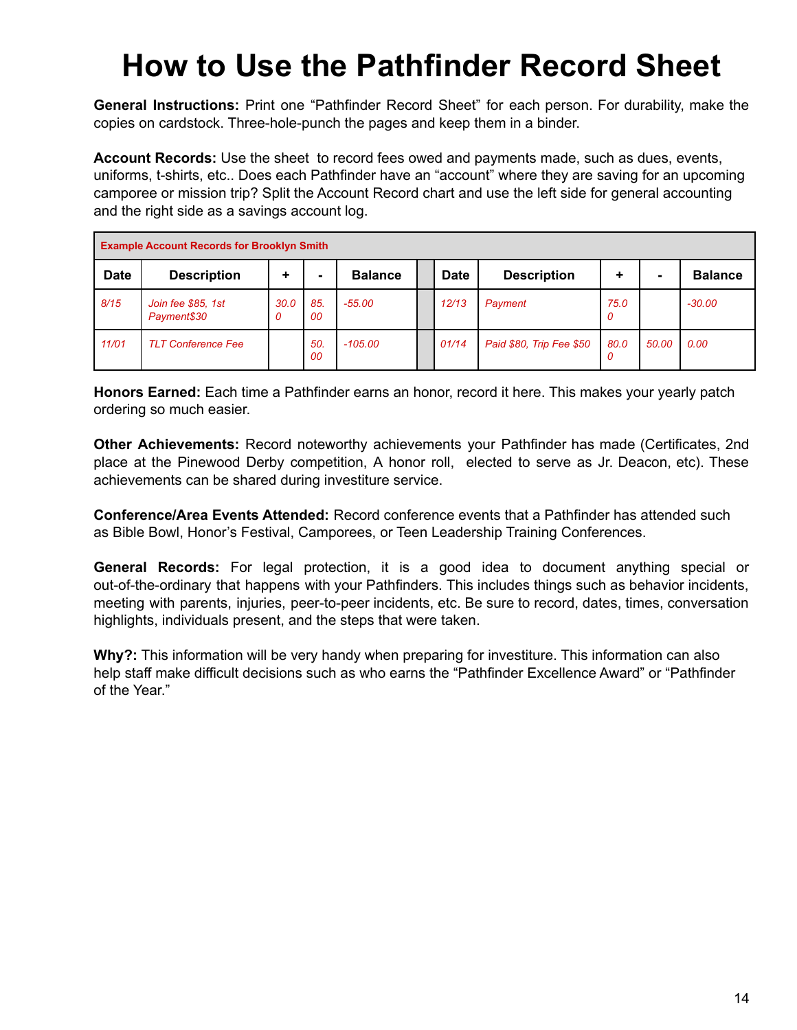# How to Use the Pathfinder Record Sheet

**General Instructions:** Print one "Pathfinder Record Sheet" for each person. For durability, make the copies on cardstock. Three-hole-punch the pages and keep them in a binder.

**Account Records:** Use the sheet to record fees owed and payments made, such as dues, events, uniforms, t-shirts, etc.. Does each Pathfinder have an "account" where they are saving for an upcoming camporee or mission trip? Split the Account Record chart and use the left side for general accounting and the right side as a savings account log.

| Example Account Records for Brooklyn Smith | | | | | | | | | | |
|---|---|---|---|---|---|---|---|---|---|---|
| **Date** | **Description** | **+** | **-** | **Balance** | | **Date** | **Description** | **+** | **-** | **Balance** |
| *8/15* | *Join fee $85, 1st Payment$30* | *30.00* | *85.00* | *-55.00* | | *12/13* | *Payment* | *75.00* | | *-30.00* |
| *11/01* | *TLT Conference Fee* | | *50.00* | *-105.00* | | *01/14* | *Paid $80, Trip Fee $50* | *80.00* | *50.00* | *0.00* |

**Honors Earned:** Each time a Pathfinder earns an honor, record it here. This makes your yearly patch ordering so much easier.

**Other Achievements:** Record noteworthy achievements your Pathfinder has made (Certificates, 2nd place at the Pinewood Derby competition, A honor roll, elected to serve as Jr. Deacon, etc). These achievements can be shared during investiture service.

**Conference/Area Events Attended:** Record conference events that a Pathfinder has attended such as Bible Bowl, Honor's Festival, Camporees, or Teen Leadership Training Conferences.

**General Records:** For legal protection, it is a good idea to document anything special or out-of-the-ordinary that happens with your Pathfinders. This includes things such as behavior incidents, meeting with parents, injuries, peer-to-peer incidents, etc. Be sure to record, dates, times, conversation highlights, individuals present, and the steps that were taken.

**Why?:** This information will be very handy when preparing for investiture. This information can also help staff make difficult decisions such as who earns the "Pathfinder Excellence Award" or "Pathfinder of the Year."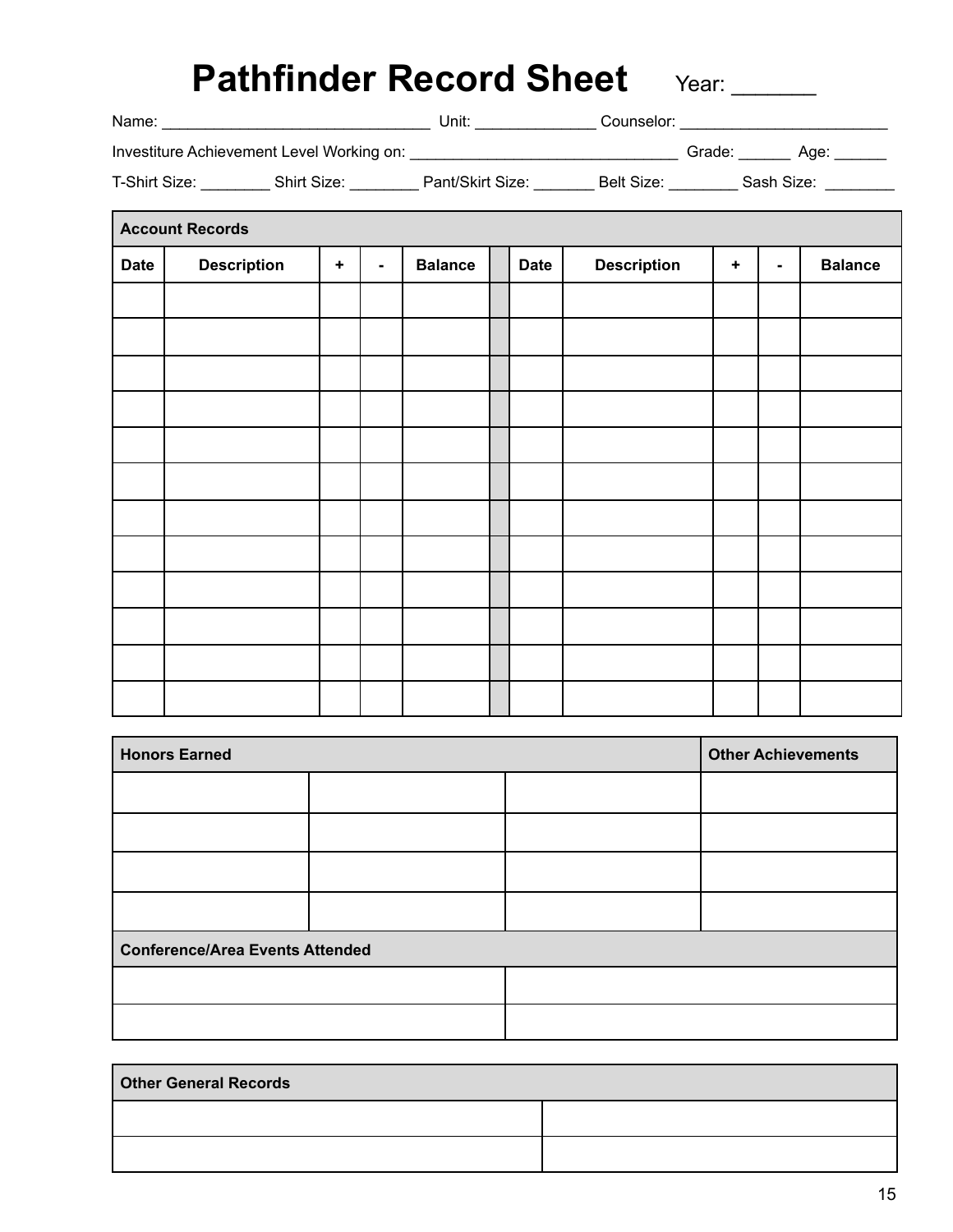# Pathfinder Record Sheet

Year: ______

Name: _______________________________ Unit: _____________ Counselor: ________________________

Investiture Achievement Level Working on: _______________________________ Grade: ______ Age: ______

T-Shirt Size: ________ Shirt Size: ________ Pant/Skirt Size: _______ Belt Size: ________ Sash Size: ________

| **Account Records** | | | | | | | | | | |
|---|---|---|---|---|---|---|---|---|---|---|
| **Date** | **Description** | **+** | **-** | **Balance** | | **Date** | **Description** | **+** | **-** | **Balance** |
| | | | | | | | | | | |
| | | | | | | | | | | |
| | | | | | | | | | | |
| | | | | | | | | | | |
| | | | | | | | | | | |
| | | | | | | | | | | |
| | | | | | | | | | | |
| | | | | | | | | | | |
| | | | | | | | | | | |
| | | | | | | | | | | |
| | | | | | | | | | | |
| | | | | | | | | | | |

| **Honors Earned** | | | **Other Achievements** |
|---|---|---|---|
| | | | |
| | | | |
| | | | |
| | | | |
| **Conference/Area Events Attended** | | | |
| | | | |
| | | | |

| **Other General Records** | |
|---|---|
| | |
| | |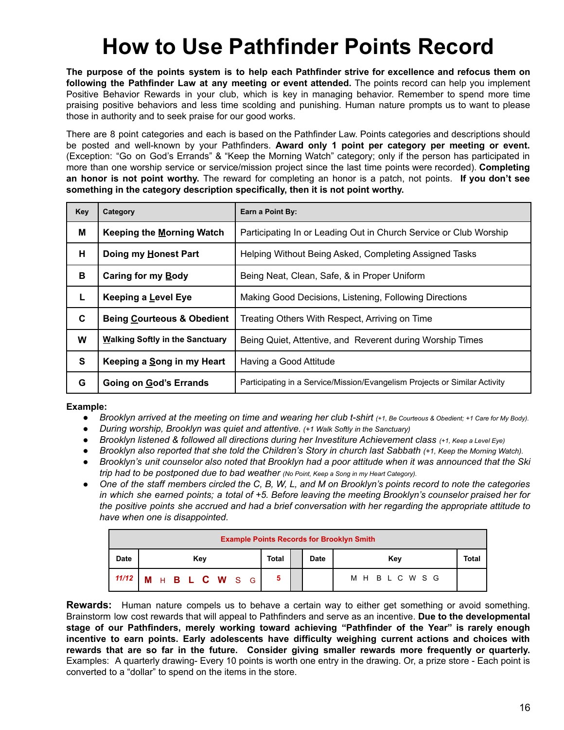# How to Use Pathfinder Points Record

**The purpose of the points system is to help each Pathfinder strive for excellence and refocus them on following the Pathfinder Law at any meeting or event attended.** The points record can help you implement Positive Behavior Rewards in your club, which is key in managing behavior. Remember to spend more time praising positive behaviors and less time scolding and punishing. Human nature prompts us to want to please those in authority and to seek praise for our good works.

There are 8 point categories and each is based on the Pathfinder Law. Points categories and descriptions should be posted and well-known by your Pathfinders. **Award only 1 point per category per meeting or event.** (Exception: "Go on God's Errands" & "Keep the Morning Watch" category; only if the person has participated in more than one worship service or service/mission project since the last time points were recorded). **Completing an honor is not point worthy.** The reward for completing an honor is a patch, not points. **If you don't see something in the category description specifically, then it is not point worthy.**

| Key | Category | Earn a Point By: |
|---|---|---|
| **M** | **Keeping the Morning Watch** | Participating In or Leading Out in Church Service or Club Worship |
| **H** | **Doing my Honest Part** | Helping Without Being Asked, Completing Assigned Tasks |
| **B** | **Caring for my Body** | Being Neat, Clean, Safe, & in Proper Uniform |
| **L** | **Keeping a Level Eye** | Making Good Decisions, Listening, Following Directions |
| **C** | **Being Courteous & Obedient** | Treating Others With Respect, Arriving on Time |
| **W** | **Walking Softly in the Sanctuary** | Being Quiet, Attentive, and Reverent during Worship Times |
| **S** | **Keeping a Song in my Heart** | Having a Good Attitude |
| **G** | **Going on God's Errands** | Participating in a Service/Mission/Evangelism Projects or Similar Activity |

**Example:**

- *Brooklyn arrived at the meeting on time and wearing her club t-shirt (+1, Be Courteous & Obedient; +1 Care for My Body).*
- *During worship, Brooklyn was quiet and attentive. (+1 Walk Softly in the Sanctuary)*
- *Brooklyn listened & followed all directions during her Investiture Achievement class (+1, Keep a Level Eye)*
- *Brooklyn also reported that she told the Children's Story in church last Sabbath (+1, Keep the Morning Watch).*
- *Brooklyn's unit counselor also noted that Brooklyn had a poor attitude when it was announced that the Ski trip had to be postponed due to bad weather (No Point, Keep a Song in my Heart Category).*
- *One of the staff members circled the C, B, W, L, and M on Brooklyn's points record to note the categories in which she earned points; a total of +5. Before leaving the meeting Brooklyn's counselor praised her for the positive points she accrued and had a brief conversation with her regarding the appropriate attitude to have when one is disappointed.*

| Example Points Records for Brooklyn Smith | | | | | | |
|---|---|---|---|---|---|---|
| Date | Key | Total | | Date | Key | Total |
| *11/12* | **M** H **B** **L** **C** **W** S G | **5** | | | M H B L C W S G | |

**Rewards:** Human nature compels us to behave a certain way to either get something or avoid something. Brainstorm low cost rewards that will appeal to Pathfinders and serve as an incentive. **Due to the developmental stage of our Pathfinders, merely working toward achieving "Pathfinder of the Year" is rarely enough incentive to earn points. Early adolescents have difficulty weighing current actions and choices with rewards that are so far in the future. Consider giving smaller rewards more frequently or quarterly.** Examples: A quarterly drawing- Every 10 points is worth one entry in the drawing. Or, a prize store - Each point is converted to a "dollar" to spend on the items in the store.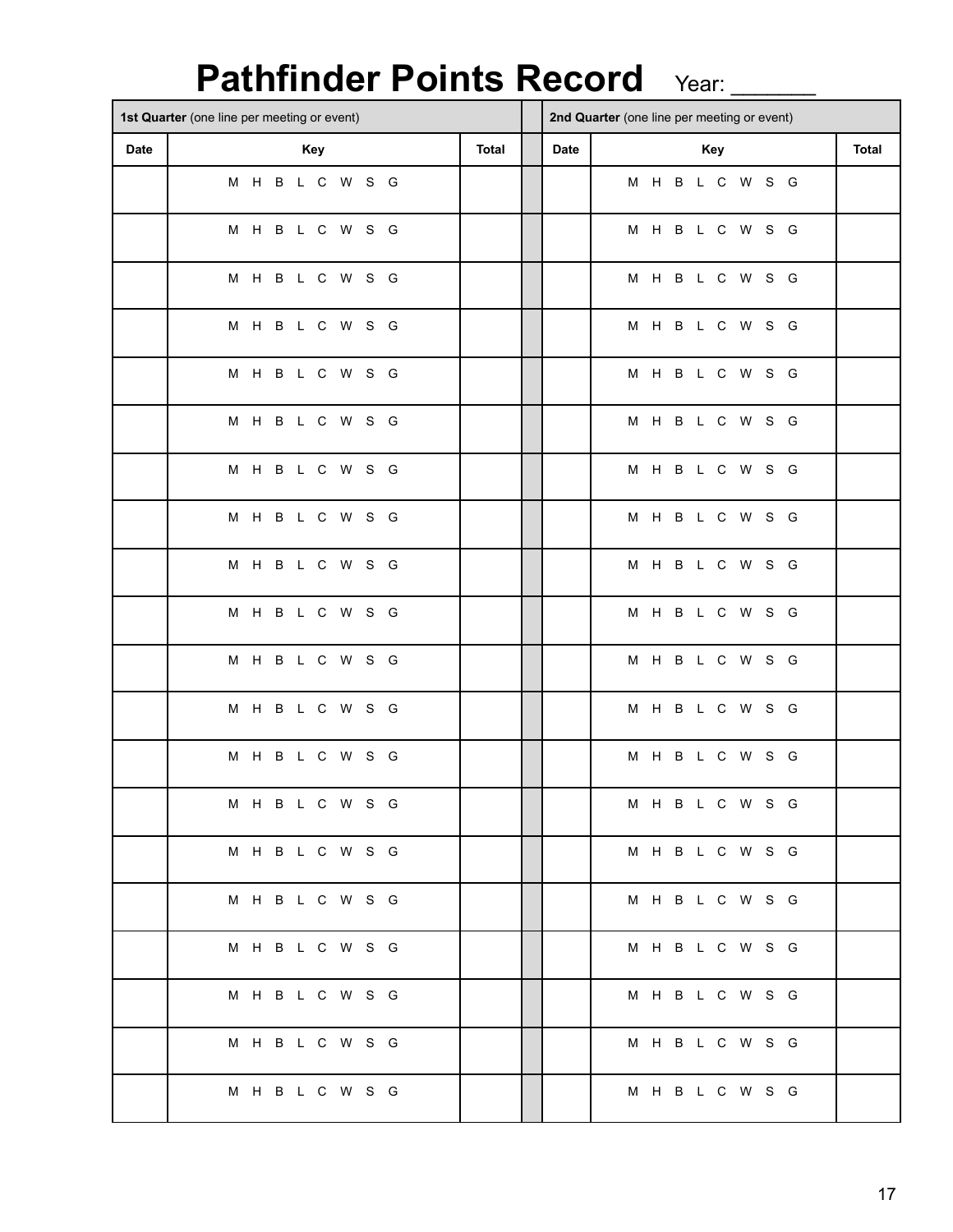# Pathfinder Points Record Year: ______

| 1st Quarter (one line per meeting or event) | | | | 2nd Quarter (one line per meeting or event) | | |
|---|---|---|---|---|---|---|
| **Date** | **Key** | **Total** | | **Date** | **Key** | **Total** |
| | M H B L C W S G | | | | M H B L C W S G | |
| | M H B L C W S G | | | | M H B L C W S G | |
| | M H B L C W S G | | | | M H B L C W S G | |
| | M H B L C W S G | | | | M H B L C W S G | |
| | M H B L C W S G | | | | M H B L C W S G | |
| | M H B L C W S G | | | | M H B L C W S G | |
| | M H B L C W S G | | | | M H B L C W S G | |
| | M H B L C W S G | | | | M H B L C W S G | |
| | M H B L C W S G | | | | M H B L C W S G | |
| | M H B L C W S G | | | | M H B L C W S G | |
| | M H B L C W S G | | | | M H B L C W S G | |
| | M H B L C W S G | | | | M H B L C W S G | |
| | M H B L C W S G | | | | M H B L C W S G | |
| | M H B L C W S G | | | | M H B L C W S G | |
| | M H B L C W S G | | | | M H B L C W S G | |
| | M H B L C W S G | | | | M H B L C W S G | |
| | M H B L C W S G | | | | M H B L C W S G | |
| | M H B L C W S G | | | | M H B L C W S G | |
| | M H B L C W S G | | | | M H B L C W S G | |
| | M H B L C W S G | | | | M H B L C W S G | |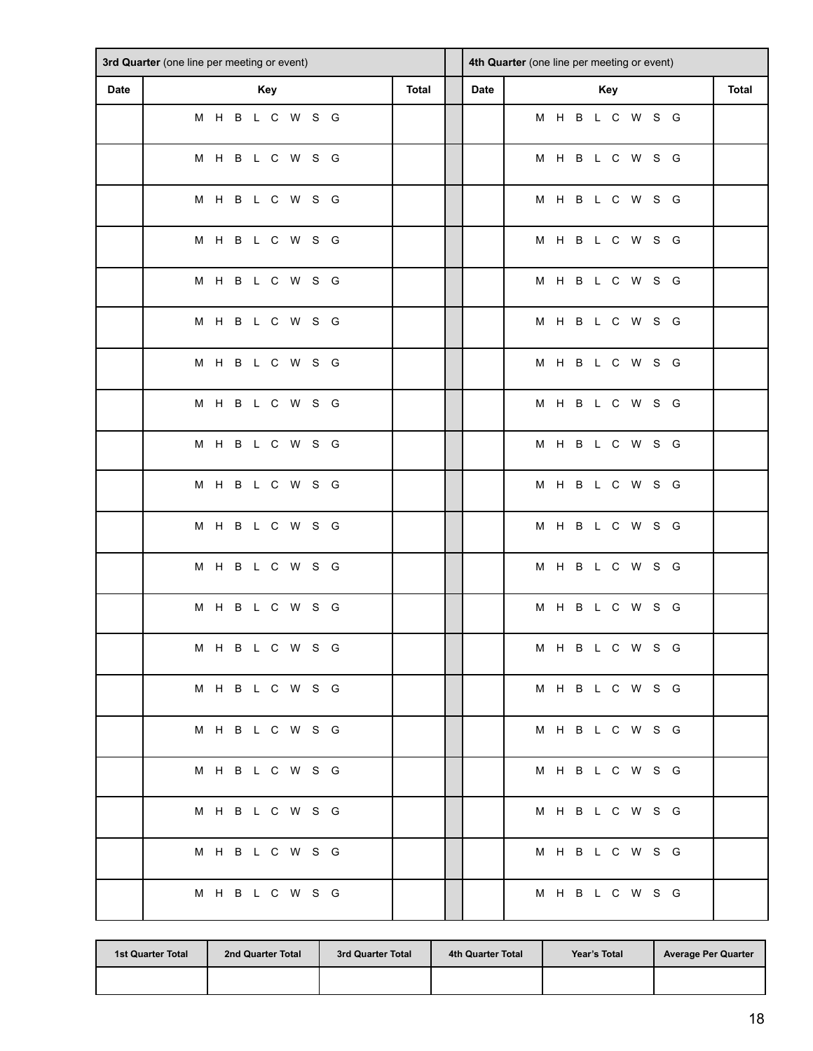| **3rd Quarter** (one line per meeting or event) | | | | **4th Quarter** (one line per meeting or event) | | |
|---|---|---|---|---|---|---|
| **Date** | **Key** | **Total** | | **Date** | **Key** | **Total** |
| | M H B L C W S G | | | | M H B L C W S G | |
| | M H B L C W S G | | | | M H B L C W S G | |
| | M H B L C W S G | | | | M H B L C W S G | |
| | M H B L C W S G | | | | M H B L C W S G | |
| | M H B L C W S G | | | | M H B L C W S G | |
| | M H B L C W S G | | | | M H B L C W S G | |
| | M H B L C W S G | | | | M H B L C W S G | |
| | M H B L C W S G | | | | M H B L C W S G | |
| | M H B L C W S G | | | | M H B L C W S G | |
| | M H B L C W S G | | | | M H B L C W S G | |
| | M H B L C W S G | | | | M H B L C W S G | |
| | M H B L C W S G | | | | M H B L C W S G | |
| | M H B L C W S G | | | | M H B L C W S G | |
| | M H B L C W S G | | | | M H B L C W S G | |
| | M H B L C W S G | | | | M H B L C W S G | |
| | M H B L C W S G | | | | M H B L C W S G | |
| | M H B L C W S G | | | | M H B L C W S G | |
| | M H B L C W S G | | | | M H B L C W S G | |
| | M H B L C W S G | | | | M H B L C W S G | |
| | M H B L C W S G | | | | M H B L C W S G | |

| 1st Quarter Total | 2nd Quarter Total | 3rd Quarter Total | 4th Quarter Total | Year's Total | Average Per Quarter |
|---|---|---|---|---|---|
| | | | | | |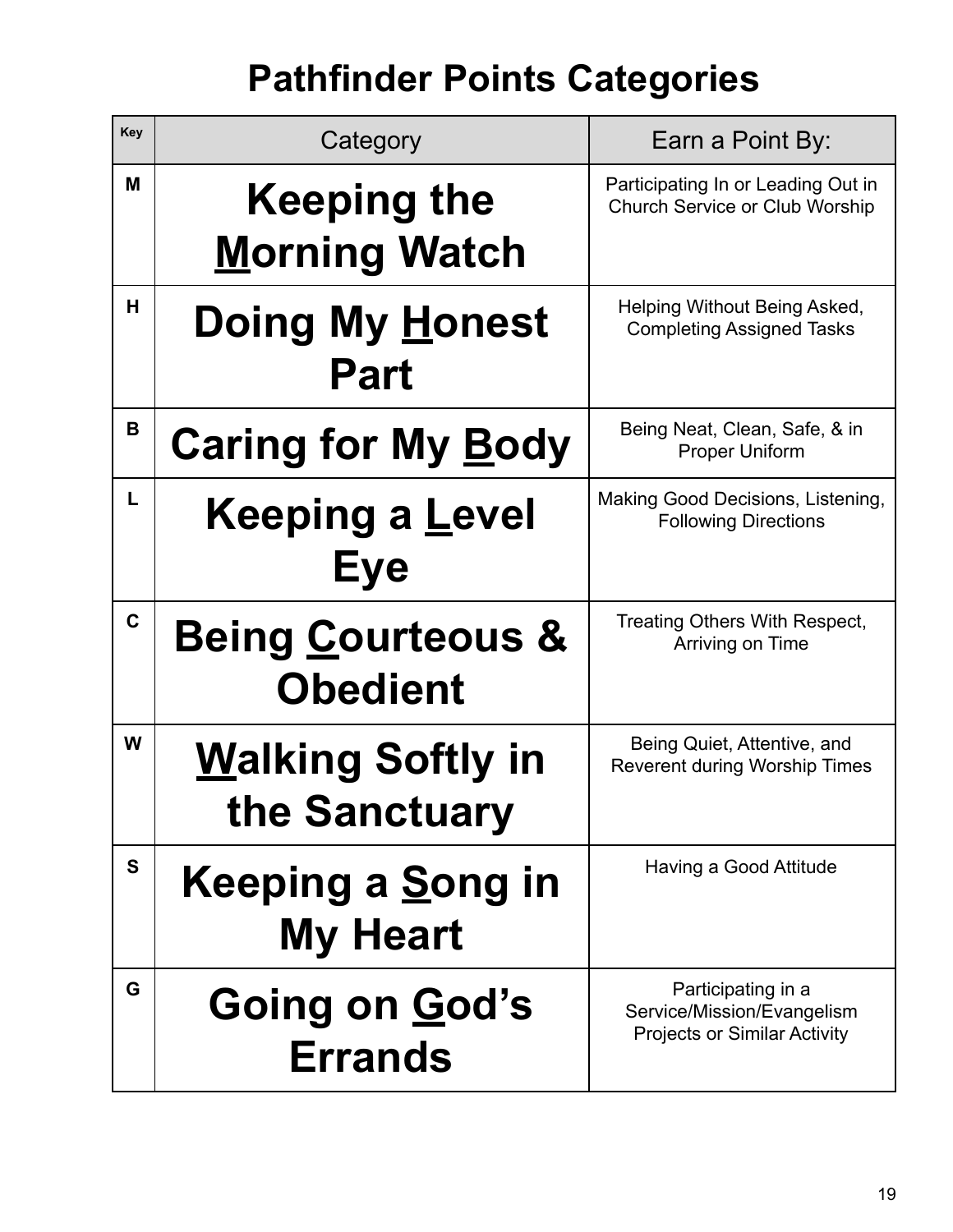# Pathfinder Points Categories

| Key | Category | Earn a Point By: |
|---|---|---|
| M | **Keeping the Morning Watch** | Participating In or Leading Out in Church Service or Club Worship |
| H | **Doing My Honest Part** | Helping Without Being Asked, Completing Assigned Tasks |
| B | **Caring for My Body** | Being Neat, Clean, Safe, & in Proper Uniform |
| L | **Keeping a Level Eye** | Making Good Decisions, Listening, Following Directions |
| C | **Being Courteous & Obedient** | Treating Others With Respect, Arriving on Time |
| W | **Walking Softly in the Sanctuary** | Being Quiet, Attentive, and Reverent during Worship Times |
| S | **Keeping a Song in My Heart** | Having a Good Attitude |
| G | **Going on God's Errands** | Participating in a Service/Mission/Evangelism Projects or Similar Activity |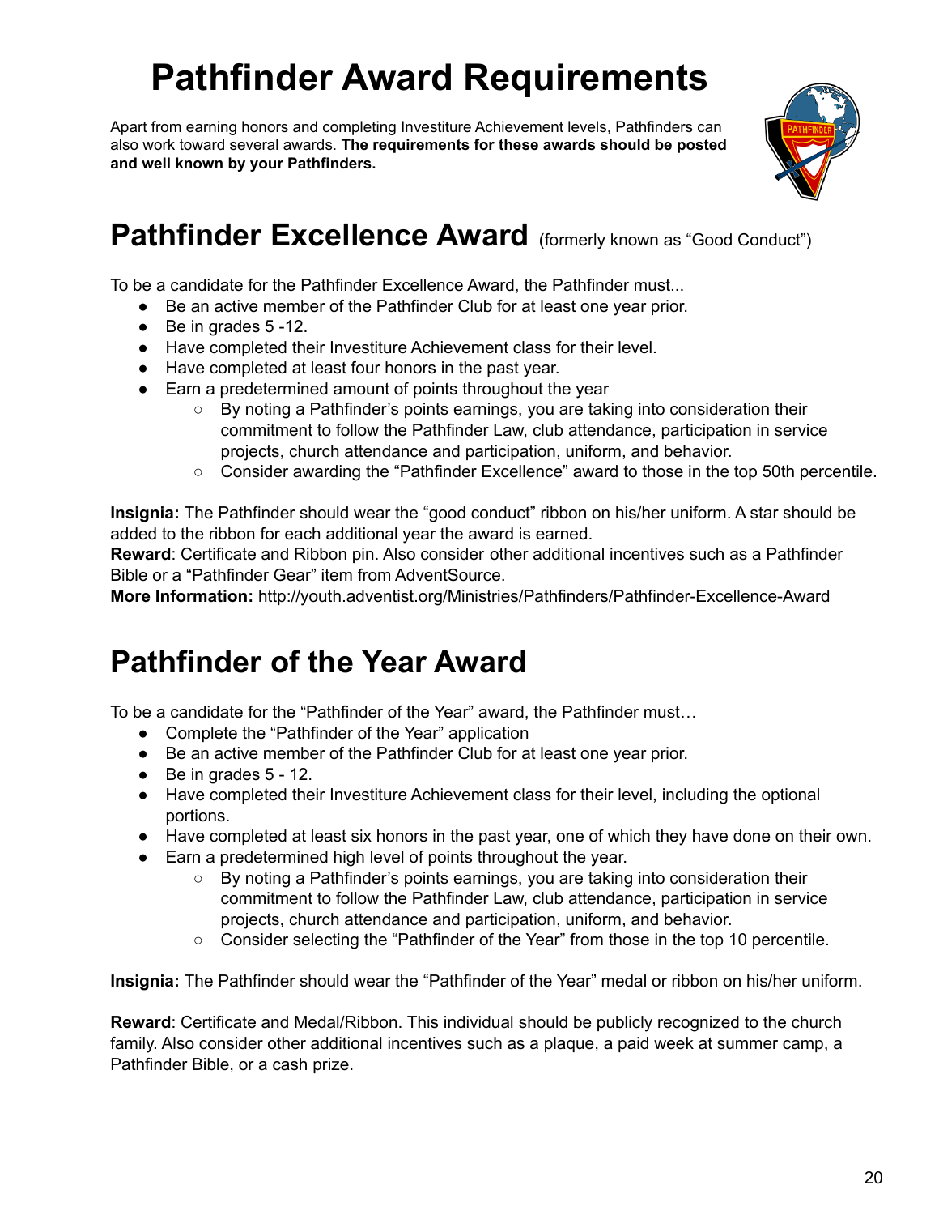# Pathfinder Award Requirements

Apart from earning honors and completing Investiture Achievement levels, Pathfinders can also work toward several awards. **The requirements for these awards should be posted and well known by your Pathfinders.**

## Pathfinder Excellence Award (formerly known as "Good Conduct")

To be a candidate for the Pathfinder Excellence Award, the Pathfinder must...

- Be an active member of the Pathfinder Club for at least one year prior.
- Be in grades 5 -12.
- Have completed their Investiture Achievement class for their level.
- Have completed at least four honors in the past year.
- Earn a predetermined amount of points throughout the year
    - By noting a Pathfinder's points earnings, you are taking into consideration their commitment to follow the Pathfinder Law, club attendance, participation in service projects, church attendance and participation, uniform, and behavior.
    - Consider awarding the "Pathfinder Excellence" award to those in the top 50th percentile.

**Insignia:** The Pathfinder should wear the "good conduct" ribbon on his/her uniform. A star should be added to the ribbon for each additional year the award is earned.
**Reward**: Certificate and Ribbon pin. Also consider other additional incentives such as a Pathfinder Bible or a "Pathfinder Gear" item from AdventSource.
**More Information:** http://youth.adventist.org/Ministries/Pathfinders/Pathfinder-Excellence-Award

## Pathfinder of the Year Award

To be a candidate for the "Pathfinder of the Year" award, the Pathfinder must…

- Complete the "Pathfinder of the Year" application
- Be an active member of the Pathfinder Club for at least one year prior.
- Be in grades 5 - 12.
- Have completed their Investiture Achievement class for their level, including the optional portions.
- Have completed at least six honors in the past year, one of which they have done on their own.
- Earn a predetermined high level of points throughout the year.
    - By noting a Pathfinder's points earnings, you are taking into consideration their commitment to follow the Pathfinder Law, club attendance, participation in service projects, church attendance and participation, uniform, and behavior.
    - Consider selecting the "Pathfinder of the Year" from those in the top 10 percentile.

**Insignia:** The Pathfinder should wear the "Pathfinder of the Year" medal or ribbon on his/her uniform.

**Reward**: Certificate and Medal/Ribbon. This individual should be publicly recognized to the church family. Also consider other additional incentives such as a plaque, a paid week at summer camp, a Pathfinder Bible, or a cash prize.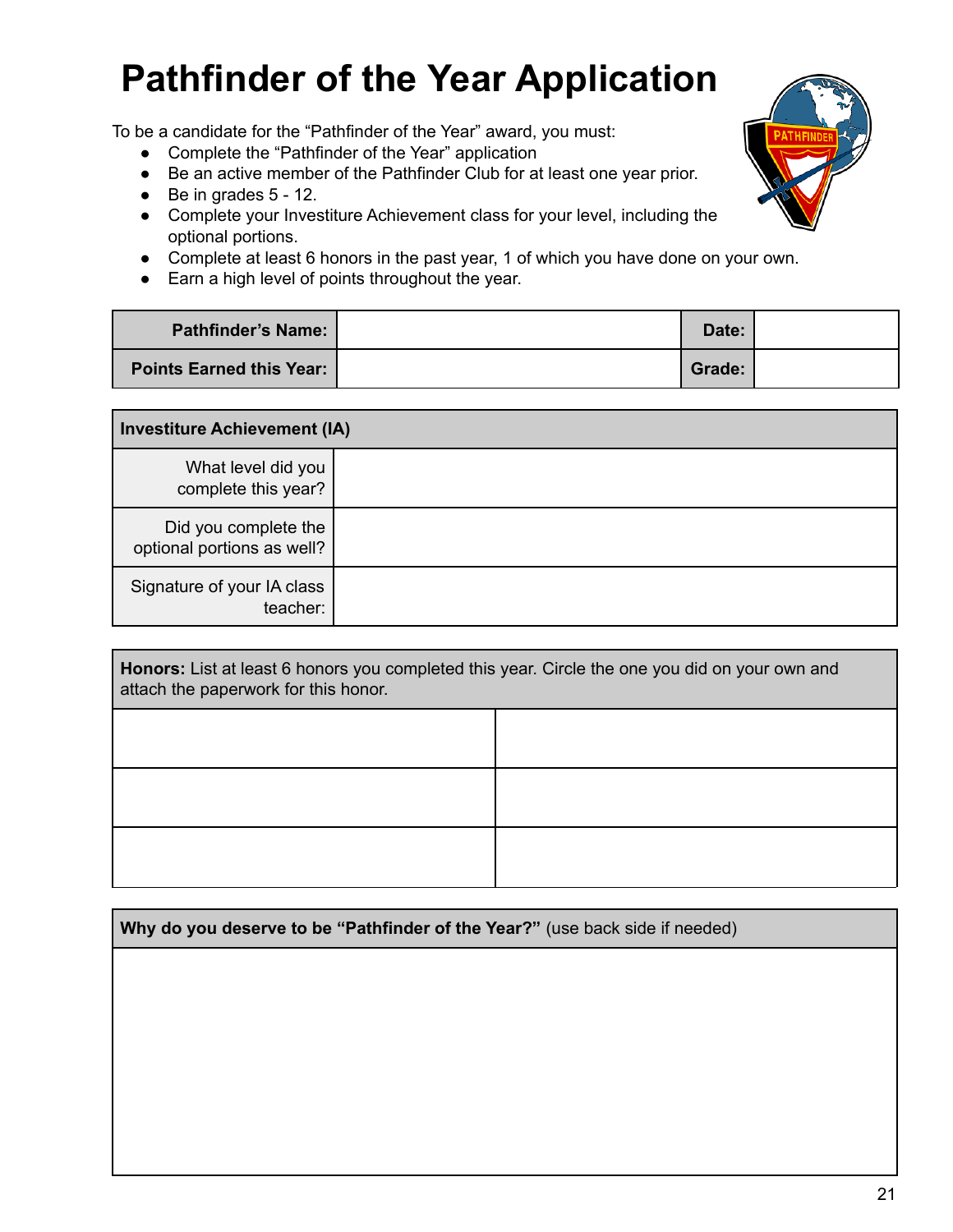# Pathfinder of the Year Application

To be a candidate for the "Pathfinder of the Year" award, you must:

- Complete the "Pathfinder of the Year" application
- Be an active member of the Pathfinder Club for at least one year prior.
- Be in grades 5 - 12.
- Complete your Investiture Achievement class for your level, including the optional portions.
- Complete at least 6 honors in the past year, 1 of which you have done on your own.
- Earn a high level of points throughout the year.

| **Pathfinder's Name:** | | **Date:** | |
|---|---|---|---|
| **Points Earned this Year:** | | **Grade:** | |

| **Investiture Achievement (IA)** | |
|---|---|
| What level did you complete this year? | |
| Did you complete the optional portions as well? | |
| Signature of your IA class teacher: | |

| **Honors:** List at least 6 honors you completed this year. Circle the one you did on your own and attach the paperwork for this honor. | |
|---|---|
| | |
| | |
| | |

| **Why do you deserve to be "Pathfinder of the Year?"** (use back side if needed) |
|---|
| |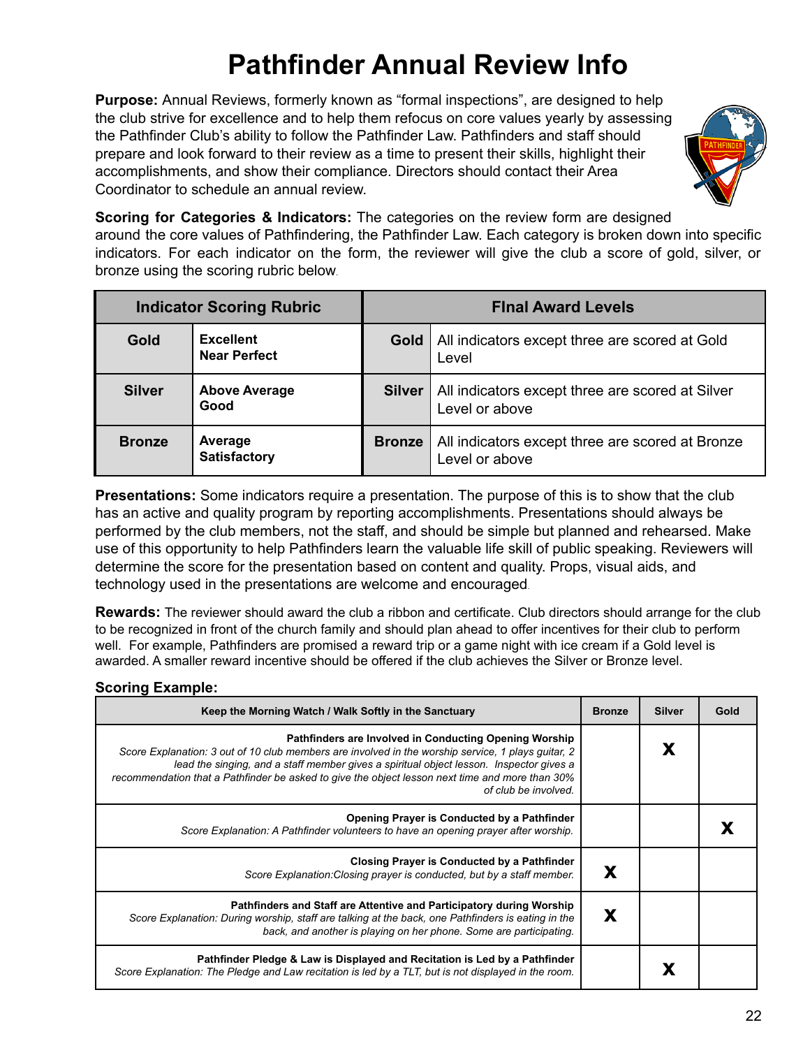# Pathfinder Annual Review Info

**Purpose:** Annual Reviews, formerly known as "formal inspections", are designed to help the club strive for excellence and to help them refocus on core values yearly by assessing the Pathfinder Club's ability to follow the Pathfinder Law. Pathfinders and staff should prepare and look forward to their review as a time to present their skills, highlight their accomplishments, and show their compliance. Directors should contact their Area Coordinator to schedule an annual review.

**Scoring for Categories & Indicators:** The categories on the review form are designed around the core values of Pathfindering, the Pathfinder Law. Each category is broken down into specific indicators. For each indicator on the form, the reviewer will give the club a score of gold, silver, or bronze using the scoring rubric below.

| Indicator Scoring Rubric | | FInal Award Levels | |
|---|---|---|---|
| **Gold** | **Excellent Near Perfect** | **Gold** | All indicators except three are scored at Gold Level |
| **Silver** | **Above Average Good** | **Silver** | All indicators except three are scored at Silver Level or above |
| **Bronze** | **Average Satisfactory** | **Bronze** | All indicators except three are scored at Bronze Level or above |

**Presentations:** Some indicators require a presentation. The purpose of this is to show that the club has an active and quality program by reporting accomplishments. Presentations should always be performed by the club members, not the staff, and should be simple but planned and rehearsed. Make use of this opportunity to help Pathfinders learn the valuable life skill of public speaking. Reviewers will determine the score for the presentation based on content and quality. Props, visual aids, and technology used in the presentations are welcome and encouraged.

**Rewards:** The reviewer should award the club a ribbon and certificate. Club directors should arrange for the club to be recognized in front of the church family and should plan ahead to offer incentives for their club to perform well. For example, Pathfinders are promised a reward trip or a game night with ice cream if a Gold level is awarded. A smaller reward incentive should be offered if the club achieves the Silver or Bronze level.

**Scoring Example:**

| Keep the Morning Watch / Walk Softly in the Sanctuary | Bronze | Silver | Gold |
|---|---|---|---|
| **Pathfinders are Involved in Conducting Opening Worship** *Score Explanation: 3 out of 10 club members are involved in the worship service, 1 plays guitar, 2 lead the singing, and a staff member gives a spiritual object lesson. Inspector gives a recommendation that a Pathfinder be asked to give the object lesson next time and more than 30% of club be involved.* | | X | |
| **Opening Prayer is Conducted by a Pathfinder** *Score Explanation: A Pathfinder volunteers to have an opening prayer after worship.* | | | X |
| **Closing Prayer is Conducted by a Pathfinder** *Score Explanation:Closing prayer is conducted, but by a staff member.* | X | | |
| **Pathfinders and Staff are Attentive and Participatory during Worship** *Score Explanation: During worship, staff are talking at the back, one Pathfinders is eating in the back, and another is playing on her phone. Some are participating.* | X | | |
| **Pathfinder Pledge & Law is Displayed and Recitation is Led by a Pathfinder** *Score Explanation: The Pledge and Law recitation is led by a TLT, but is not displayed in the room.* | | X | |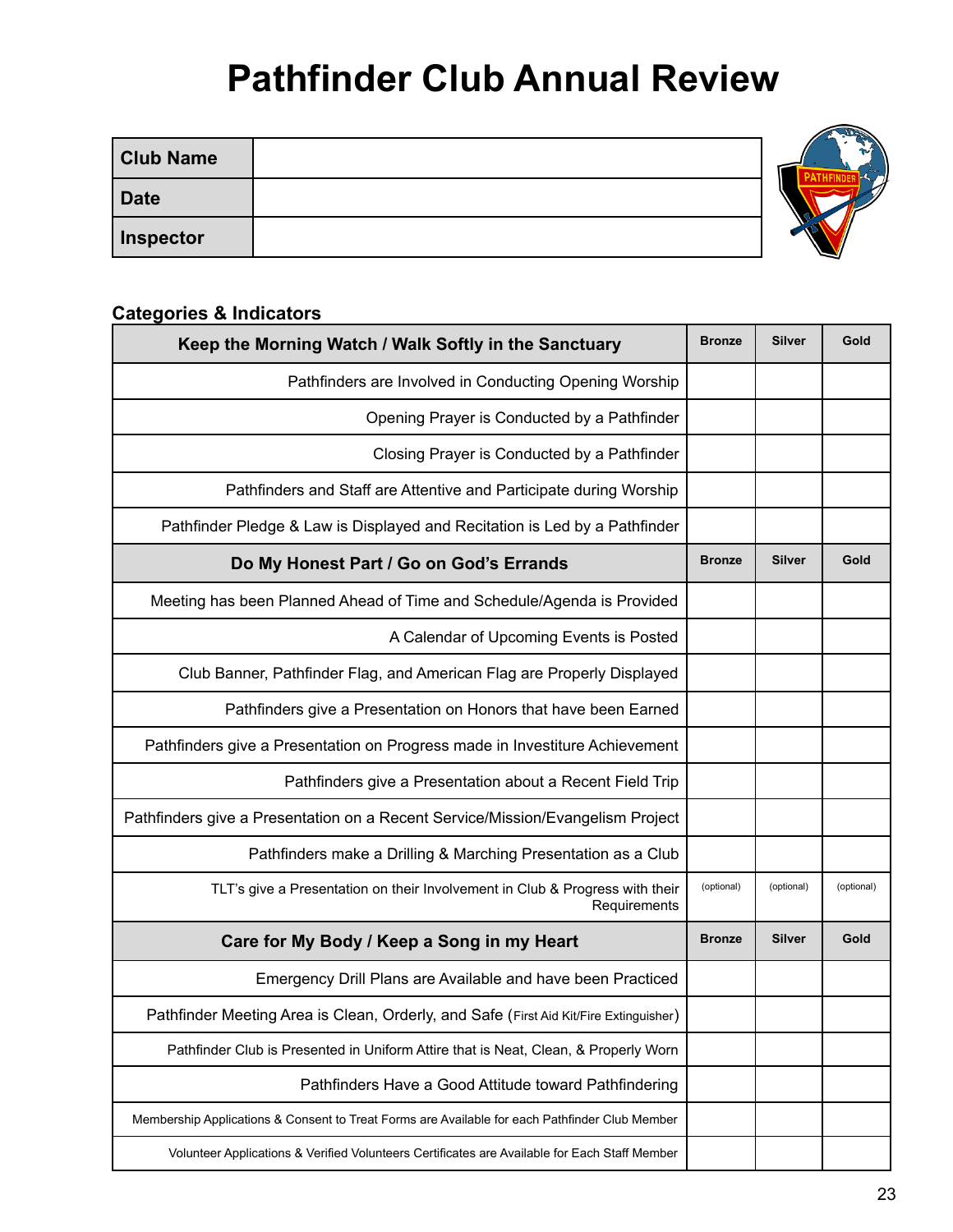# Pathfinder Club Annual Review

| Club Name | |
|---|---|
| Date | |
| Inspector | |

**Categories & Indicators**

| Keep the Morning Watch / Walk Softly in the Sanctuary | Bronze | Silver | Gold |
|---|---|---|---|
| Pathfinders are Involved in Conducting Opening Worship | | | |
| Opening Prayer is Conducted by a Pathfinder | | | |
| Closing Prayer is Conducted by a Pathfinder | | | |
| Pathfinders and Staff are Attentive and Participate during Worship | | | |
| Pathfinder Pledge & Law is Displayed and Recitation is Led by a Pathfinder | | | |
| **Do My Honest Part / Go on God's Errands** | **Bronze** | **Silver** | **Gold** |
| Meeting has been Planned Ahead of Time and Schedule/Agenda is Provided | | | |
| A Calendar of Upcoming Events is Posted | | | |
| Club Banner, Pathfinder Flag, and American Flag are Properly Displayed | | | |
| Pathfinders give a Presentation on Honors that have been Earned | | | |
| Pathfinders give a Presentation on Progress made in Investiture Achievement | | | |
| Pathfinders give a Presentation about a Recent Field Trip | | | |
| Pathfinders give a Presentation on a Recent Service/Mission/Evangelism Project | | | |
| Pathfinders make a Drilling & Marching Presentation as a Club | | | |
| TLT's give a Presentation on their Involvement in Club & Progress with their Requirements | (optional) | (optional) | (optional) |
| **Care for My Body / Keep a Song in my Heart** | **Bronze** | **Silver** | **Gold** |
| Emergency Drill Plans are Available and have been Practiced | | | |
| Pathfinder Meeting Area is Clean, Orderly, and Safe (First Aid Kit/Fire Extinguisher) | | | |
| Pathfinder Club is Presented in Uniform Attire that is Neat, Clean, & Properly Worn | | | |
| Pathfinders Have a Good Attitude toward Pathfindering | | | |
| Membership Applications & Consent to Treat Forms are Available for each Pathfinder Club Member | | | |
| Volunteer Applications & Verified Volunteers Certificates are Available for Each Staff Member | | | |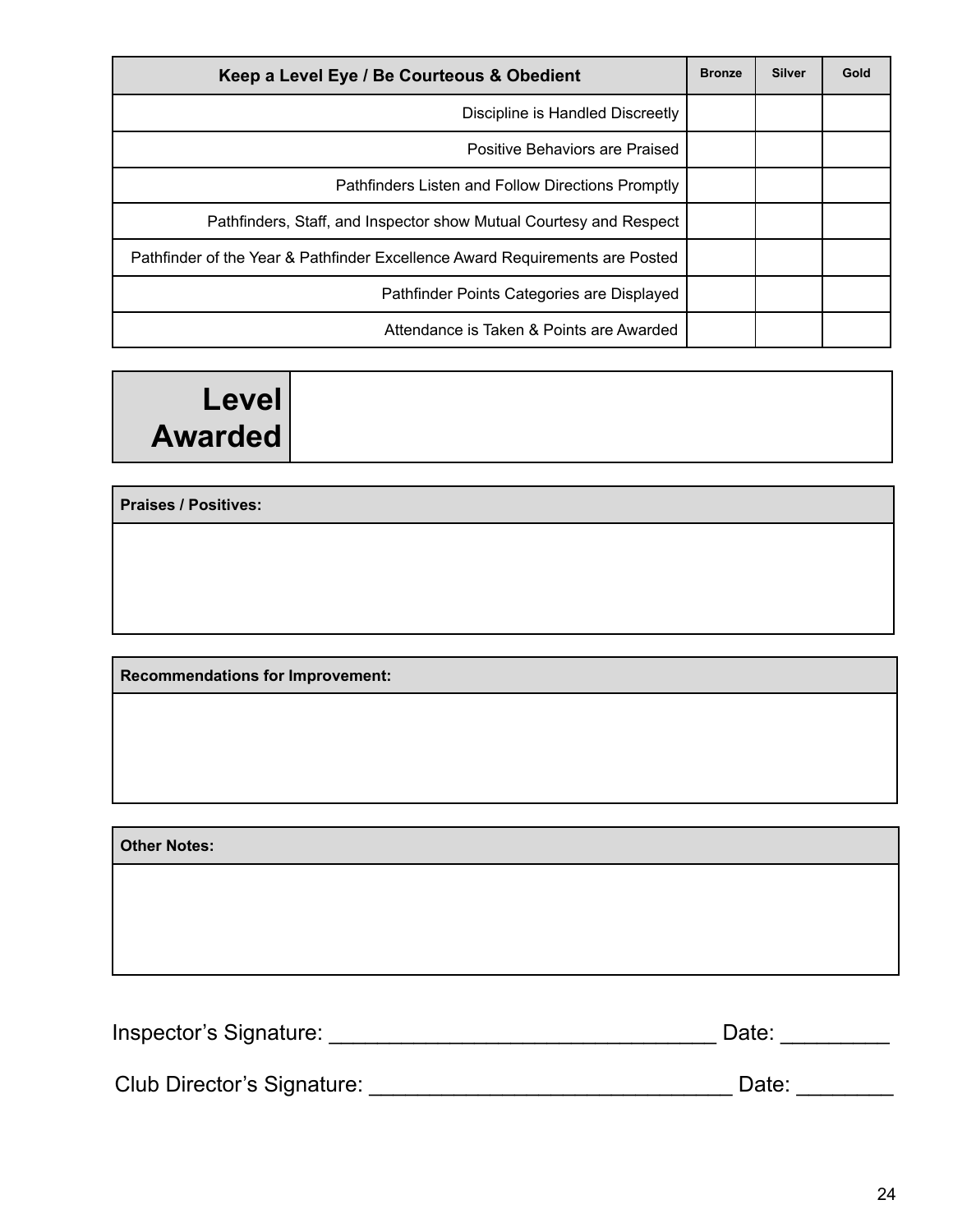| Keep a Level Eye / Be Courteous & Obedient | Bronze | Silver | Gold |
|---|---|---|---|
| Discipline is Handled Discreetly | | | |
| Positive Behaviors are Praised | | | |
| Pathfinders Listen and Follow Directions Promptly | | | |
| Pathfinders, Staff, and Inspector show Mutual Courtesy and Respect | | | |
| Pathfinder of the Year & Pathfinder Excellence Award Requirements are Posted | | | |
| Pathfinder Points Categories are Displayed | | | |
| Attendance is Taken & Points are Awarded | | | |

| **Level Awarded** | |
|---|---|

| **Praises / Positives:** |
|---|
| |

| **Recommendations for Improvement:** |
|---|
| |

| **Other Notes:** |
|---|
| |

Inspector's Signature: ________________________________ Date: _________

Club Director's Signature: ______________________________ Date: ________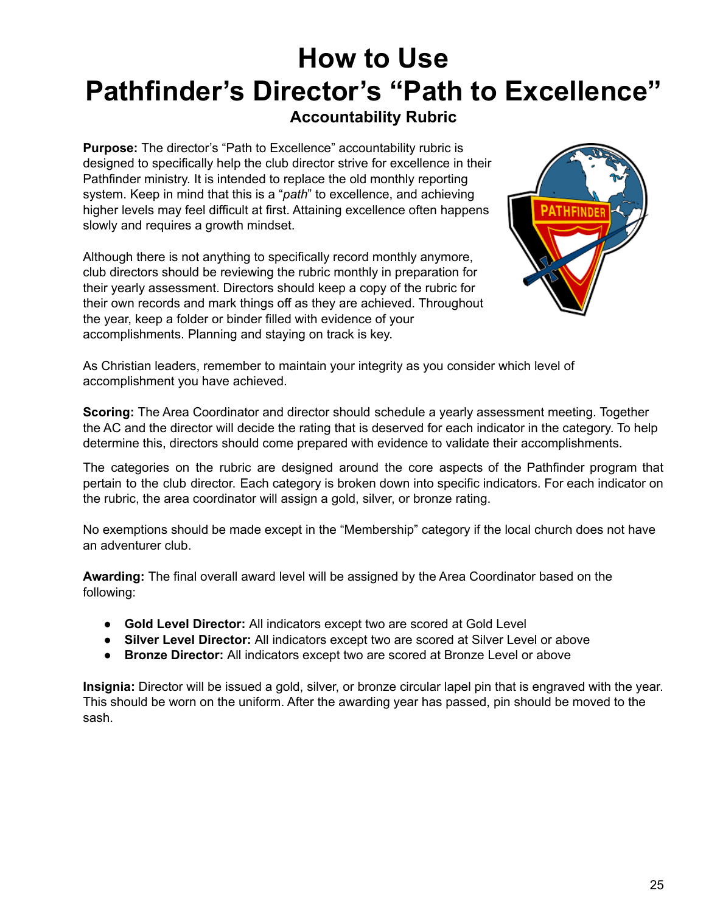# How to Use
# Pathfinder's Director's "Path to Excellence"
### Accountability Rubric

**Purpose:** The director's "Path to Excellence" accountability rubric is designed to specifically help the club director strive for excellence in their Pathfinder ministry. It is intended to replace the old monthly reporting system. Keep in mind that this is a "*path*" to excellence, and achieving higher levels may feel difficult at first. Attaining excellence often happens slowly and requires a growth mindset.

Although there is not anything to specifically record monthly anymore, club directors should be reviewing the rubric monthly in preparation for their yearly assessment. Directors should keep a copy of the rubric for their own records and mark things off as they are achieved. Throughout the year, keep a folder or binder filled with evidence of your accomplishments. Planning and staying on track is key.

As Christian leaders, remember to maintain your integrity as you consider which level of accomplishment you have achieved.

**Scoring:** The Area Coordinator and director should schedule a yearly assessment meeting. Together the AC and the director will decide the rating that is deserved for each indicator in the category. To help determine this, directors should come prepared with evidence to validate their accomplishments.

The categories on the rubric are designed around the core aspects of the Pathfinder program that pertain to the club director. Each category is broken down into specific indicators. For each indicator on the rubric, the area coordinator will assign a gold, silver, or bronze rating.

No exemptions should be made except in the "Membership" category if the local church does not have an adventurer club.

**Awarding:** The final overall award level will be assigned by the Area Coordinator based on the following:

- **Gold Level Director:** All indicators except two are scored at Gold Level
- **Silver Level Director:** All indicators except two are scored at Silver Level or above
- **Bronze Director:** All indicators except two are scored at Bronze Level or above

**Insignia:** Director will be issued a gold, silver, or bronze circular lapel pin that is engraved with the year. This should be worn on the uniform. After the awarding year has passed, pin should be moved to the sash.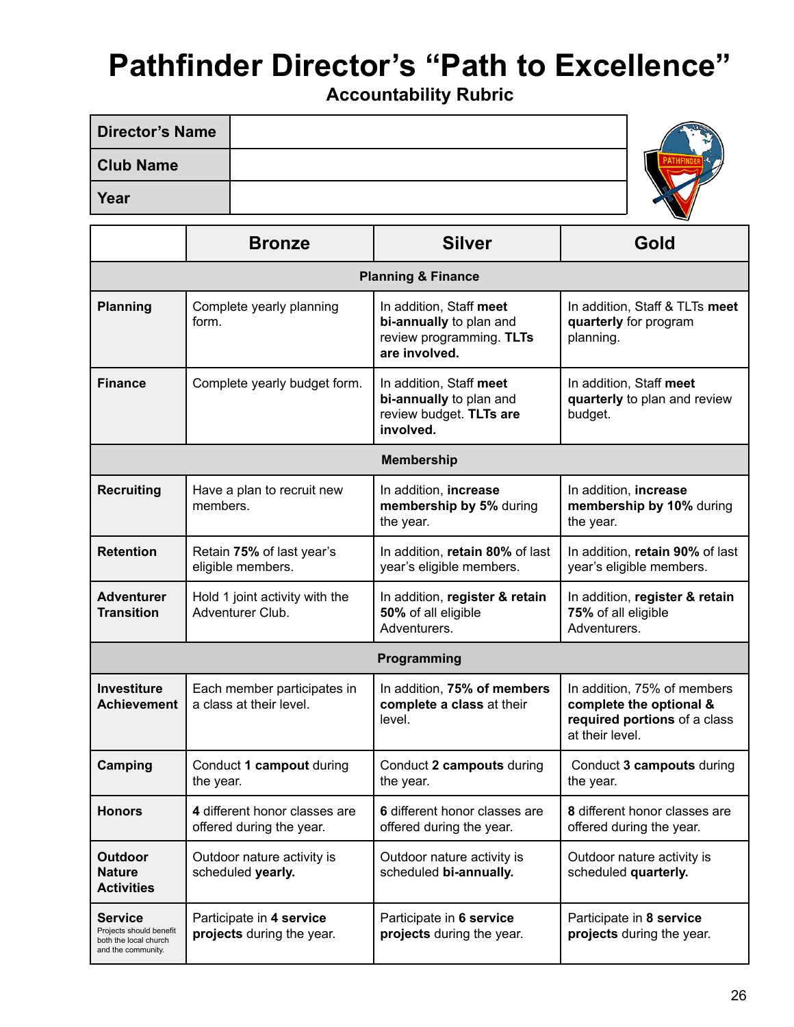# Pathfinder Director's "Path to Excellence"

### Accountability Rubric

| | |
|---|---|
| **Director's Name** | |
| **Club Name** | |
| **Year** | |

| | Bronze | Silver | Gold |
|---|---|---|---|
| **Planning & Finance** | | | |
| **Planning** | Complete yearly planning form. | In addition, Staff **meet bi-annually** to plan and review programming. **TLTs are involved.** | In addition, Staff & TLTs **meet quarterly** for program planning. |
| **Finance** | Complete yearly budget form. | In addition, Staff **meet bi-annually** to plan and review budget. **TLTs are involved.** | In addition, Staff **meet quarterly** to plan and review budget. |
| **Membership** | | | |
| **Recruiting** | Have a plan to recruit new members. | In addition, **increase membership by 5%** during the year. | In addition, **increase membership by 10%** during the year. |
| **Retention** | Retain **75%** of last year's eligible members. | In addition, **retain 80%** of last year's eligible members. | In addition, **retain 90%** of last year's eligible members. |
| **Adventurer Transition** | Hold 1 joint activity with the Adventurer Club. | In addition, **register & retain 50%** of all eligible Adventurers. | In addition, **register & retain 75%** of all eligible Adventurers. |
| **Programming** | | | |
| **Investiture Achievement** | Each member participates in a class at their level. | In addition, **75% of members complete a class** at their level. | In addition, 75% of members **complete the optional & required portions** of a class at their level. |
| **Camping** | Conduct **1 campout** during the year. | Conduct **2 campouts** during the year. | Conduct **3 campouts** during the year. |
| **Honors** | **4** different honor classes are offered during the year. | **6** different honor classes are offered during the year. | **8** different honor classes are offered during the year. |
| **Outdoor Nature Activities** | Outdoor nature activity is scheduled **yearly.** | Outdoor nature activity is scheduled **bi-annually.** | Outdoor nature activity is scheduled **quarterly.** |
| **Service** Projects should benefit both the local church and the community. | Participate in **4 service projects** during the year. | Participate in **6 service projects** during the year. | Participate in **8 service projects** during the year. |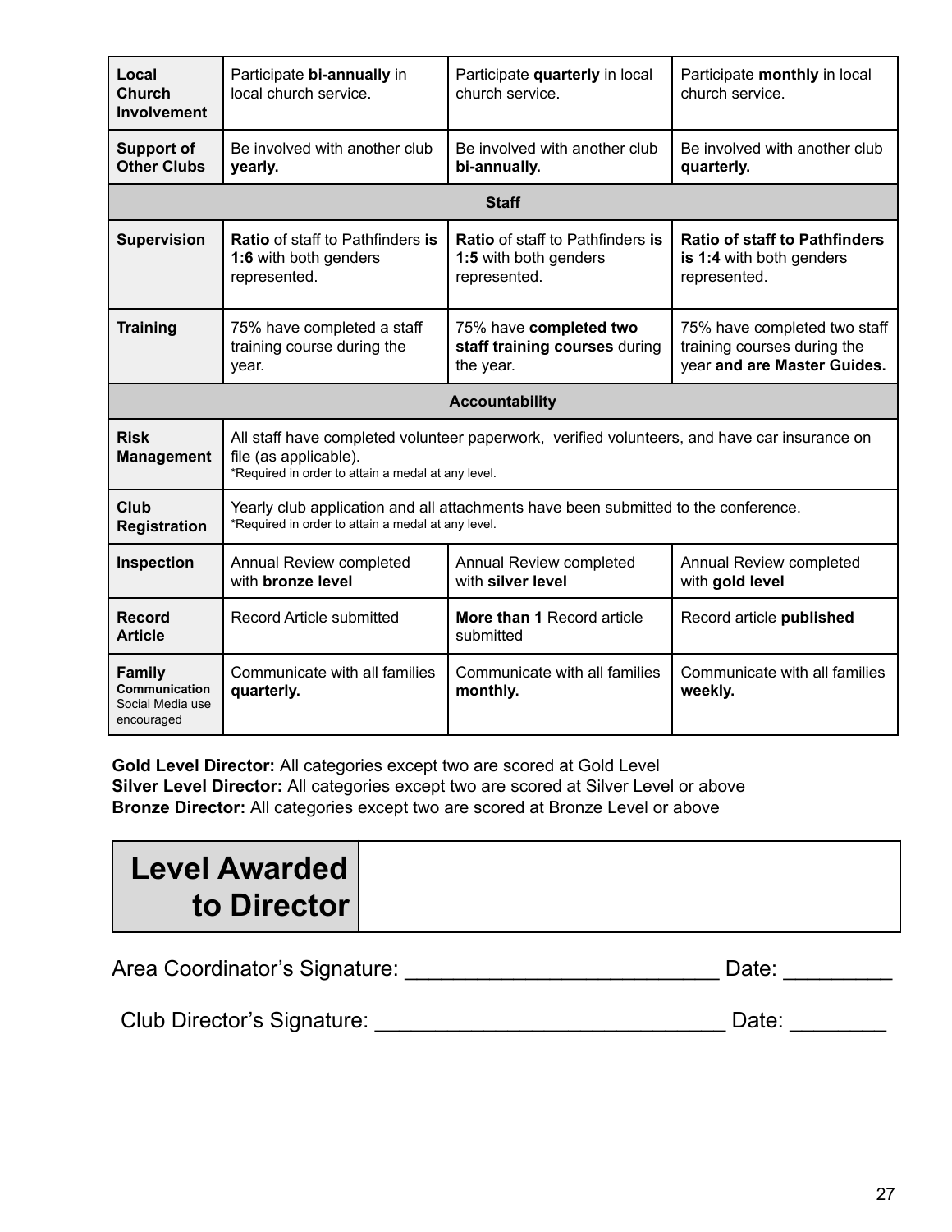| | | | |
|---|---|---|---|
| **Local Church Involvement** | Participate **bi-annually** in local church service. | Participate **quarterly** in local church service. | Participate **monthly** in local church service. |
| **Support of Other Clubs** | Be involved with another club **yearly.** | Be involved with another club **bi-annually.** | Be involved with another club **quarterly.** |
| **Staff** | | | |
| **Supervision** | **Ratio** of staff to Pathfinders **is 1:6** with both genders represented. | **Ratio** of staff to Pathfinders **is 1:5** with both genders represented. | **Ratio of staff to Pathfinders is 1:4** with both genders represented. |
| **Training** | 75% have completed a staff training course during the year. | 75% have **completed two staff training courses** during the year. | 75% have completed two staff training courses during the year **and are Master Guides.** |
| **Accountability** | | | |
| **Risk Management** | All staff have completed volunteer paperwork, verified volunteers, and have car insurance on file (as applicable).<br>*Required in order to attain a medal at any level. | | |
| **Club Registration** | Yearly club application and all attachments have been submitted to the conference.<br>*Required in order to attain a medal at any level. | | |
| **Inspection** | Annual Review completed with **bronze level** | Annual Review completed with **silver level** | Annual Review completed with **gold level** |
| **Record Article** | Record Article submitted | **More than 1** Record article submitted | Record article **published** |
| **Family Communication** Social Media use encouraged | Communicate with all families **quarterly.** | Communicate with all families **monthly.** | Communicate with all families **weekly.** |

**Gold Level Director:** All categories except two are scored at Gold Level
**Silver Level Director:** All categories except two are scored at Silver Level or above
**Bronze Director:** All categories except two are scored at Bronze Level or above

| **Level Awarded to Director** | |
|---|---|

Area Coordinator's Signature: ___________________________ Date: _________

Club Director's Signature: ______________________________ Date: ________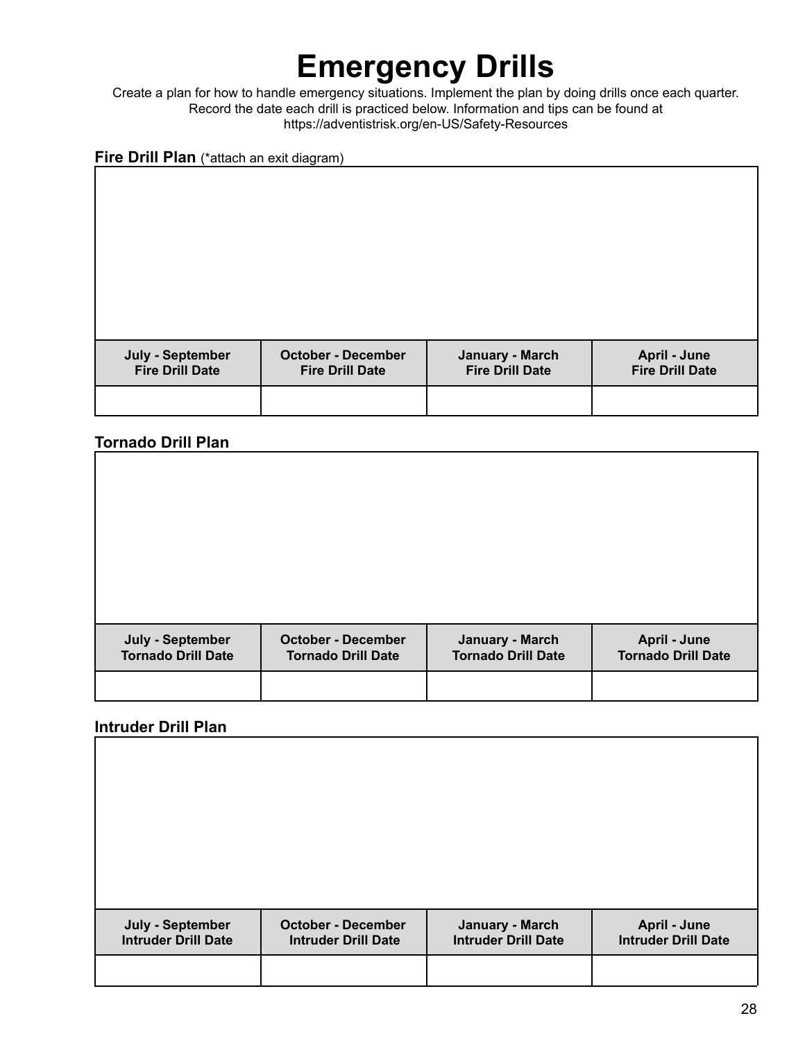# Emergency Drills

Create a plan for how to handle emergency situations. Implement the plan by doing drills once each quarter. Record the date each drill is practiced below. Information and tips can be found at https://adventistrisk.org/en-US/Safety-Resources

**Fire Drill Plan** (*attach an exit diagram)

| July - September Fire Drill Date | October - December Fire Drill Date | January - March Fire Drill Date | April - June Fire Drill Date |
|---|---|---|---|
| | | | |

**Tornado Drill Plan**

| July - September Tornado Drill Date | October - December Tornado Drill Date | January - March Tornado Drill Date | April - June Tornado Drill Date |
|---|---|---|---|
| | | | |

**Intruder Drill Plan**

| July - September Intruder Drill Date | October - December Intruder Drill Date | January - March Intruder Drill Date | April - June Intruder Drill Date |
|---|---|---|---|
| | | | |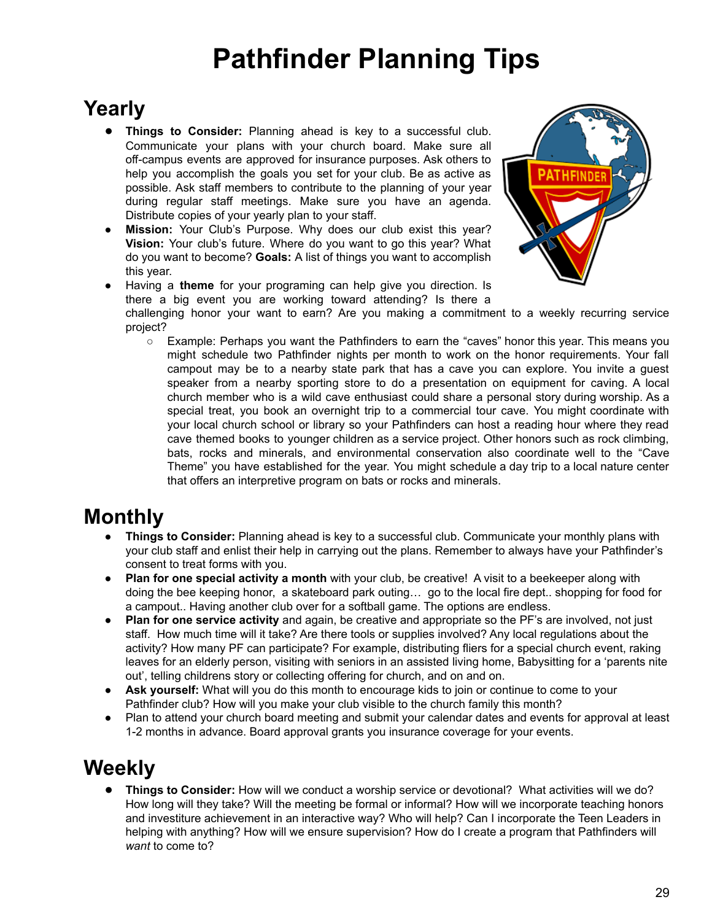# Pathfinder Planning Tips

## Yearly

- **Things to Consider:** Planning ahead is key to a successful club. Communicate your plans with your church board. Make sure all off-campus events are approved for insurance purposes. Ask others to help you accomplish the goals you set for your club. Be as active as possible. Ask staff members to contribute to the planning of your year during regular staff meetings. Make sure you have an agenda. Distribute copies of your yearly plan to your staff.
- **Mission:** Your Club's Purpose. Why does our club exist this year? **Vision:** Your club's future. Where do you want to go this year? What do you want to become? **Goals:** A list of things you want to accomplish this year.
- Having a **theme** for your programing can help give you direction. Is there a big event you are working toward attending? Is there a challenging honor your want to earn? Are you making a commitment to a weekly recurring service project?
  - Example: Perhaps you want the Pathfinders to earn the "caves" honor this year. This means you might schedule two Pathfinder nights per month to work on the honor requirements. Your fall campout may be to a nearby state park that has a cave you can explore. You invite a guest speaker from a nearby sporting store to do a presentation on equipment for caving. A local church member who is a wild cave enthusiast could share a personal story during worship. As a special treat, you book an overnight trip to a commercial tour cave. You might coordinate with your local church school or library so your Pathfinders can host a reading hour where they read cave themed books to younger children as a service project. Other honors such as rock climbing, bats, rocks and minerals, and environmental conservation also coordinate well to the "Cave Theme" you have established for the year. You might schedule a day trip to a local nature center that offers an interpretive program on bats or rocks and minerals.

## Monthly

- **Things to Consider:** Planning ahead is key to a successful club. Communicate your monthly plans with your club staff and enlist their help in carrying out the plans. Remember to always have your Pathfinder's consent to treat forms with you.
- **Plan for one special activity a month** with your club, be creative! A visit to a beekeeper along with doing the bee keeping honor, a skateboard park outing… go to the local fire dept.. shopping for food for a campout.. Having another club over for a softball game. The options are endless.
- **Plan for one service activity** and again, be creative and appropriate so the PF's are involved, not just staff. How much time will it take? Are there tools or supplies involved? Any local regulations about the activity? How many PF can participate? For example, distributing fliers for a special church event, raking leaves for an elderly person, visiting with seniors in an assisted living home, Babysitting for a 'parents nite out', telling childrens story or collecting offering for church, and on and on.
- **Ask yourself:** What will you do this month to encourage kids to join or continue to come to your Pathfinder club? How will you make your club visible to the church family this month?
- Plan to attend your church board meeting and submit your calendar dates and events for approval at least 1-2 months in advance. Board approval grants you insurance coverage for your events.

## Weekly

- **Things to Consider:** How will we conduct a worship service or devotional? What activities will we do? How long will they take? Will the meeting be formal or informal? How will we incorporate teaching honors and investiture achievement in an interactive way? Who will help? Can I incorporate the Teen Leaders in helping with anything? How will we ensure supervision? How do I create a program that Pathfinders will *want* to come to?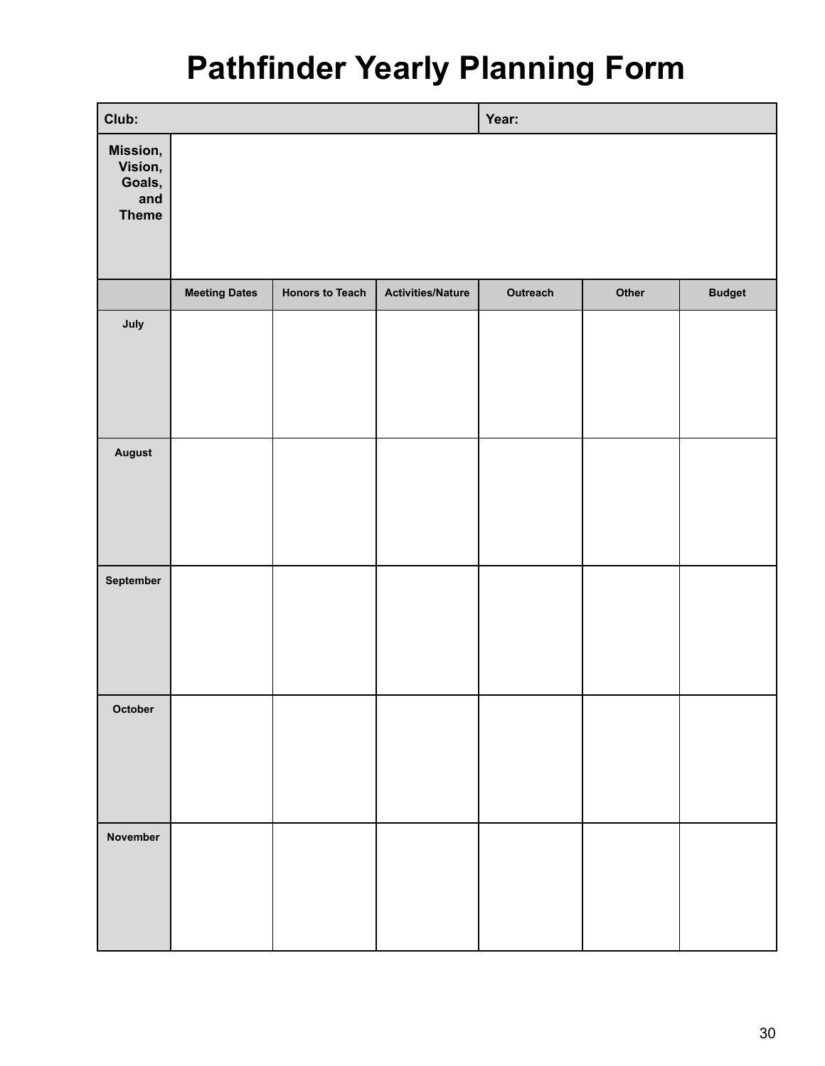# Pathfinder Yearly Planning Form

| Club: | | | | Year: | | |
|---|---|---|---|---|---|---|
| **Mission, Vision, Goals, and Theme** | | | | | | |
| | **Meeting Dates** | **Honors to Teach** | **Activities/Nature** | **Outreach** | **Other** | **Budget** |
| **July** | | | | | | |
| **August** | | | | | | |
| **September** | | | | | | |
| **October** | | | | | | |
| **November** | | | | | | |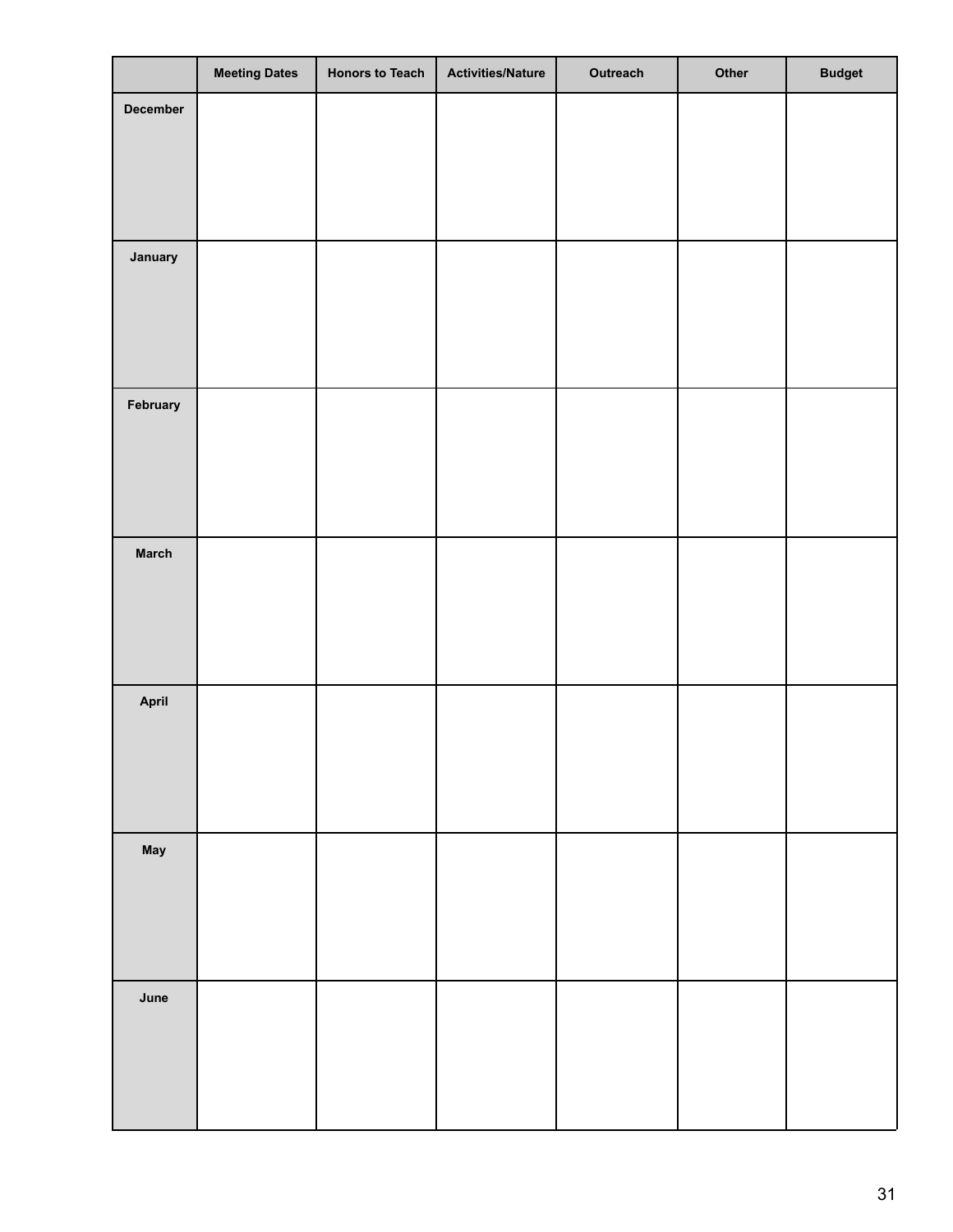| | Meeting Dates | Honors to Teach | Activities/Nature | Outreach | Other | Budget |
|---|---|---|---|---|---|---|
| December | | | | | | |
| January | | | | | | |
| February | | | | | | |
| March | | | | | | |
| April | | | | | | |
| May | | | | | | |
| June | | | | | | |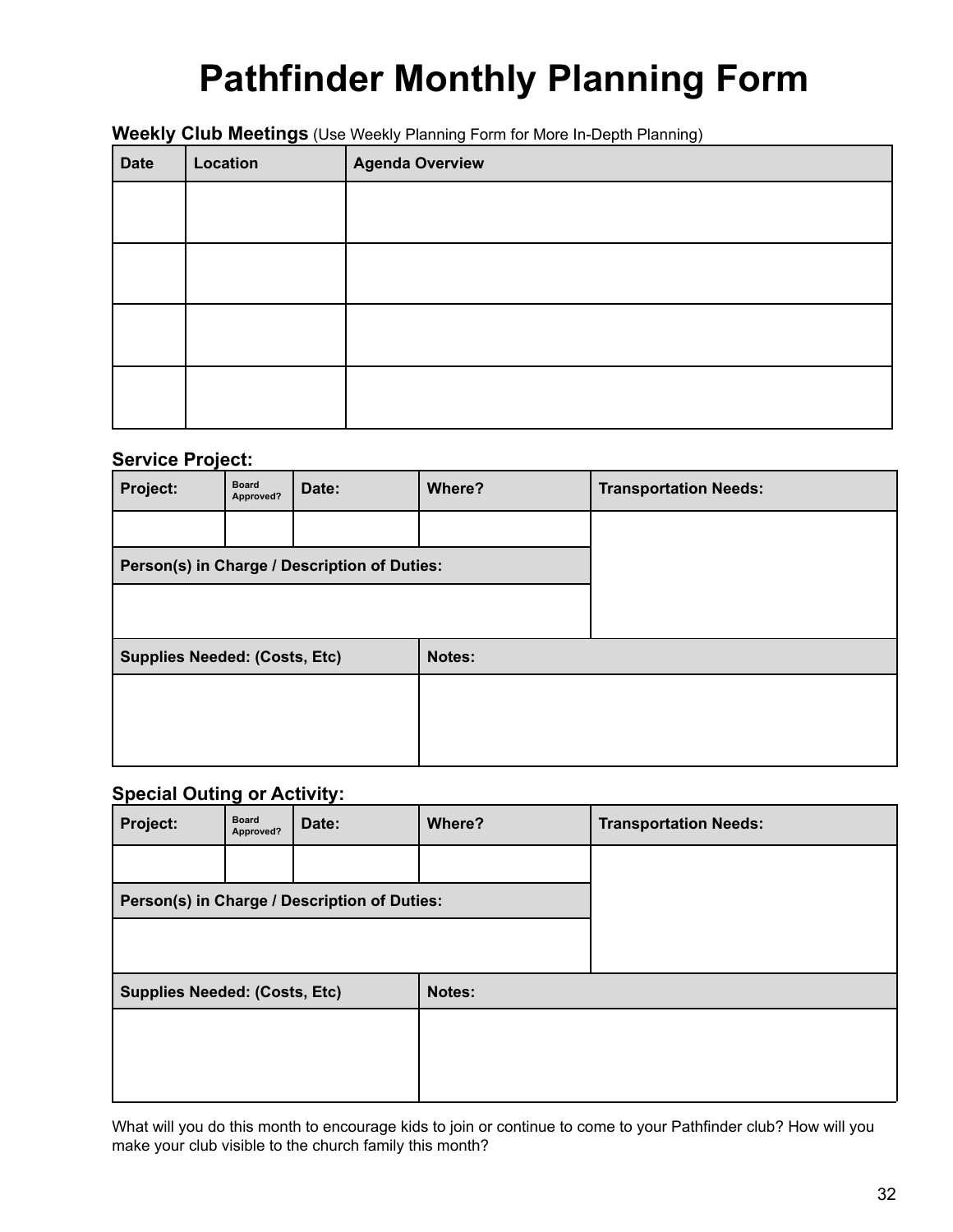# Pathfinder Monthly Planning Form

**Weekly Club Meetings** (Use Weekly Planning Form for More In-Depth Planning)

| Date | Location | Agenda Overview |
|---|---|---|
| | | |
| | | |
| | | |
| | | |

**Service Project:**

| Project: | Board Approved? | Date: | Where? | Transportation Needs: |
|---|---|---|---|---|
| | | | | |
| **Person(s) in Charge / Description of Duties:** | | | | |
| | | | | |
| **Supplies Needed: (Costs, Etc)** | | **Notes:** | | |
| | | | | |

**Special Outing or Activity:**

| Project: | Board Approved? | Date: | Where? | Transportation Needs: |
|---|---|---|---|---|
| | | | | |
| **Person(s) in Charge / Description of Duties:** | | | | |
| | | | | |
| **Supplies Needed: (Costs, Etc)** | | **Notes:** | | |
| | | | | |

What will you do this month to encourage kids to join or continue to come to your Pathfinder club? How will you make your club visible to the church family this month?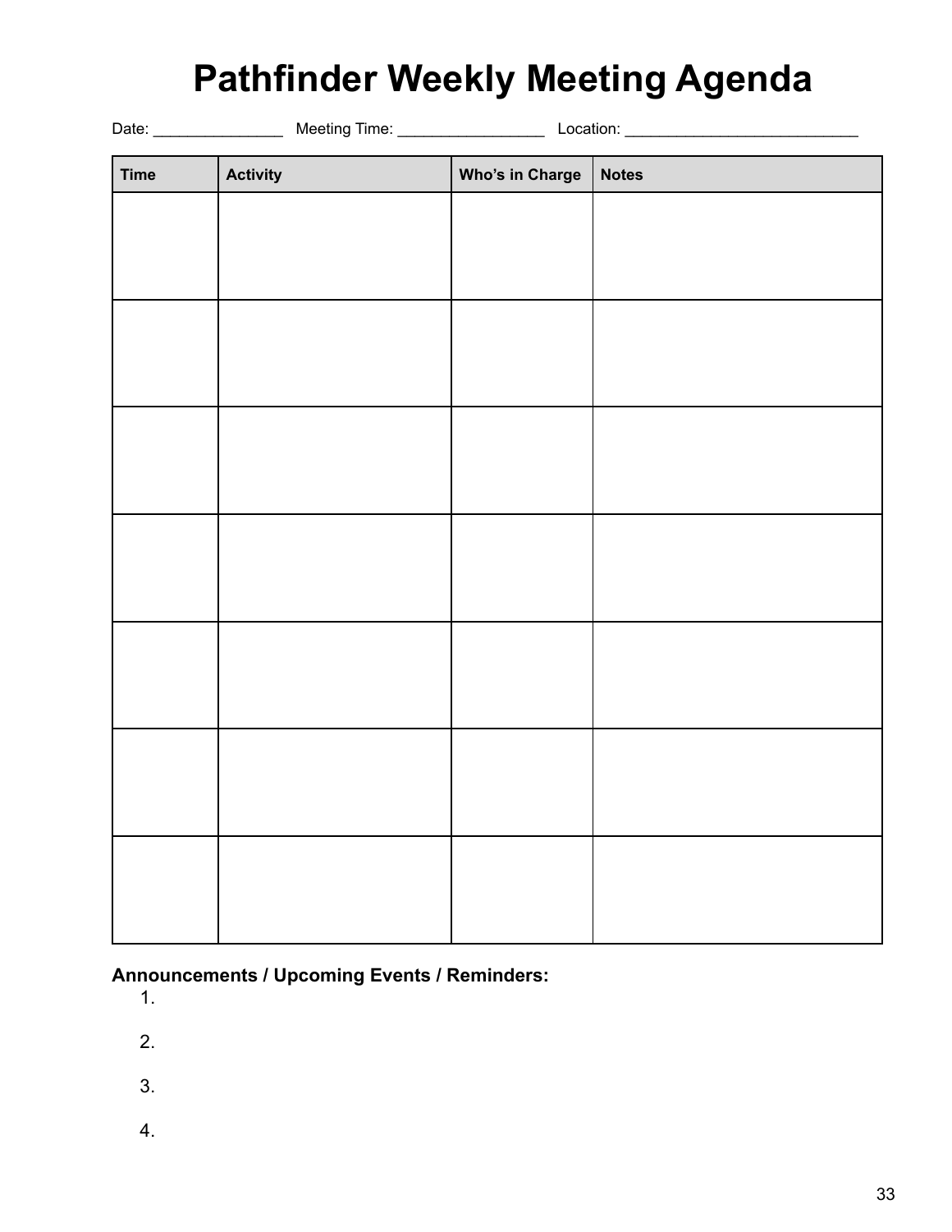# Pathfinder Weekly Meeting Agenda

Date: _______________ Meeting Time: _________________ Location: ___________________________

| Time | Activity | Who's in Charge | Notes |
|---|---|---|---|
| | | | |
| | | | |
| | | | |
| | | | |
| | | | |
| | | | |
| | | | |

**Announcements / Upcoming Events / Reminders:**

1. 
2. 
3. 
4.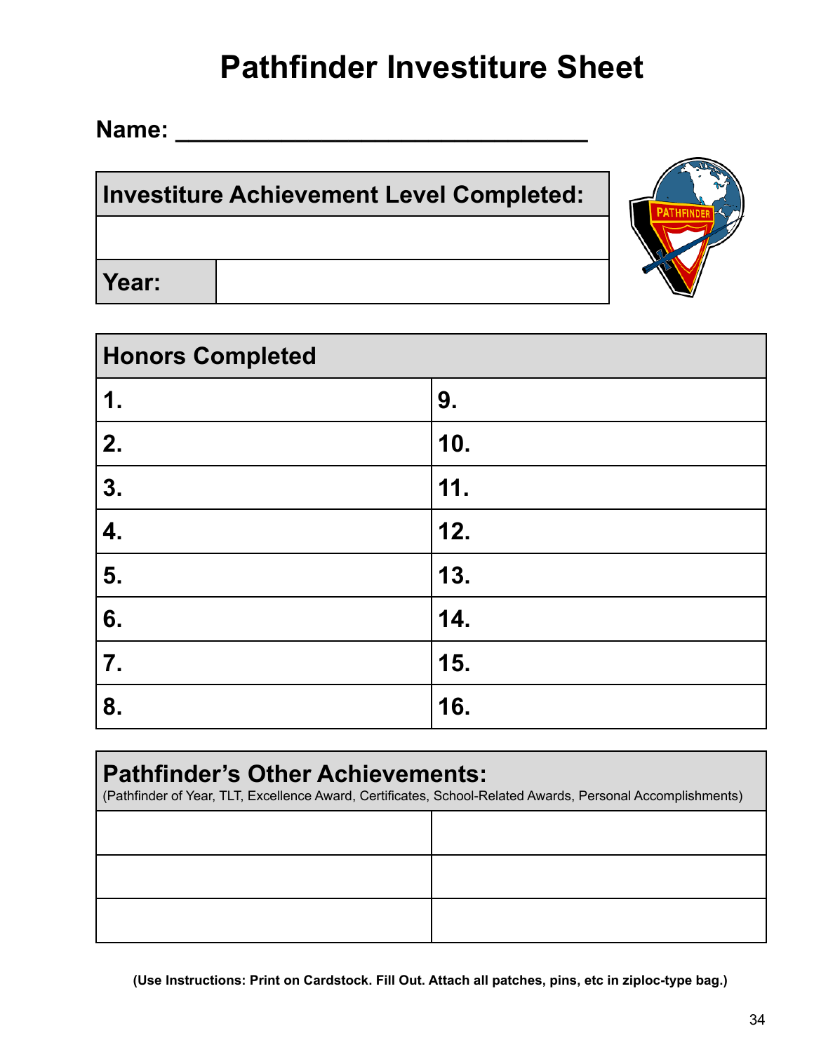# Pathfinder Investiture Sheet

**Name:** ________________________________

| Investiture Achievement Level Completed: | |
|---|---|
| | |
| **Year:** | |

| Honors Completed | |
|---|---|
| 1. | 9. |
| 2. | 10. |
| 3. | 11. |
| 4. | 12. |
| 5. | 13. |
| 6. | 14. |
| 7. | 15. |
| 8. | 16. |

| Pathfinder's Other Achievements: (Pathfinder of Year, TLT, Excellence Award, Certificates, School-Related Awards, Personal Accomplishments) | |
|---|---|
| | |
| | |
| | |

**(Use Instructions: Print on Cardstock. Fill Out. Attach all patches, pins, etc in ziploc-type bag.)**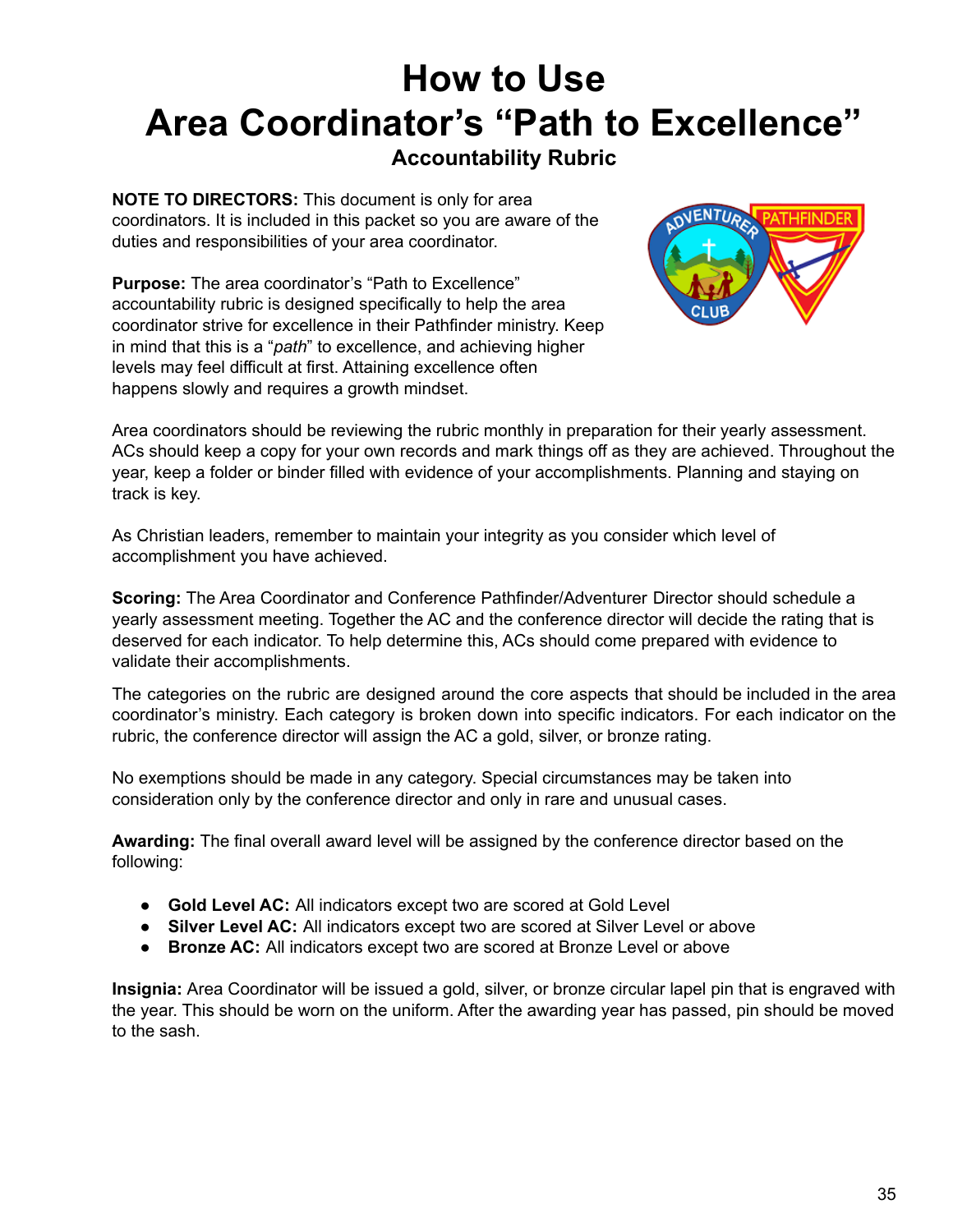# How to Use
# Area Coordinator's "Path to Excellence"
## Accountability Rubric

**NOTE TO DIRECTORS:** This document is only for area coordinators. It is included in this packet so you are aware of the duties and responsibilities of your area coordinator.

**Purpose:** The area coordinator's "Path to Excellence" accountability rubric is designed specifically to help the area coordinator strive for excellence in their Pathfinder ministry. Keep in mind that this is a "*path*" to excellence, and achieving higher levels may feel difficult at first. Attaining excellence often happens slowly and requires a growth mindset.

Area coordinators should be reviewing the rubric monthly in preparation for their yearly assessment. ACs should keep a copy for your own records and mark things off as they are achieved. Throughout the year, keep a folder or binder filled with evidence of your accomplishments. Planning and staying on track is key.

As Christian leaders, remember to maintain your integrity as you consider which level of accomplishment you have achieved.

**Scoring:** The Area Coordinator and Conference Pathfinder/Adventurer Director should schedule a yearly assessment meeting. Together the AC and the conference director will decide the rating that is deserved for each indicator. To help determine this, ACs should come prepared with evidence to validate their accomplishments.

The categories on the rubric are designed around the core aspects that should be included in the area coordinator's ministry. Each category is broken down into specific indicators. For each indicator on the rubric, the conference director will assign the AC a gold, silver, or bronze rating.

No exemptions should be made in any category. Special circumstances may be taken into consideration only by the conference director and only in rare and unusual cases.

**Awarding:** The final overall award level will be assigned by the conference director based on the following:

- **Gold Level AC:** All indicators except two are scored at Gold Level
- **Silver Level AC:** All indicators except two are scored at Silver Level or above
- **Bronze AC:** All indicators except two are scored at Bronze Level or above

**Insignia:** Area Coordinator will be issued a gold, silver, or bronze circular lapel pin that is engraved with the year. This should be worn on the uniform. After the awarding year has passed, pin should be moved to the sash.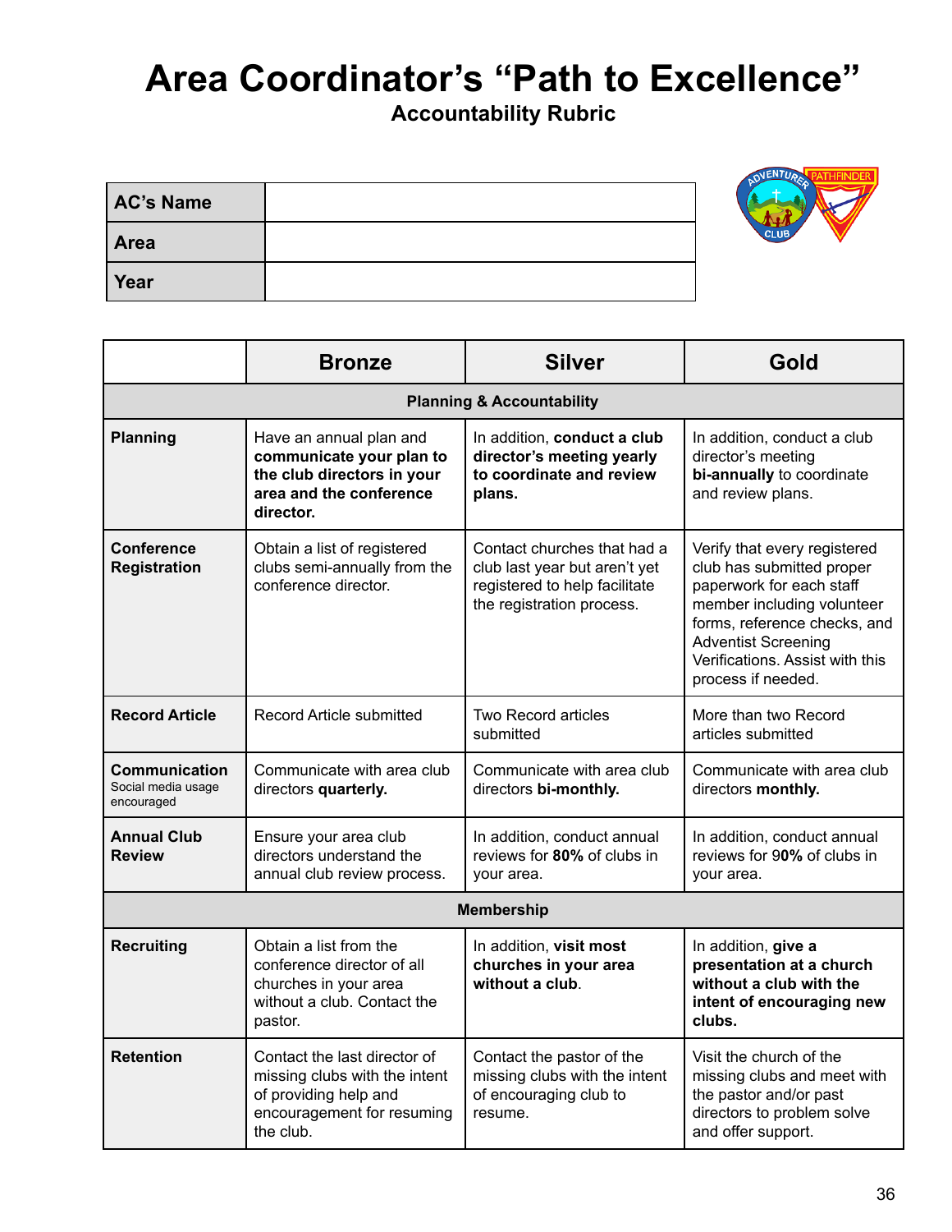# Area Coordinator's "Path to Excellence"

### Accountability Rubric

| AC's Name | |
|---|---|
| Area | |
| Year | |

| | Bronze | Silver | Gold |
|---|---|---|---|
| **Planning & Accountability** | | | |
| **Planning** | Have an annual plan and **communicate your plan to the club directors in your area and the conference director.** | In addition, **conduct a club director's meeting yearly to coordinate and review plans.** | In addition, conduct a club director's meeting **bi-annually** to coordinate and review plans. |
| **Conference Registration** | Obtain a list of registered clubs semi-annually from the conference director. | Contact churches that had a club last year but aren't yet registered to help facilitate the registration process. | Verify that every registered club has submitted proper paperwork for each staff member including volunteer forms, reference checks, and Adventist Screening Verifications. Assist with this process if needed. |
| **Record Article** | Record Article submitted | Two Record articles submitted | More than two Record articles submitted |
| **Communication** Social media usage encouraged | Communicate with area club directors **quarterly.** | Communicate with area club directors **bi-monthly.** | Communicate with area club directors **monthly.** |
| **Annual Club Review** | Ensure your area club directors understand the annual club review process. | In addition, conduct annual reviews for **80%** of clubs in your area. | In addition, conduct annual reviews for 9**0%** of clubs in your area. |
| **Membership** | | | |
| **Recruiting** | Obtain a list from the conference director of all churches in your area without a club. Contact the pastor. | In addition, **visit most churches in your area without a club**. | In addition, **give a presentation at a church without a club with the intent of encouraging new clubs.** |
| **Retention** | Contact the last director of missing clubs with the intent of providing help and encouragement for resuming the club. | Contact the pastor of the missing clubs with the intent of encouraging club to resume. | Visit the church of the missing clubs and meet with the pastor and/or past directors to problem solve and offer support. |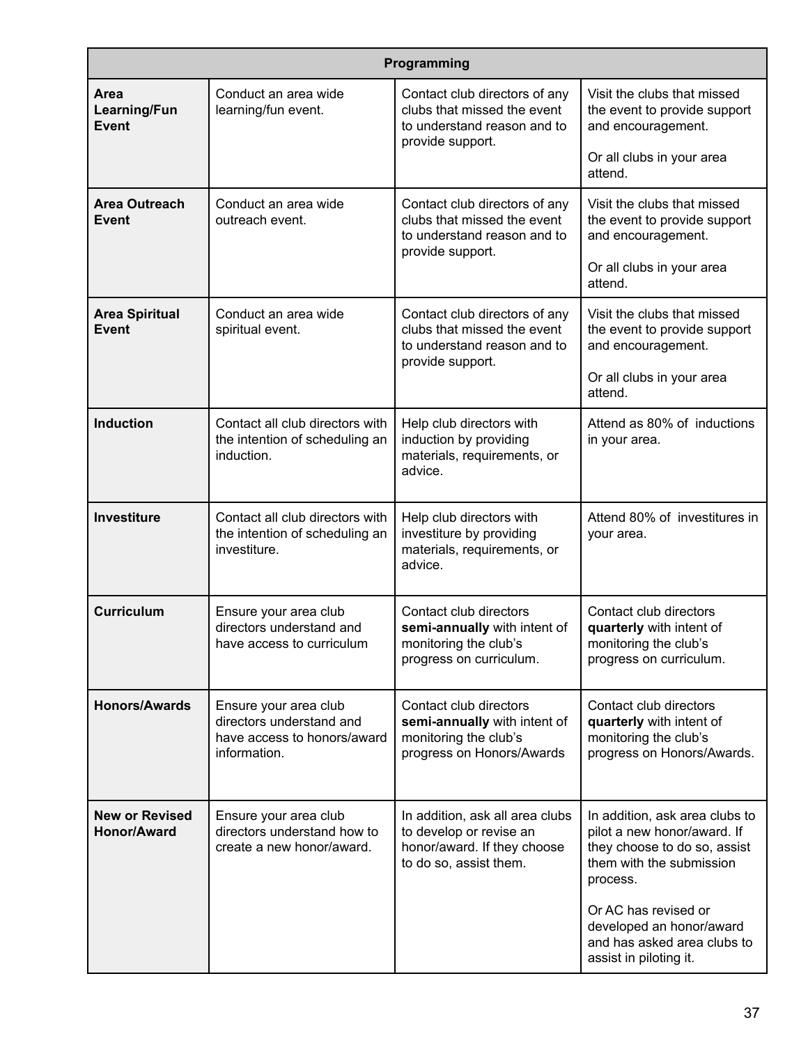| Programming | | | |
|---|---|---|---|
| **Area Learning/Fun Event** | Conduct an area wide learning/fun event. | Contact club directors of any clubs that missed the event to understand reason and to provide support. | Visit the clubs that missed the event to provide support and encouragement.<br><br>Or all clubs in your area attend. |
| **Area Outreach Event** | Conduct an area wide outreach event. | Contact club directors of any clubs that missed the event to understand reason and to provide support. | Visit the clubs that missed the event to provide support and encouragement.<br><br>Or all clubs in your area attend. |
| **Area Spiritual Event** | Conduct an area wide spiritual event. | Contact club directors of any clubs that missed the event to understand reason and to provide support. | Visit the clubs that missed the event to provide support and encouragement.<br><br>Or all clubs in your area attend. |
| **Induction** | Contact all club directors with the intention of scheduling an induction. | Help club directors with induction by providing materials, requirements, or advice. | Attend as 80% of inductions in your area. |
| **Investiture** | Contact all club directors with the intention of scheduling an investiture. | Help club directors with investiture by providing materials, requirements, or advice. | Attend 80% of investitures in your area. |
| **Curriculum** | Ensure your area club directors understand and have access to curriculum | Contact club directors **semi-annually** with intent of monitoring the club's progress on curriculum. | Contact club directors **quarterly** with intent of monitoring the club's progress on curriculum. |
| **Honors/Awards** | Ensure your area club directors understand and have access to honors/award information. | Contact club directors **semi-annually** with intent of monitoring the club's progress on Honors/Awards | Contact club directors **quarterly** with intent of monitoring the club's progress on Honors/Awards. |
| **New or Revised Honor/Award** | Ensure your area club directors understand how to create a new honor/award. | In addition, ask all area clubs to develop or revise an honor/award. If they choose to do so, assist them. | In addition, ask area clubs to pilot a new honor/award. If they choose to do so, assist them with the submission process.<br><br>Or AC has revised or developed an honor/award and has asked area clubs to assist in piloting it. |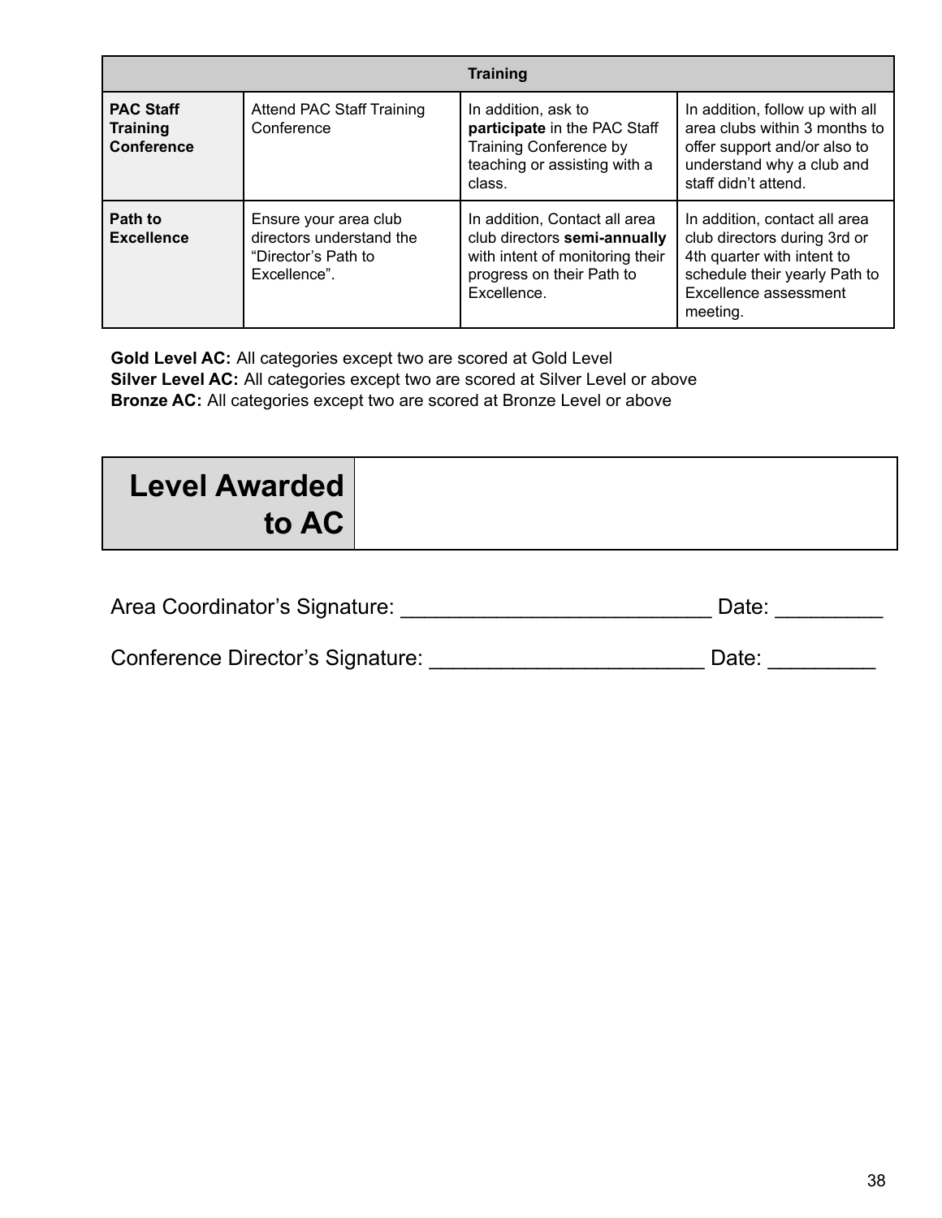| Training | | | |
|---|---|---|---|
| **PAC Staff Training Conference** | Attend PAC Staff Training Conference | In addition, ask to **participate** in the PAC Staff Training Conference by teaching or assisting with a class. | In addition, follow up with all area clubs within 3 months to offer support and/or also to understand why a club and staff didn't attend. |
| **Path to Excellence** | Ensure your area club directors understand the "Director's Path to Excellence". | In addition, Contact all area club directors **semi-annually** with intent of monitoring their progress on their Path to Excellence. | In addition, contact all area club directors during 3rd or 4th quarter with intent to schedule their yearly Path to Excellence assessment meeting. |

**Gold Level AC:** All categories except two are scored at Gold Level
**Silver Level AC:** All categories except two are scored at Silver Level or above
**Bronze AC:** All categories except two are scored at Bronze Level or above

| **Level Awarded to AC** | |
|---|---|

Area Coordinator's Signature: ___________________________ Date: _________

Conference Director's Signature: ________________________ Date: _________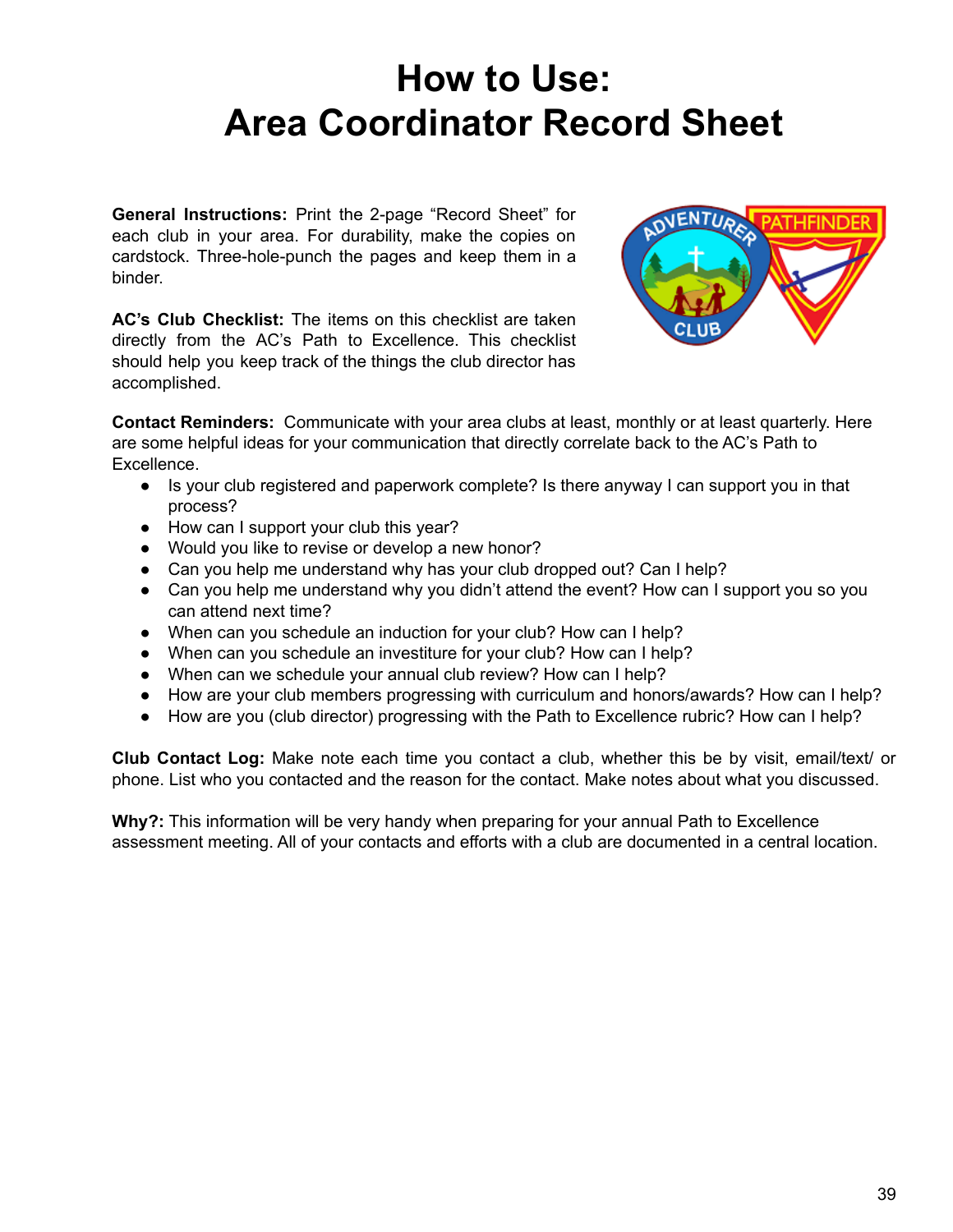# How to Use: Area Coordinator Record Sheet

**General Instructions:** Print the 2-page "Record Sheet" for each club in your area. For durability, make the copies on cardstock. Three-hole-punch the pages and keep them in a binder.

**AC's Club Checklist:** The items on this checklist are taken directly from the AC's Path to Excellence. This checklist should help you keep track of the things the club director has accomplished.

**Contact Reminders:** Communicate with your area clubs at least, monthly or at least quarterly. Here are some helpful ideas for your communication that directly correlate back to the AC's Path to Excellence.

- Is your club registered and paperwork complete? Is there anyway I can support you in that process?
- How can I support your club this year?
- Would you like to revise or develop a new honor?
- Can you help me understand why has your club dropped out? Can I help?
- Can you help me understand why you didn't attend the event? How can I support you so you can attend next time?
- When can you schedule an induction for your club? How can I help?
- When can you schedule an investiture for your club? How can I help?
- When can we schedule your annual club review? How can I help?
- How are your club members progressing with curriculum and honors/awards? How can I help?
- How are you (club director) progressing with the Path to Excellence rubric? How can I help?

**Club Contact Log:** Make note each time you contact a club, whether this be by visit, email/text/ or phone. List who you contacted and the reason for the contact. Make notes about what you discussed.

**Why?:** This information will be very handy when preparing for your annual Path to Excellence assessment meeting. All of your contacts and efforts with a club are documented in a central location.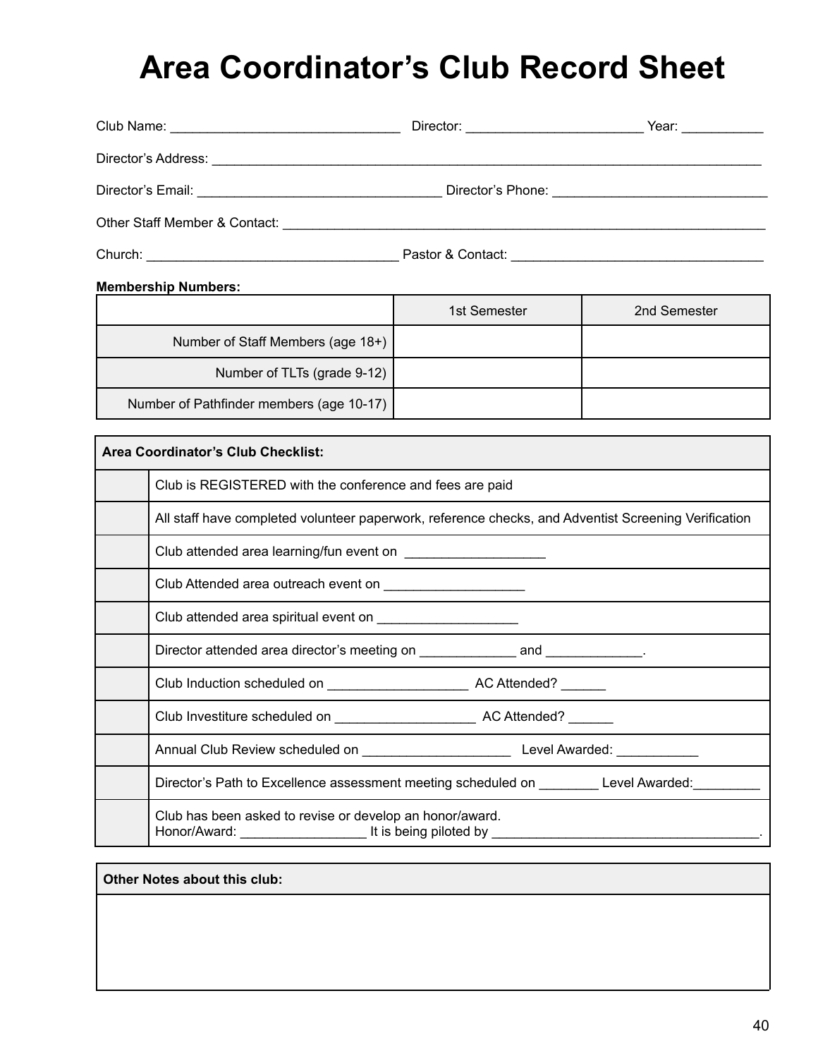# Area Coordinator's Club Record Sheet

Club Name: _______________________________ Director: _______________________ Year: ___________

Director's Address: ___________________________________________________________________________

Director's Email: _________________________________ Director's Phone: _____________________________

Other Staff Member & Contact: ___________________________________________________________________

Church: _________________________________ Pastor & Contact: __________________________________

**Membership Numbers:**

| | 1st Semester | 2nd Semester |
|---|---|---|
| Number of Staff Members (age 18+) | | |
| Number of TLTs (grade 9-12) | | |
| Number of Pathfinder members (age 10-17) | | |

| **Area Coordinator's Club Checklist:** | |
|---|---|
| | Club is REGISTERED with the conference and fees are paid |
| | All staff have completed volunteer paperwork, reference checks, and Adventist Screening Verification |
| | Club attended area learning/fun event on ___________________ |
| | Club Attended area outreach event on ___________________ |
| | Club attended area spiritual event on ___________________ |
| | Director attended area director's meeting on _____________ and _____________. |
| | Club Induction scheduled on ___________________ AC Attended? ______ |
| | Club Investiture scheduled on ___________________ AC Attended? ______ |
| | Annual Club Review scheduled on ____________________ Level Awarded: ___________ |
| | Director's Path to Excellence assessment meeting scheduled on ________ Level Awarded:_________ |
| | Club has been asked to revise or develop an honor/award. Honor/Award: _________________ It is being piloted by ____________________________________. |

| **Other Notes about this club:** |
|---|
| |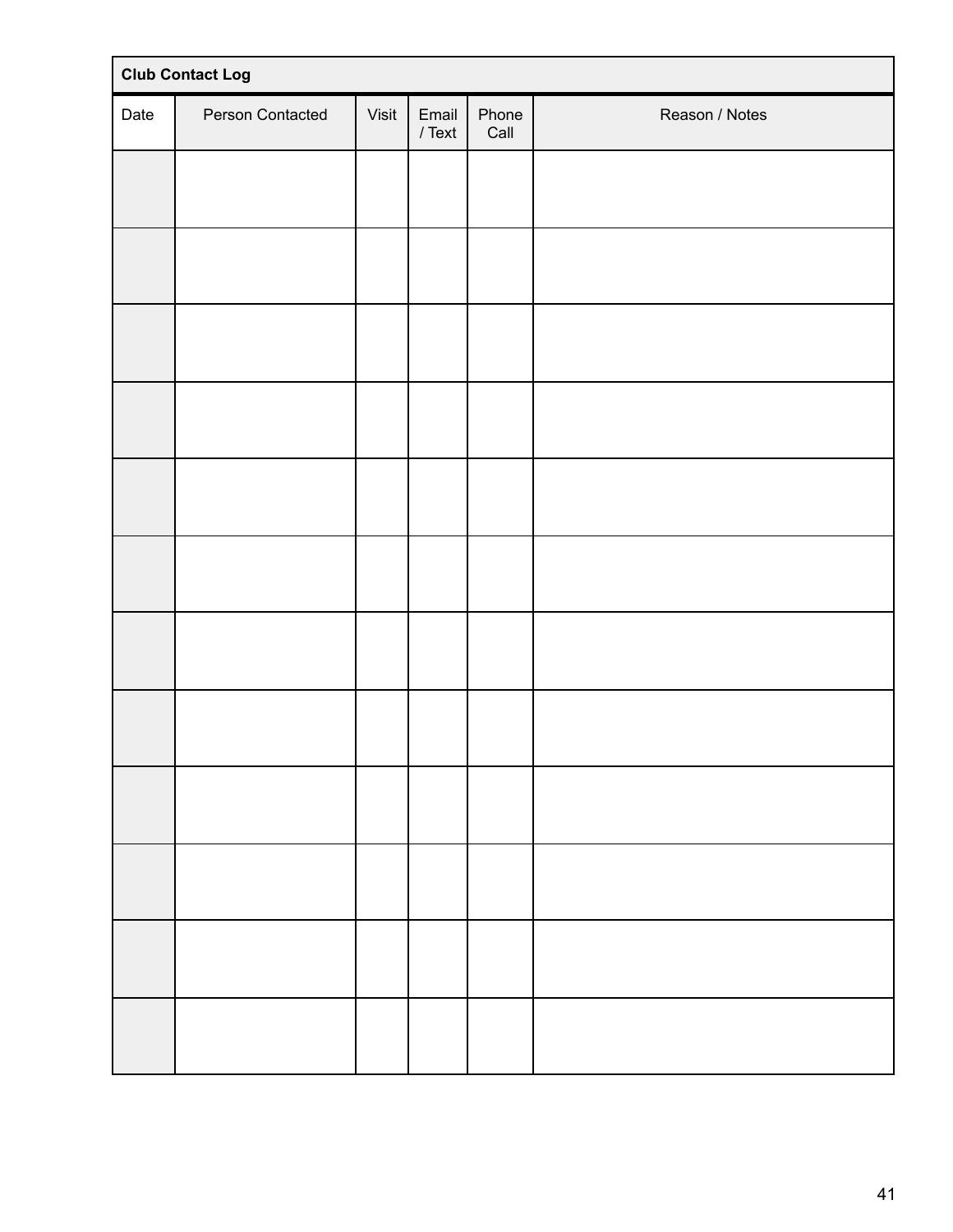**Club Contact Log**

| Date | Person Contacted | Visit | Email / Text | Phone Call | Reason / Notes |
|---|---|---|---|---|---|
| | | | | | |
| | | | | | |
| | | | | | |
| | | | | | |
| | | | | | |
| | | | | | |
| | | | | | |
| | | | | | |
| | | | | | |
| | | | | | |
| | | | | | |
| | | | | | |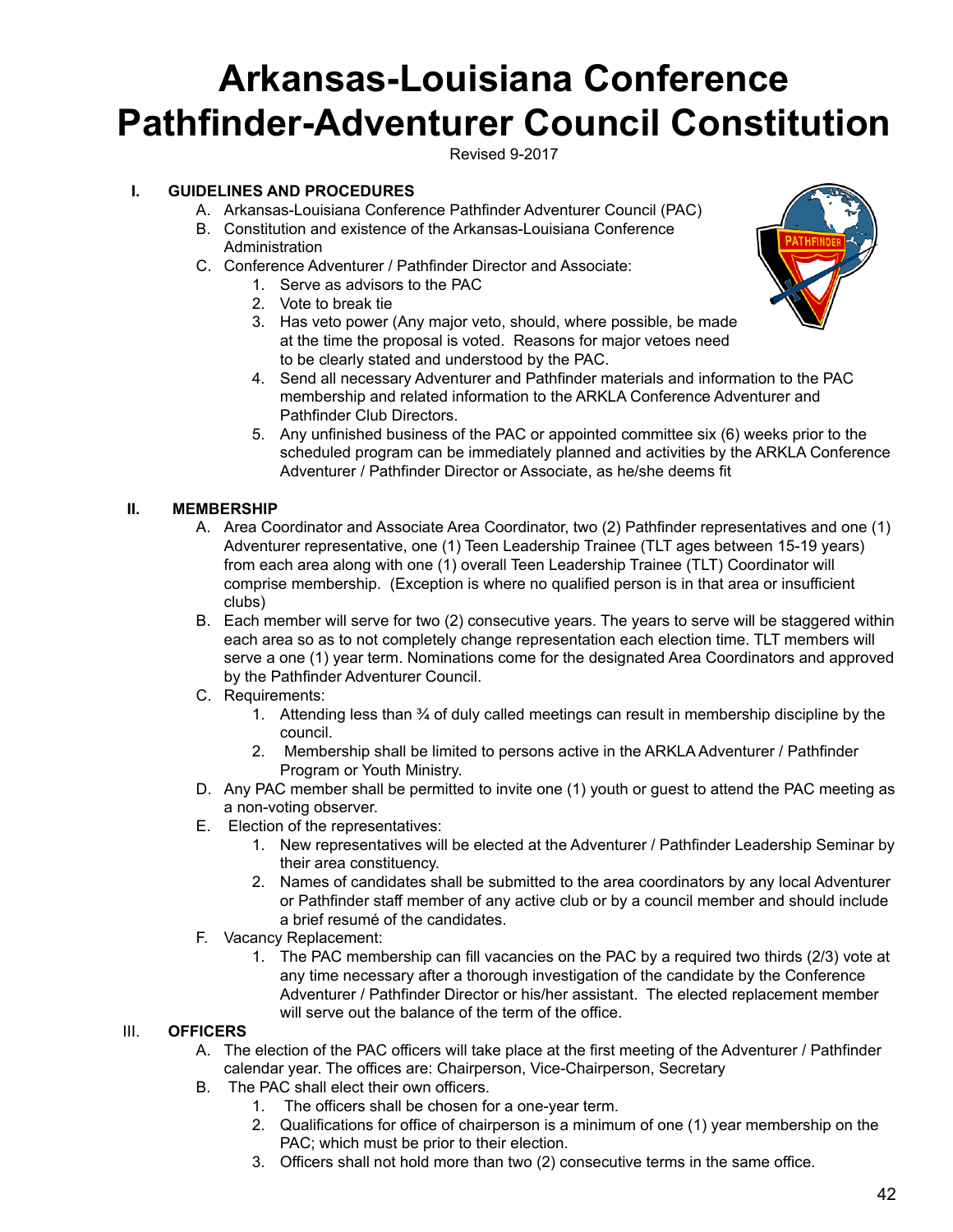# Arkansas-Louisiana Conference Pathfinder-Adventurer Council Constitution

Revised 9-2017

**I. GUIDELINES AND PROCEDURES**

A. Arkansas-Louisiana Conference Pathfinder Adventurer Council (PAC)

B. Constitution and existence of the Arkansas-Louisiana Conference Administration

C. Conference Adventurer / Pathfinder Director and Associate:

1. Serve as advisors to the PAC
2. Vote to break tie
3. Has veto power (Any major veto, should, where possible, be made at the time the proposal is voted. Reasons for major vetoes need to be clearly stated and understood by the PAC.
4. Send all necessary Adventurer and Pathfinder materials and information to the PAC membership and related information to the ARKLA Conference Adventurer and Pathfinder Club Directors.
5. Any unfinished business of the PAC or appointed committee six (6) weeks prior to the scheduled program can be immediately planned and activities by the ARKLA Conference Adventurer / Pathfinder Director or Associate, as he/she deems fit

**II. MEMBERSHIP**

A. Area Coordinator and Associate Area Coordinator, two (2) Pathfinder representatives and one (1) Adventurer representative, one (1) Teen Leadership Trainee (TLT ages between 15-19 years) from each area along with one (1) overall Teen Leadership Trainee (TLT) Coordinator will comprise membership. (Exception is where no qualified person is in that area or insufficient clubs)

B. Each member will serve for two (2) consecutive years. The years to serve will be staggered within each area so as to not completely change representation each election time. TLT members will serve a one (1) year term. Nominations come for the designated Area Coordinators and approved by the Pathfinder Adventurer Council.

C. Requirements:

1. Attending less than ¾ of duly called meetings can result in membership discipline by the council.
2. Membership shall be limited to persons active in the ARKLA Adventurer / Pathfinder Program or Youth Ministry.

D. Any PAC member shall be permitted to invite one (1) youth or guest to attend the PAC meeting as a non-voting observer.

E. Election of the representatives:

1. New representatives will be elected at the Adventurer / Pathfinder Leadership Seminar by their area constituency.
2. Names of candidates shall be submitted to the area coordinators by any local Adventurer or Pathfinder staff member of any active club or by a council member and should include a brief resumé of the candidates.

F. Vacancy Replacement:

1. The PAC membership can fill vacancies on the PAC by a required two thirds (2/3) vote at any time necessary after a thorough investigation of the candidate by the Conference Adventurer / Pathfinder Director or his/her assistant. The elected replacement member will serve out the balance of the term of the office.

**III. OFFICERS**

A. The election of the PAC officers will take place at the first meeting of the Adventurer / Pathfinder calendar year. The offices are: Chairperson, Vice-Chairperson, Secretary

B. The PAC shall elect their own officers.

1. The officers shall be chosen for a one-year term.
2. Qualifications for office of chairperson is a minimum of one (1) year membership on the PAC; which must be prior to their election.
3. Officers shall not hold more than two (2) consecutive terms in the same office.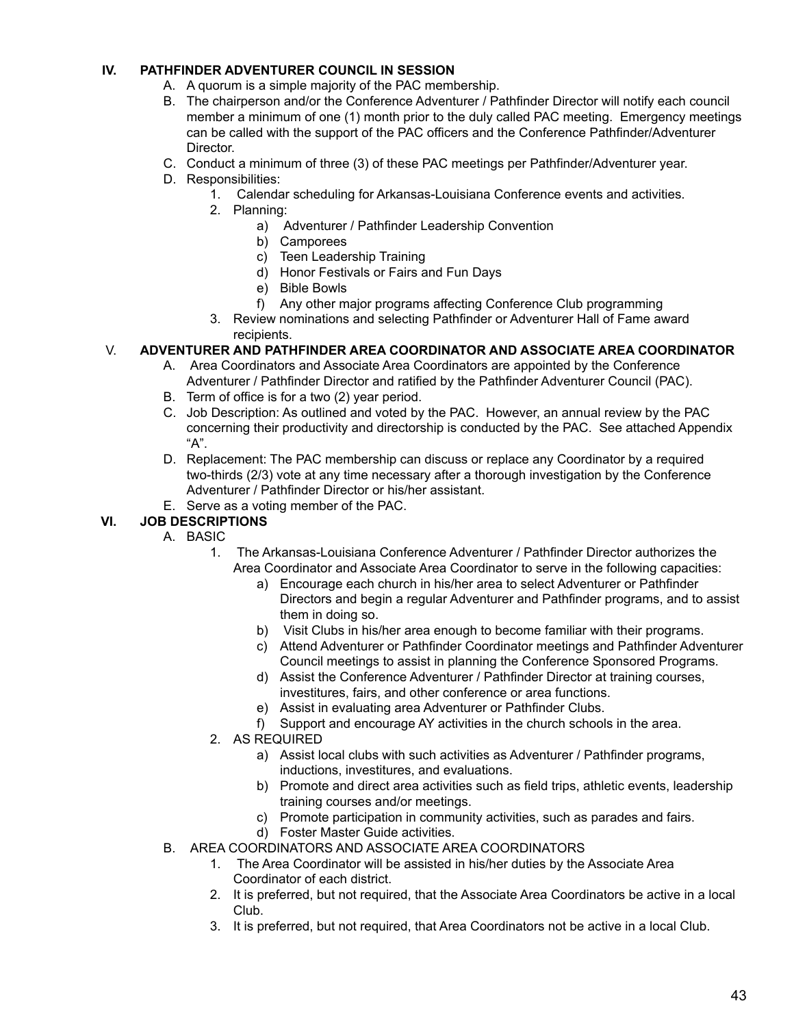## IV. PATHFINDER ADVENTURER COUNCIL IN SESSION

A. A quorum is a simple majority of the PAC membership.

B. The chairperson and/or the Conference Adventurer / Pathfinder Director will notify each council member a minimum of one (1) month prior to the duly called PAC meeting. Emergency meetings can be called with the support of the PAC officers and the Conference Pathfinder/Adventurer Director.

C. Conduct a minimum of three (3) of these PAC meetings per Pathfinder/Adventurer year.

D. Responsibilities:

1. Calendar scheduling for Arkansas-Louisiana Conference events and activities.
2. Planning:
    a) Adventurer / Pathfinder Leadership Convention
    b) Camporees
    c) Teen Leadership Training
    d) Honor Festivals or Fairs and Fun Days
    e) Bible Bowls
    f) Any other major programs affecting Conference Club programming
3. Review nominations and selecting Pathfinder or Adventurer Hall of Fame award recipients.

## V. ADVENTURER AND PATHFINDER AREA COORDINATOR AND ASSOCIATE AREA COORDINATOR

A. Area Coordinators and Associate Area Coordinators are appointed by the Conference Adventurer / Pathfinder Director and ratified by the Pathfinder Adventurer Council (PAC).

B. Term of office is for a two (2) year period.

C. Job Description: As outlined and voted by the PAC. However, an annual review by the PAC concerning their productivity and directorship is conducted by the PAC. See attached Appendix "A".

D. Replacement: The PAC membership can discuss or replace any Coordinator by a required two-thirds (2/3) vote at any time necessary after a thorough investigation by the Conference Adventurer / Pathfinder Director or his/her assistant.

E. Serve as a voting member of the PAC.

## VI. JOB DESCRIPTIONS

A. BASIC

1. The Arkansas-Louisiana Conference Adventurer / Pathfinder Director authorizes the Area Coordinator and Associate Area Coordinator to serve in the following capacities:
    a) Encourage each church in his/her area to select Adventurer or Pathfinder Directors and begin a regular Adventurer and Pathfinder programs, and to assist them in doing so.
    b) Visit Clubs in his/her area enough to become familiar with their programs.
    c) Attend Adventurer or Pathfinder Coordinator meetings and Pathfinder Adventurer Council meetings to assist in planning the Conference Sponsored Programs.
    d) Assist the Conference Adventurer / Pathfinder Director at training courses, investitures, fairs, and other conference or area functions.
    e) Assist in evaluating area Adventurer or Pathfinder Clubs.
    f) Support and encourage AY activities in the church schools in the area.
2. AS REQUIRED
    a) Assist local clubs with such activities as Adventurer / Pathfinder programs, inductions, investitures, and evaluations.
    b) Promote and direct area activities such as field trips, athletic events, leadership training courses and/or meetings.
    c) Promote participation in community activities, such as parades and fairs.
    d) Foster Master Guide activities.

B. AREA COORDINATORS AND ASSOCIATE AREA COORDINATORS

1. The Area Coordinator will be assisted in his/her duties by the Associate Area Coordinator of each district.
2. It is preferred, but not required, that the Associate Area Coordinators be active in a local Club.
3. It is preferred, but not required, that Area Coordinators not be active in a local Club.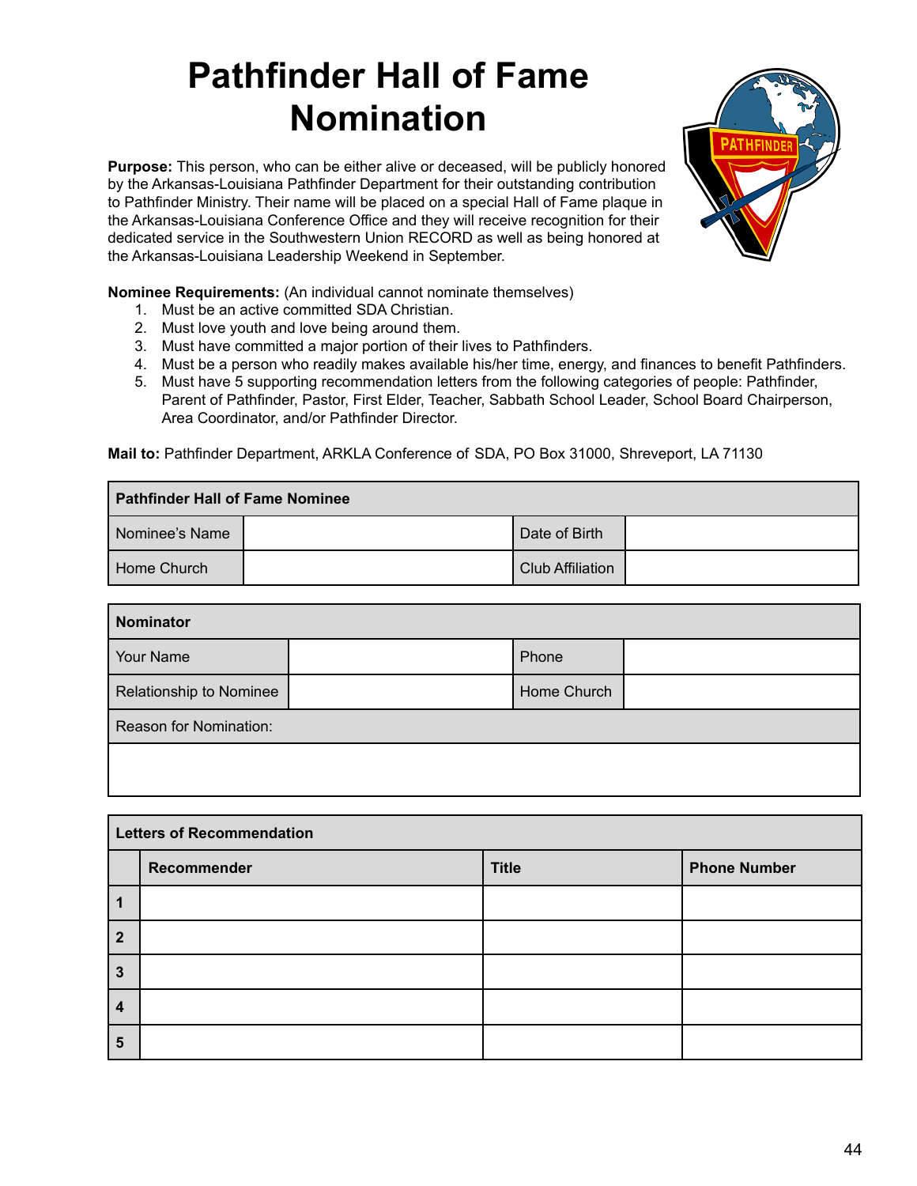# Pathfinder Hall of Fame Nomination

**Purpose:** This person, who can be either alive or deceased, will be publicly honored by the Arkansas-Louisiana Pathfinder Department for their outstanding contribution to Pathfinder Ministry. Their name will be placed on a special Hall of Fame plaque in the Arkansas-Louisiana Conference Office and they will receive recognition for their dedicated service in the Southwestern Union RECORD as well as being honored at the Arkansas-Louisiana Leadership Weekend in September.

**Nominee Requirements:** (An individual cannot nominate themselves)

1. Must be an active committed SDA Christian.
2. Must love youth and love being around them.
3. Must have committed a major portion of their lives to Pathfinders.
4. Must be a person who readily makes available his/her time, energy, and finances to benefit Pathfinders.
5. Must have 5 supporting recommendation letters from the following categories of people: Pathfinder, Parent of Pathfinder, Pastor, First Elder, Teacher, Sabbath School Leader, School Board Chairperson, Area Coordinator, and/or Pathfinder Director.

**Mail to:** Pathfinder Department, ARKLA Conference of SDA, PO Box 31000, Shreveport, LA 71130

| **Pathfinder Hall of Fame Nominee** | | | |
|---|---|---|---|
| Nominee's Name | | Date of Birth | |
| Home Church | | Club Affiliation | |

| **Nominator** | | | |
|---|---|---|---|
| Your Name | | Phone | |
| Relationship to Nominee | | Home Church | |
| Reason for Nomination: | | | |
| | | | |

| **Letters of Recommendation** | | | |
|---|---|---|---|
| | **Recommender** | **Title** | **Phone Number** |
| **1** | | | |
| **2** | | | |
| **3** | | | |
| **4** | | | |
| **5** | | | |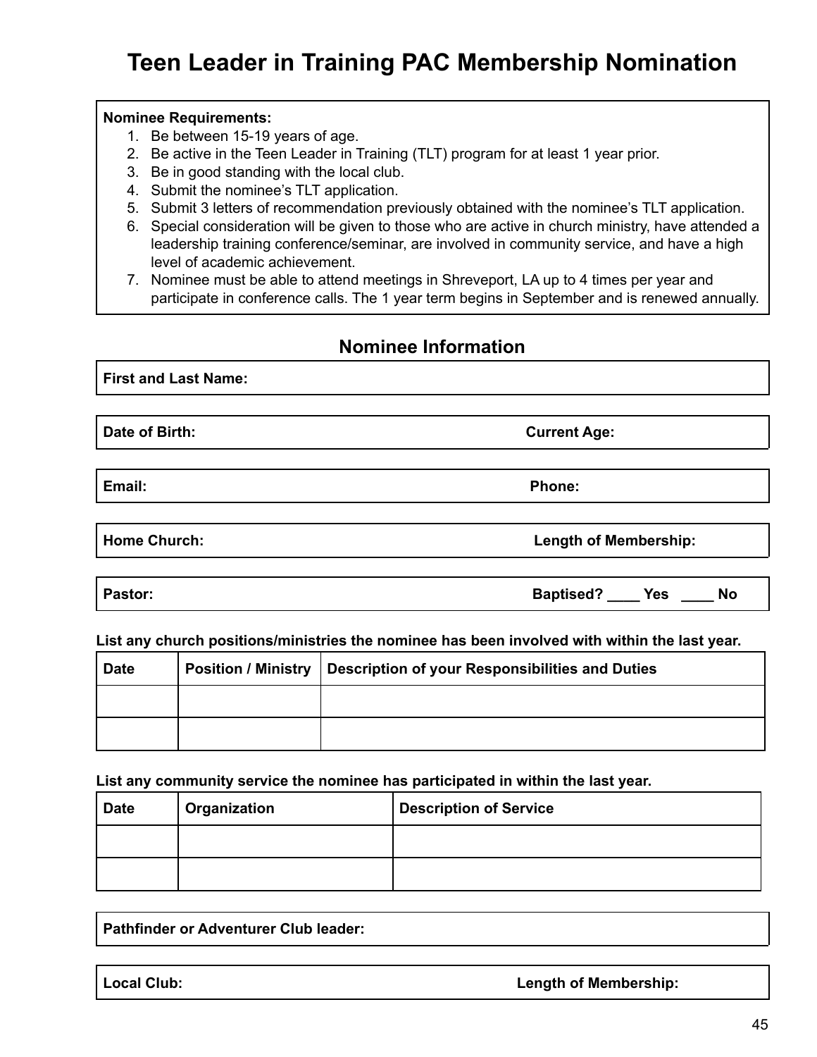# Teen Leader in Training PAC Membership Nomination

**Nominee Requirements:**

1. Be between 15-19 years of age.
2. Be active in the Teen Leader in Training (TLT) program for at least 1 year prior.
3. Be in good standing with the local club.
4. Submit the nominee's TLT application.
5. Submit 3 letters of recommendation previously obtained with the nominee's TLT application.
6. Special consideration will be given to those who are active in church ministry, have attended a leadership training conference/seminar, are involved in community service, and have a high level of academic achievement.
7. Nominee must be able to attend meetings in Shreveport, LA up to 4 times per year and participate in conference calls. The 1 year term begins in September and is renewed annually.

## Nominee Information

**First and Last Name:**

**Date of Birth:** **Current Age:**

**Email:** **Phone:**

**Home Church:** **Length of Membership:**

**Pastor:** **Baptised? ____ Yes ____ No**

**List any church positions/ministries the nominee has been involved with within the last year.**

| Date | Position / Ministry | Description of your Responsibilities and Duties |
|---|---|---|
| | | |
| | | |

**List any community service the nominee has participated in within the last year.**

| Date | Organization | Description of Service |
|---|---|---|
| | | |
| | | |

**Pathfinder or Adventurer Club leader:**

**Local Club:** **Length of Membership:**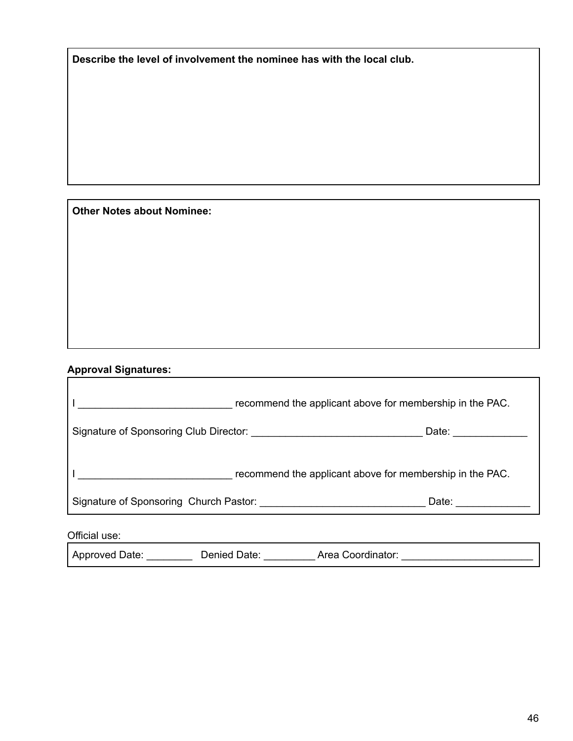**Describe the level of involvement the nominee has with the local club.**

**Other Notes about Nominee:**

**Approval Signatures:**

I ___________________________ recommend the applicant above for membership in the PAC.

Signature of Sponsoring Club Director: ______________________________ Date: _____________

I ___________________________ recommend the applicant above for membership in the PAC.

Signature of Sponsoring Church Pastor: _____________________________ Date: _____________

Official use:

Approved Date: ________ Denied Date: _________ Area Coordinator: _______________________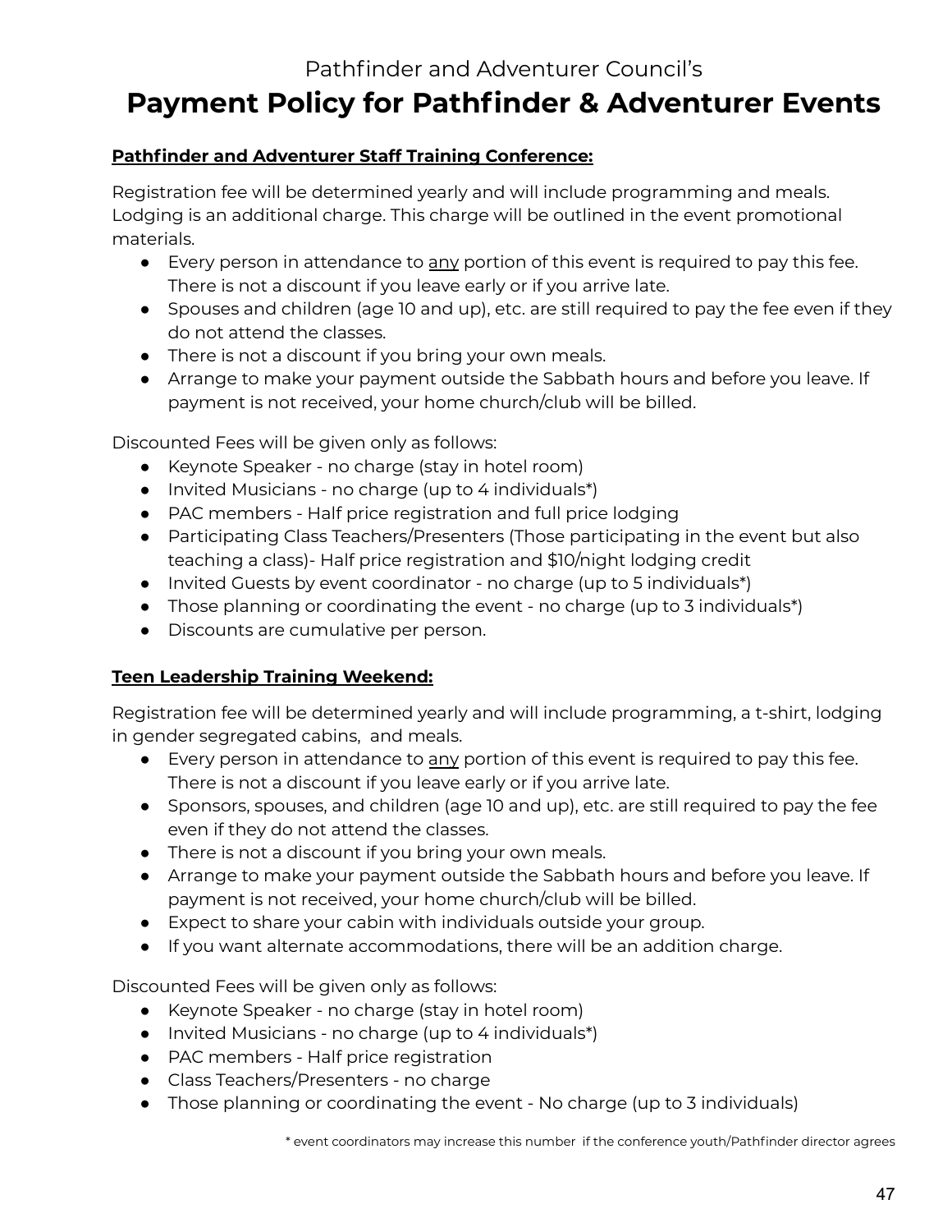Pathfinder and Adventurer Council's

# Payment Policy for Pathfinder & Adventurer Events

**<u>Pathfinder and Adventurer Staff Training Conference:</u>**

Registration fee will be determined yearly and will include programming and meals. Lodging is an additional charge. This charge will be outlined in the event promotional materials.

- Every person in attendance to <u>any</u> portion of this event is required to pay this fee. There is not a discount if you leave early or if you arrive late.
- Spouses and children (age 10 and up), etc. are still required to pay the fee even if they do not attend the classes.
- There is not a discount if you bring your own meals.
- Arrange to make your payment outside the Sabbath hours and before you leave. If payment is not received, your home church/club will be billed.

Discounted Fees will be given only as follows:

- Keynote Speaker - no charge (stay in hotel room)
- Invited Musicians - no charge (up to 4 individuals*)
- PAC members - Half price registration and full price lodging
- Participating Class Teachers/Presenters (Those participating in the event but also teaching a class)- Half price registration and $10/night lodging credit
- Invited Guests by event coordinator - no charge (up to 5 individuals*)
- Those planning or coordinating the event - no charge (up to 3 individuals*)
- Discounts are cumulative per person.

**<u>Teen Leadership Training Weekend:</u>**

Registration fee will be determined yearly and will include programming, a t-shirt, lodging in gender segregated cabins, and meals.

- Every person in attendance to <u>any</u> portion of this event is required to pay this fee. There is not a discount if you leave early or if you arrive late.
- Sponsors, spouses, and children (age 10 and up), etc. are still required to pay the fee even if they do not attend the classes.
- There is not a discount if you bring your own meals.
- Arrange to make your payment outside the Sabbath hours and before you leave. If payment is not received, your home church/club will be billed.
- Expect to share your cabin with individuals outside your group.
- If you want alternate accommodations, there will be an addition charge.

Discounted Fees will be given only as follows:

- Keynote Speaker - no charge (stay in hotel room)
- Invited Musicians - no charge (up to 4 individuals*)
- PAC members - Half price registration
- Class Teachers/Presenters - no charge
- Those planning or coordinating the event - No charge (up to 3 individuals)

\* event coordinators may increase this number if the conference youth/Pathfinder director agrees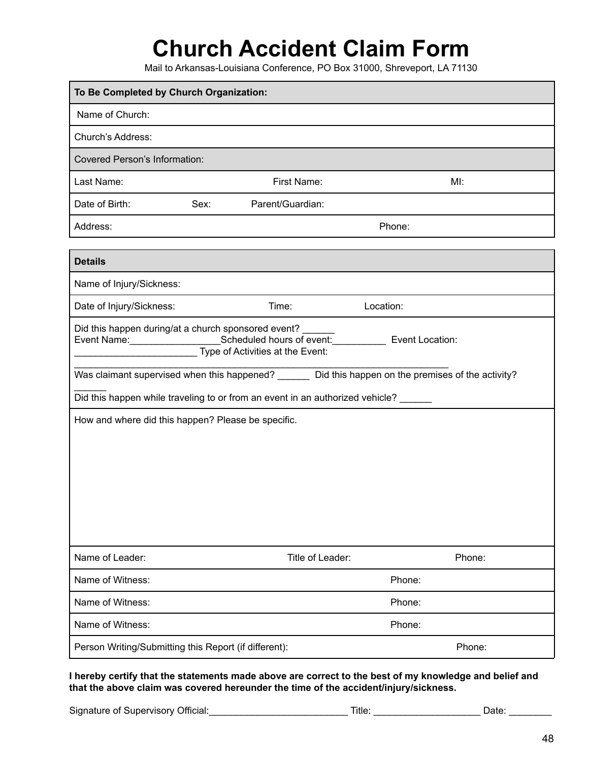# Church Accident Claim Form

Mail to Arkansas-Louisiana Conference, PO Box 31000, Shreveport, LA 71130

| **To Be Completed by Church Organization:** | | |
|---|---|---|
| Name of Church: | | |
| Church's Address: | | |
| Covered Person's Information: | | |
| Last Name: | First Name: | MI: |
| Date of Birth: | Sex: | Parent/Guardian: |
| Address: | | Phone: |

| **Details** | | |
|---|---|---|
| Name of Injury/Sickness: | | |
| Date of Injury/Sickness: | Time: | Location: |

Did this happen during/at a church sponsored event? ______
Event Name:_________________Scheduled hours of event:__________ Event Location: _______________________ Type of Activities at the Event: ________________________________________________________________________

Was claimant supervised when this happened? ______ Did this happen on the premises of the activity? ______

Did this happen while traveling to or from an event in an authorized vehicle? ______

How and where did this happen? Please be specific.

| Name of Leader: | Title of Leader: | Phone: |
|---|---|---|
| Name of Witness: | | Phone: |
| Name of Witness: | | Phone: |
| Name of Witness: | | Phone: |
| Person Writing/Submitting this Report (if different): | | Phone: |

**I hereby certify that the statements made above are correct to the best of my knowledge and belief and that the above claim was covered hereunder the time of the accident/injury/sickness.**

Signature of Supervisory Official:___________________________ Title: ____________________ Date: ________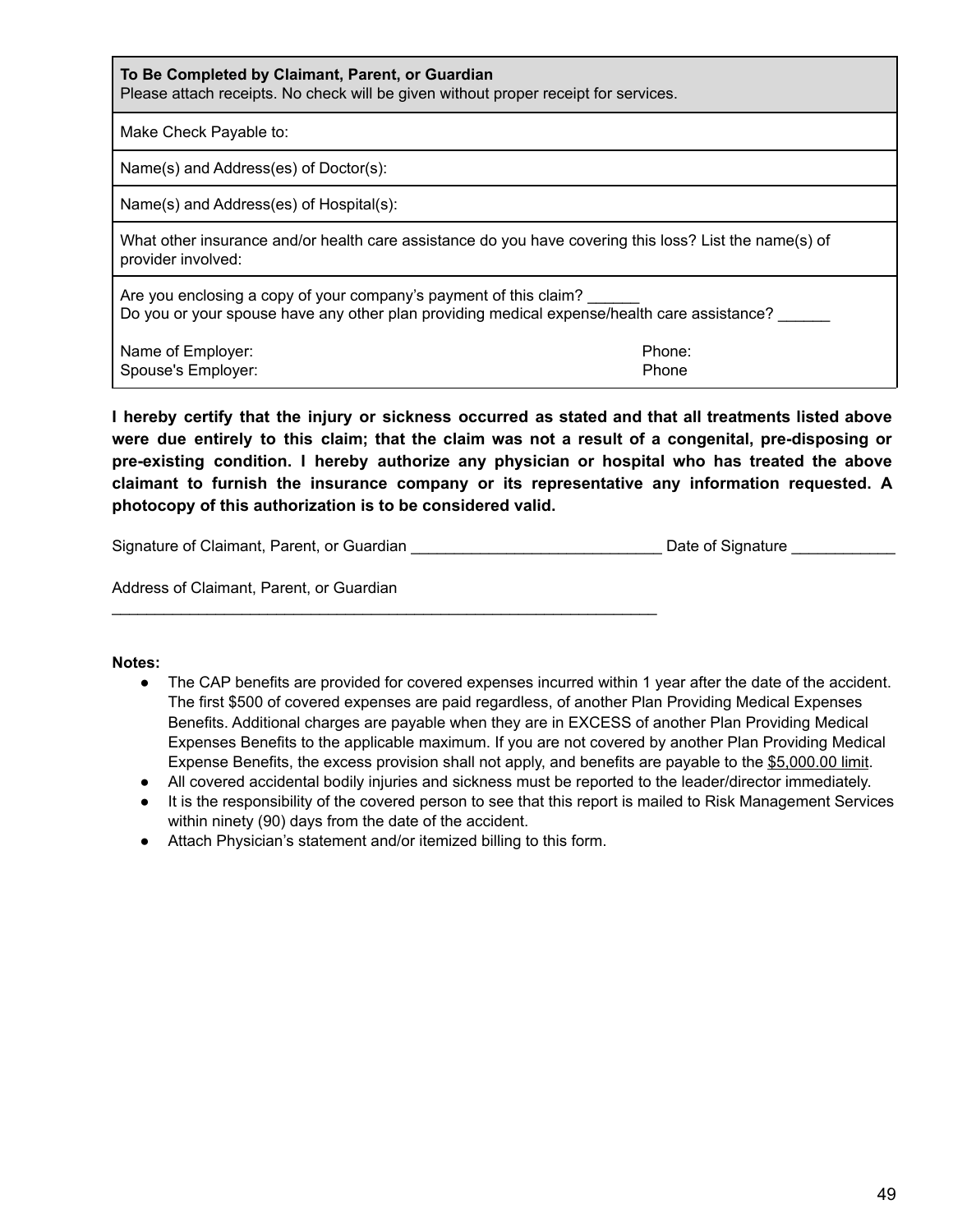| **To Be Completed by Claimant, Parent, or Guardian** Please attach receipts. No check will be given without proper receipt for services. |
|---|
| Make Check Payable to: |
| Name(s) and Address(es) of Doctor(s): |
| Name(s) and Address(es) of Hospital(s): |
| What other insurance and/or health care assistance do you have covering this loss? List the name(s) of provider involved: |
| Are you enclosing a copy of your company's payment of this claim? ______ Do you or your spouse have any other plan providing medical expense/health care assistance? ______ Name of Employer: Phone: Spouse's Employer: Phone |

**I hereby certify that the injury or sickness occurred as stated and that all treatments listed above were due entirely to this claim; that the claim was not a result of a congenital, pre-disposing or pre-existing condition. I hereby authorize any physician or hospital who has treated the above claimant to furnish the insurance company or its representative any information requested. A photocopy of this authorization is to be considered valid.**

Signature of Claimant, Parent, or Guardian ______________________________ Date of Signature ____________

Address of Claimant, Parent, or Guardian
_________________________________________________________________

**Notes:**

- The CAP benefits are provided for covered expenses incurred within 1 year after the date of the accident. The first $500 of covered expenses are paid regardless, of another Plan Providing Medical Expenses Benefits. Additional charges are payable when they are in EXCESS of another Plan Providing Medical Expenses Benefits to the applicable maximum. If you are not covered by another Plan Providing Medical Expense Benefits, the excess provision shall not apply, and benefits are payable to the $5,000.00 limit.
- All covered accidental bodily injuries and sickness must be reported to the leader/director immediately.
- It is the responsibility of the covered person to see that this report is mailed to Risk Management Services within ninety (90) days from the date of the accident.
- Attach Physician's statement and/or itemized billing to this form.